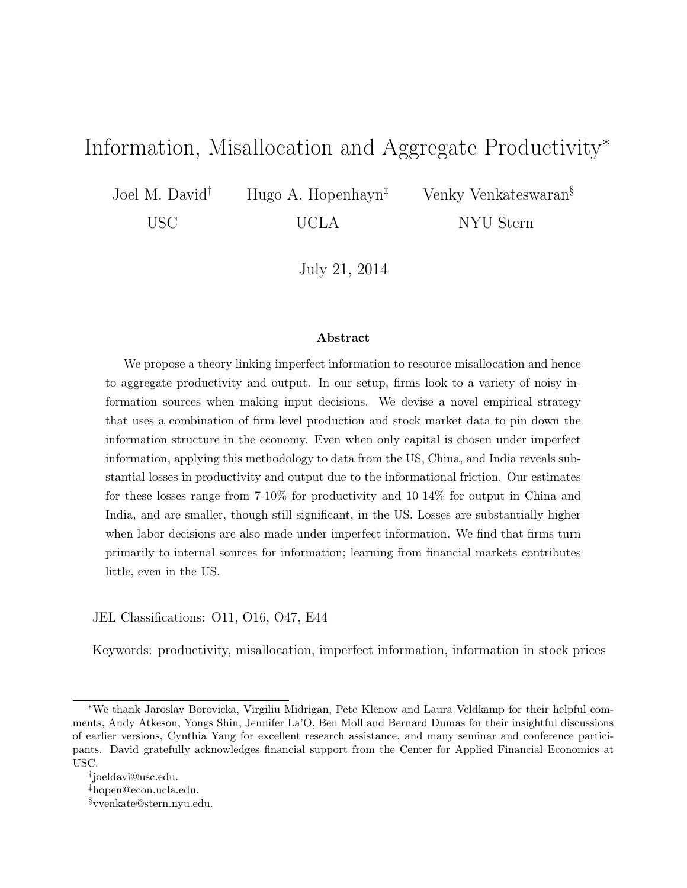# Information, Misallocation and Aggregate Productivity*

Joel M. David[†] Hugo A. Hopenhayn[‡] Venky Venkateswaran[§]

USC UCLA NYU Stern

July 21, 2014

**Abstract**

We propose a theory linking imperfect information to resource misallocation and hence to aggregate productivity and output. In our setup, firms look to a variety of noisy information sources when making input decisions. We devise a novel empirical strategy that uses a combination of firm-level production and stock market data to pin down the information structure in the economy. Even when only capital is chosen under imperfect information, applying this methodology to data from the US, China, and India reveals substantial losses in productivity and output due to the informational friction. Our estimates for these losses range from 7-10% for productivity and 10-14% for output in China and India, and are smaller, though still significant, in the US. Losses are substantially higher when labor decisions are also made under imperfect information. We find that firms turn primarily to internal sources for information; learning from financial markets contributes little, even in the US.

JEL Classifications: O11, O16, O47, E44

Keywords: productivity, misallocation, imperfect information, information in stock prices

---

*We thank Jaroslav Borovicka, Virgiliu Midrigan, Pete Klenow and Laura Veldkamp for their helpful comments, Andy Atkeson, Yongs Shin, Jennifer La'O, Ben Moll and Bernard Dumas for their insightful discussions of earlier versions, Cynthia Yang for excellent research assistance, and many seminar and conference participants. David gratefully acknowledges financial support from the Center for Applied Financial Economics at USC.

[†]joeldavi@usc.edu.

[‡]hopen@econ.ucla.edu.

[§]vvenkate@stern.nyu.edu.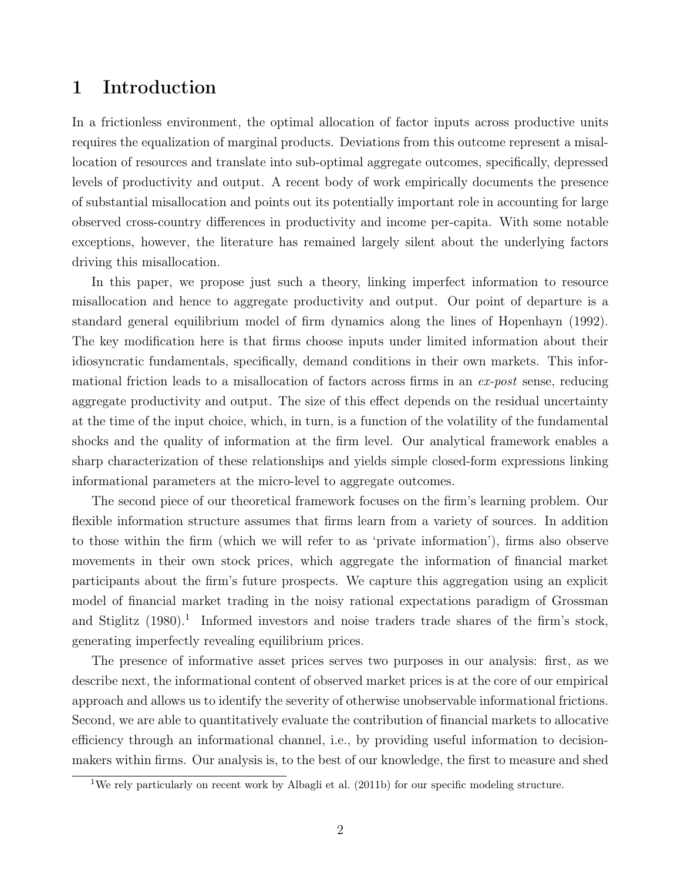# 1 Introduction

In a frictionless environment, the optimal allocation of factor inputs across productive units requires the equalization of marginal products. Deviations from this outcome represent a misallocation of resources and translate into sub-optimal aggregate outcomes, specifically, depressed levels of productivity and output. A recent body of work empirically documents the presence of substantial misallocation and points out its potentially important role in accounting for large observed cross-country differences in productivity and income per-capita. With some notable exceptions, however, the literature has remained largely silent about the underlying factors driving this misallocation.

In this paper, we propose just such a theory, linking imperfect information to resource misallocation and hence to aggregate productivity and output. Our point of departure is a standard general equilibrium model of firm dynamics along the lines of Hopenhayn (1992). The key modification here is that firms choose inputs under limited information about their idiosyncratic fundamentals, specifically, demand conditions in their own markets. This informational friction leads to a misallocation of factors across firms in an *ex-post* sense, reducing aggregate productivity and output. The size of this effect depends on the residual uncertainty at the time of the input choice, which, in turn, is a function of the volatility of the fundamental shocks and the quality of information at the firm level. Our analytical framework enables a sharp characterization of these relationships and yields simple closed-form expressions linking informational parameters at the micro-level to aggregate outcomes.

The second piece of our theoretical framework focuses on the firm's learning problem. Our flexible information structure assumes that firms learn from a variety of sources. In addition to those within the firm (which we will refer to as 'private information'), firms also observe movements in their own stock prices, which aggregate the information of financial market participants about the firm's future prospects. We capture this aggregation using an explicit model of financial market trading in the noisy rational expectations paradigm of Grossman and Stiglitz (1980).[1] Informed investors and noise traders trade shares of the firm's stock, generating imperfectly revealing equilibrium prices.

The presence of informative asset prices serves two purposes in our analysis: first, as we describe next, the informational content of observed market prices is at the core of our empirical approach and allows us to identify the severity of otherwise unobservable informational frictions. Second, we are able to quantitatively evaluate the contribution of financial markets to allocative efficiency through an informational channel, i.e., by providing useful information to decision-makers within firms. Our analysis is, to the best of our knowledge, the first to measure and shed

[1] We rely particularly on recent work by Albagli et al. (2011b) for our specific modeling structure.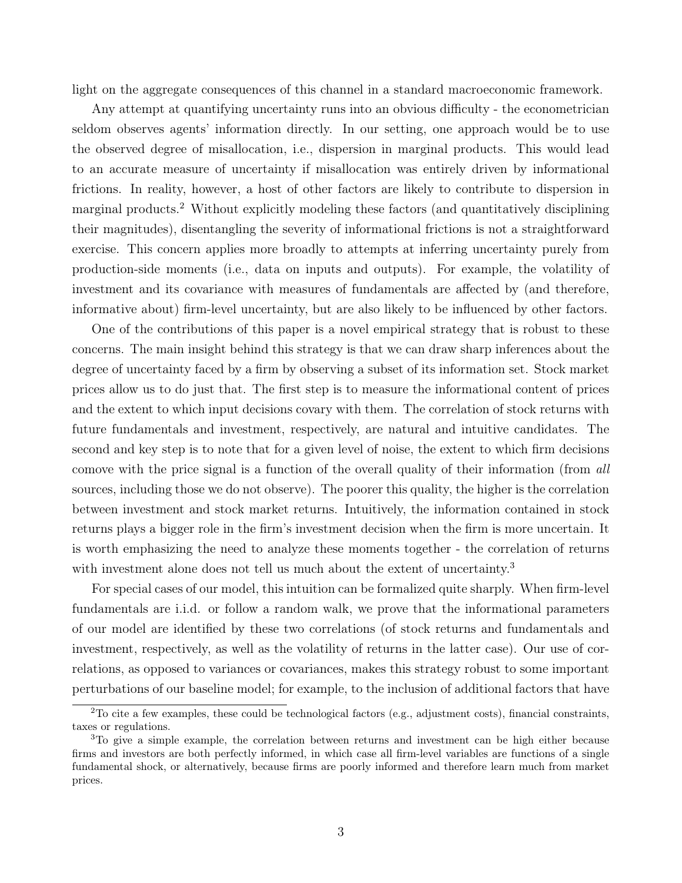light on the aggregate consequences of this channel in a standard macroeconomic framework.

Any attempt at quantifying uncertainty runs into an obvious difficulty - the econometrician seldom observes agents' information directly. In our setting, one approach would be to use the observed degree of misallocation, i.e., dispersion in marginal products. This would lead to an accurate measure of uncertainty if misallocation was entirely driven by informational frictions. In reality, however, a host of other factors are likely to contribute to dispersion in marginal products.[2] Without explicitly modeling these factors (and quantitatively disciplining their magnitudes), disentangling the severity of informational frictions is not a straightforward exercise. This concern applies more broadly to attempts at inferring uncertainty purely from production-side moments (i.e., data on inputs and outputs). For example, the volatility of investment and its covariance with measures of fundamentals are affected by (and therefore, informative about) firm-level uncertainty, but are also likely to be influenced by other factors.

One of the contributions of this paper is a novel empirical strategy that is robust to these concerns. The main insight behind this strategy is that we can draw sharp inferences about the degree of uncertainty faced by a firm by observing a subset of its information set. Stock market prices allow us to do just that. The first step is to measure the informational content of prices and the extent to which input decisions covary with them. The correlation of stock returns with future fundamentals and investment, respectively, are natural and intuitive candidates. The second and key step is to note that for a given level of noise, the extent to which firm decisions comove with the price signal is a function of the overall quality of their information (from *all* sources, including those we do not observe). The poorer this quality, the higher is the correlation between investment and stock market returns. Intuitively, the information contained in stock returns plays a bigger role in the firm's investment decision when the firm is more uncertain. It is worth emphasizing the need to analyze these moments together - the correlation of returns with investment alone does not tell us much about the extent of uncertainty.[3]

For special cases of our model, this intuition can be formalized quite sharply. When firm-level fundamentals are i.i.d. or follow a random walk, we prove that the informational parameters of our model are identified by these two correlations (of stock returns and fundamentals and investment, respectively, as well as the volatility of returns in the latter case). Our use of correlations, as opposed to variances or covariances, makes this strategy robust to some important perturbations of our baseline model; for example, to the inclusion of additional factors that have

[2] To cite a few examples, these could be technological factors (e.g., adjustment costs), financial constraints, taxes or regulations.

[3] To give a simple example, the correlation between returns and investment can be high either because firms and investors are both perfectly informed, in which case all firm-level variables are functions of a single fundamental shock, or alternatively, because firms are poorly informed and therefore learn much from market prices.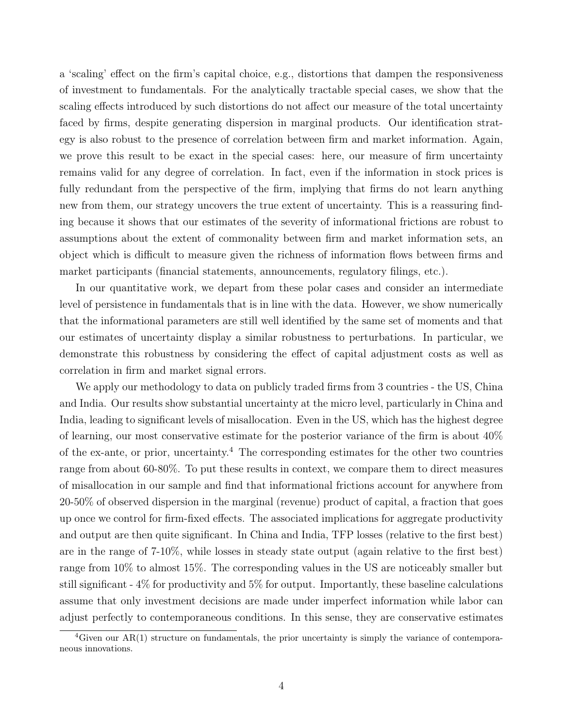a 'scaling' effect on the firm's capital choice, e.g., distortions that dampen the responsiveness of investment to fundamentals. For the analytically tractable special cases, we show that the scaling effects introduced by such distortions do not affect our measure of the total uncertainty faced by firms, despite generating dispersion in marginal products. Our identification strategy is also robust to the presence of correlation between firm and market information. Again, we prove this result to be exact in the special cases: here, our measure of firm uncertainty remains valid for any degree of correlation. In fact, even if the information in stock prices is fully redundant from the perspective of the firm, implying that firms do not learn anything new from them, our strategy uncovers the true extent of uncertainty. This is a reassuring finding because it shows that our estimates of the severity of informational frictions are robust to assumptions about the extent of commonality between firm and market information sets, an object which is difficult to measure given the richness of information flows between firms and market participants (financial statements, announcements, regulatory filings, etc.).

In our quantitative work, we depart from these polar cases and consider an intermediate level of persistence in fundamentals that is in line with the data. However, we show numerically that the informational parameters are still well identified by the same set of moments and that our estimates of uncertainty display a similar robustness to perturbations. In particular, we demonstrate this robustness by considering the effect of capital adjustment costs as well as correlation in firm and market signal errors.

We apply our methodology to data on publicly traded firms from 3 countries - the US, China and India. Our results show substantial uncertainty at the micro level, particularly in China and India, leading to significant levels of misallocation. Even in the US, which has the highest degree of learning, our most conservative estimate for the posterior variance of the firm is about 40% of the ex-ante, or prior, uncertainty.[4] The corresponding estimates for the other two countries range from about 60-80%. To put these results in context, we compare them to direct measures of misallocation in our sample and find that informational frictions account for anywhere from 20-50% of observed dispersion in the marginal (revenue) product of capital, a fraction that goes up once we control for firm-fixed effects. The associated implications for aggregate productivity and output are then quite significant. In China and India, TFP losses (relative to the first best) are in the range of 7-10%, while losses in steady state output (again relative to the first best) range from 10% to almost 15%. The corresponding values in the US are noticeably smaller but still significant - 4% for productivity and 5% for output. Importantly, these baseline calculations assume that only investment decisions are made under imperfect information while labor can adjust perfectly to contemporaneous conditions. In this sense, they are conservative estimates

[4] Given our AR(1) structure on fundamentals, the prior uncertainty is simply the variance of contemporaneous innovations.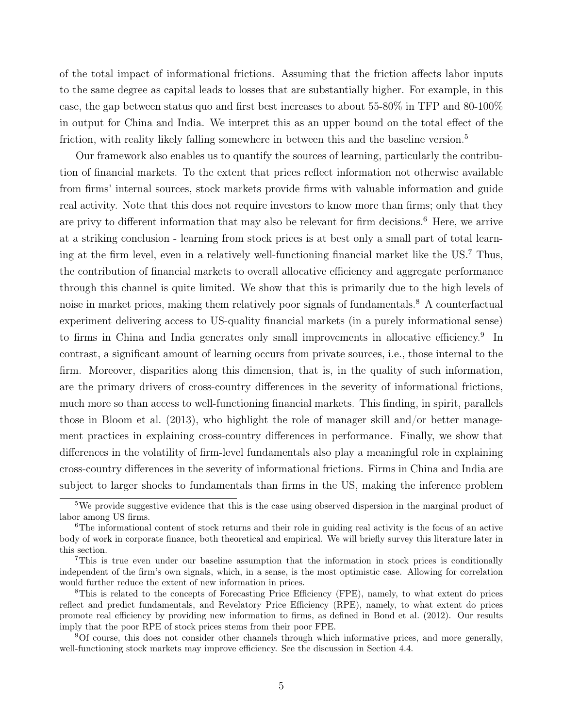of the total impact of informational frictions. Assuming that the friction affects labor inputs to the same degree as capital leads to losses that are substantially higher. For example, in this case, the gap between status quo and first best increases to about 55-80% in TFP and 80-100% in output for China and India. We interpret this as an upper bound on the total effect of the friction, with reality likely falling somewhere in between this and the baseline version.[5]

Our framework also enables us to quantify the sources of learning, particularly the contribution of financial markets. To the extent that prices reflect information not otherwise available from firms' internal sources, stock markets provide firms with valuable information and guide real activity. Note that this does not require investors to know more than firms; only that they are privy to different information that may also be relevant for firm decisions.[6] Here, we arrive at a striking conclusion - learning from stock prices is at best only a small part of total learning at the firm level, even in a relatively well-functioning financial market like the US.[7] Thus, the contribution of financial markets to overall allocative efficiency and aggregate performance through this channel is quite limited. We show that this is primarily due to the high levels of noise in market prices, making them relatively poor signals of fundamentals.[8] A counterfactual experiment delivering access to US-quality financial markets (in a purely informational sense) to firms in China and India generates only small improvements in allocative efficiency.[9] In contrast, a significant amount of learning occurs from private sources, i.e., those internal to the firm. Moreover, disparities along this dimension, that is, in the quality of such information, are the primary drivers of cross-country differences in the severity of informational frictions, much more so than access to well-functioning financial markets. This finding, in spirit, parallels those in Bloom et al. (2013), who highlight the role of manager skill and/or better management practices in explaining cross-country differences in performance. Finally, we show that differences in the volatility of firm-level fundamentals also play a meaningful role in explaining cross-country differences in the severity of informational frictions. Firms in China and India are subject to larger shocks to fundamentals than firms in the US, making the inference problem

[5] We provide suggestive evidence that this is the case using observed dispersion in the marginal product of labor among US firms.

[6] The informational content of stock returns and their role in guiding real activity is the focus of an active body of work in corporate finance, both theoretical and empirical. We will briefly survey this literature later in this section.

[7] This is true even under our baseline assumption that the information in stock prices is conditionally independent of the firm's own signals, which, in a sense, is the most optimistic case. Allowing for correlation would further reduce the extent of new information in prices.

[8] This is related to the concepts of Forecasting Price Efficiency (FPE), namely, to what extent do prices reflect and predict fundamentals, and Revelatory Price Efficiency (RPE), namely, to what extent do prices promote real efficiency by providing new information to firms, as defined in Bond et al. (2012). Our results imply that the poor RPE of stock prices stems from their poor FPE.

[9] Of course, this does not consider other channels through which informative prices, and more generally, well-functioning stock markets may improve efficiency. See the discussion in Section 4.4.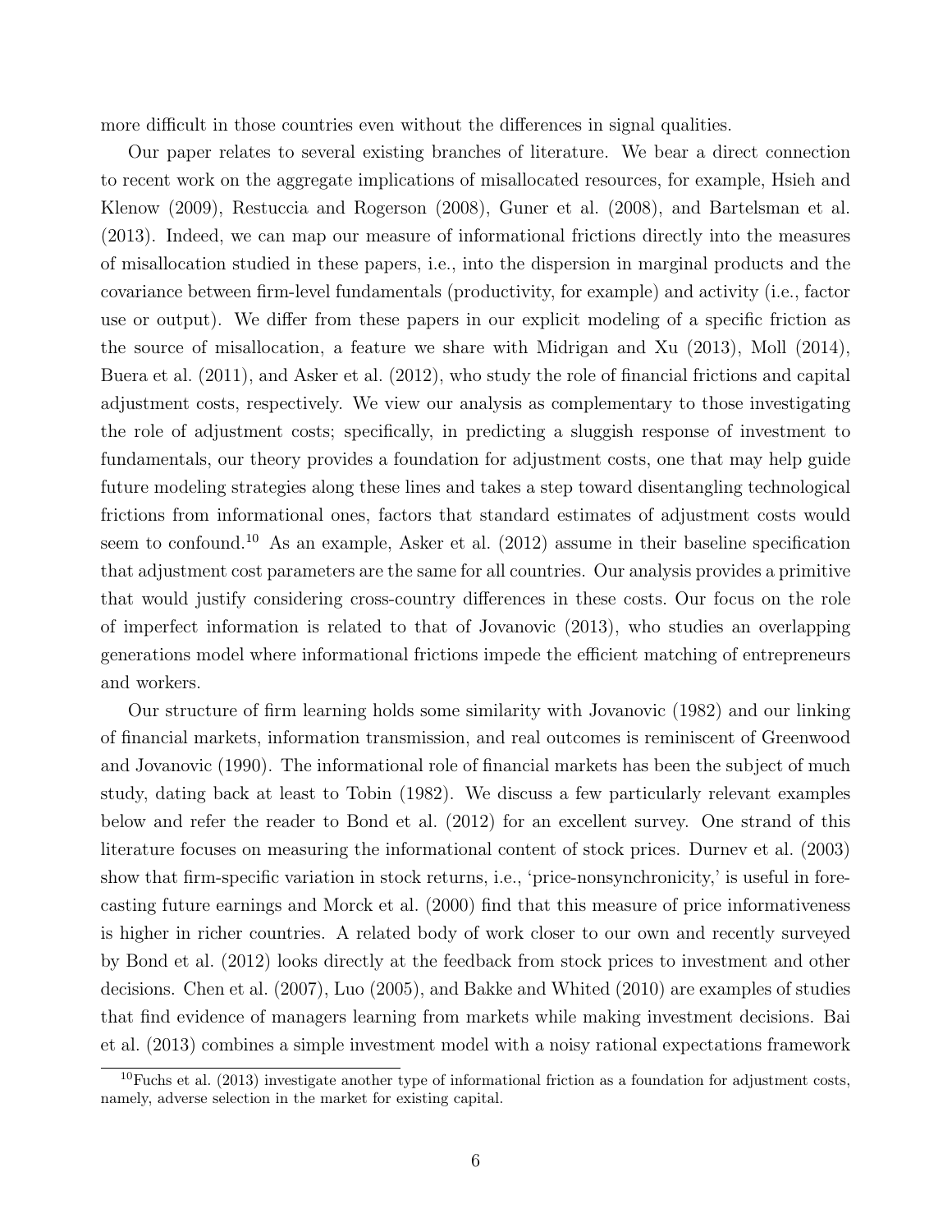more difficult in those countries even without the differences in signal qualities.

Our paper relates to several existing branches of literature. We bear a direct connection to recent work on the aggregate implications of misallocated resources, for example, Hsieh and Klenow (2009), Restuccia and Rogerson (2008), Guner et al. (2008), and Bartelsman et al. (2013). Indeed, we can map our measure of informational frictions directly into the measures of misallocation studied in these papers, i.e., into the dispersion in marginal products and the covariance between firm-level fundamentals (productivity, for example) and activity (i.e., factor use or output). We differ from these papers in our explicit modeling of a specific friction as the source of misallocation, a feature we share with Midrigan and Xu (2013), Moll (2014), Buera et al. (2011), and Asker et al. (2012), who study the role of financial frictions and capital adjustment costs, respectively. We view our analysis as complementary to those investigating the role of adjustment costs; specifically, in predicting a sluggish response of investment to fundamentals, our theory provides a foundation for adjustment costs, one that may help guide future modeling strategies along these lines and takes a step toward disentangling technological frictions from informational ones, factors that standard estimates of adjustment costs would seem to confound.[10] As an example, Asker et al. (2012) assume in their baseline specification that adjustment cost parameters are the same for all countries. Our analysis provides a primitive that would justify considering cross-country differences in these costs. Our focus on the role of imperfect information is related to that of Jovanovic (2013), who studies an overlapping generations model where informational frictions impede the efficient matching of entrepreneurs and workers.

Our structure of firm learning holds some similarity with Jovanovic (1982) and our linking of financial markets, information transmission, and real outcomes is reminiscent of Greenwood and Jovanovic (1990). The informational role of financial markets has been the subject of much study, dating back at least to Tobin (1982). We discuss a few particularly relevant examples below and refer the reader to Bond et al. (2012) for an excellent survey. One strand of this literature focuses on measuring the informational content of stock prices. Durnev et al. (2003) show that firm-specific variation in stock returns, i.e., 'price-nonsynchronicity,' is useful in forecasting future earnings and Morck et al. (2000) find that this measure of price informativeness is higher in richer countries. A related body of work closer to our own and recently surveyed by Bond et al. (2012) looks directly at the feedback from stock prices to investment and other decisions. Chen et al. (2007), Luo (2005), and Bakke and Whited (2010) are examples of studies that find evidence of managers learning from markets while making investment decisions. Bai et al. (2013) combines a simple investment model with a noisy rational expectations framework

[10] Fuchs et al. (2013) investigate another type of informational friction as a foundation for adjustment costs, namely, adverse selection in the market for existing capital.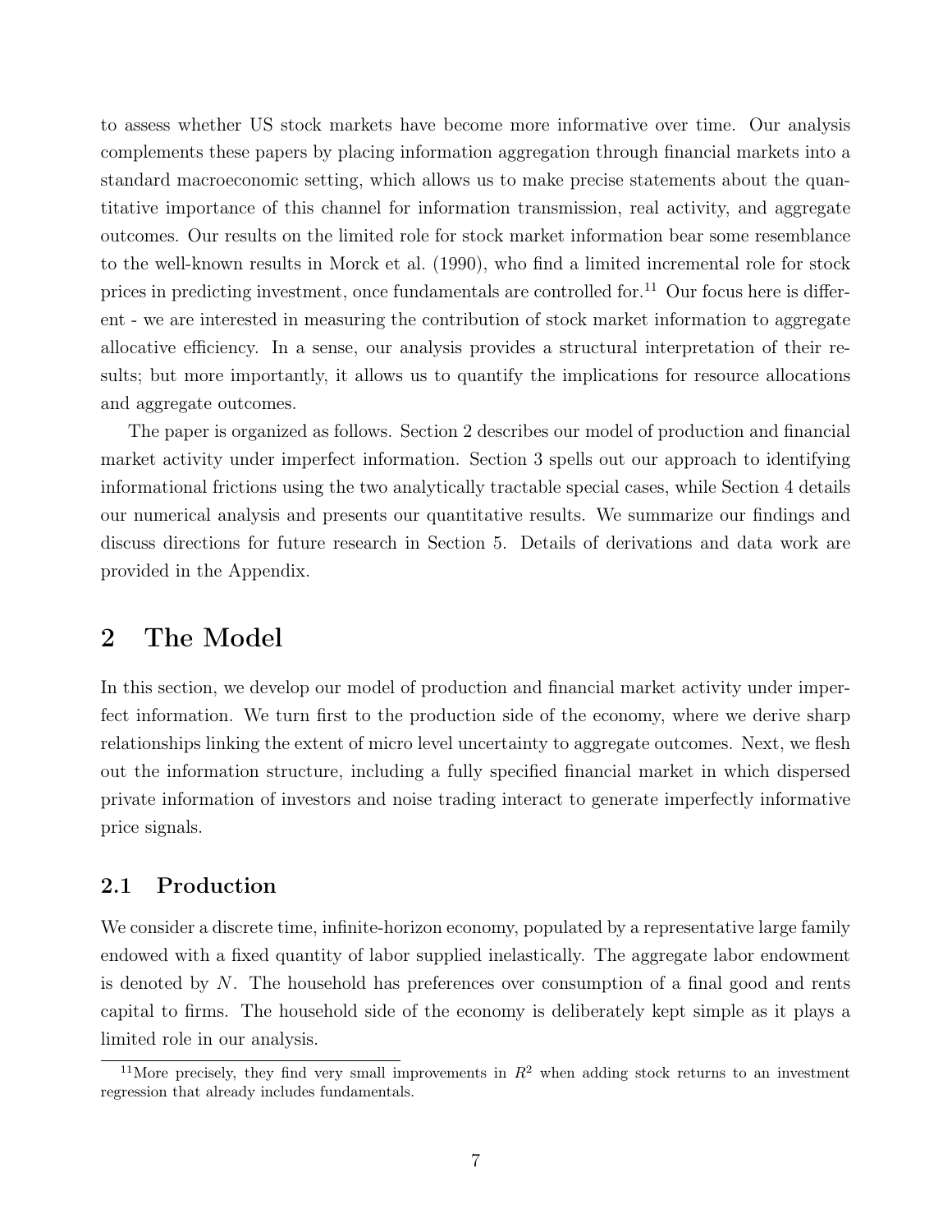to assess whether US stock markets have become more informative over time. Our analysis complements these papers by placing information aggregation through financial markets into a standard macroeconomic setting, which allows us to make precise statements about the quantitative importance of this channel for information transmission, real activity, and aggregate outcomes. Our results on the limited role for stock market information bear some resemblance to the well-known results in Morck et al. (1990), who find a limited incremental role for stock prices in predicting investment, once fundamentals are controlled for.[11] Our focus here is different - we are interested in measuring the contribution of stock market information to aggregate allocative efficiency. In a sense, our analysis provides a structural interpretation of their results; but more importantly, it allows us to quantify the implications for resource allocations and aggregate outcomes.

The paper is organized as follows. Section 2 describes our model of production and financial market activity under imperfect information. Section 3 spells out our approach to identifying informational frictions using the two analytically tractable special cases, while Section 4 details our numerical analysis and presents our quantitative results. We summarize our findings and discuss directions for future research in Section 5. Details of derivations and data work are provided in the Appendix.

# 2 The Model

In this section, we develop our model of production and financial market activity under imperfect information. We turn first to the production side of the economy, where we derive sharp relationships linking the extent of micro level uncertainty to aggregate outcomes. Next, we flesh out the information structure, including a fully specified financial market in which dispersed private information of investors and noise trading interact to generate imperfectly informative price signals.

## 2.1 Production

We consider a discrete time, infinite-horizon economy, populated by a representative large family endowed with a fixed quantity of labor supplied inelastically. The aggregate labor endowment is denoted by $N$. The household has preferences over consumption of a final good and rents capital to firms. The household side of the economy is deliberately kept simple as it plays a limited role in our analysis.

[11] More precisely, they find very small improvements in $R^2$ when adding stock returns to an investment regression that already includes fundamentals.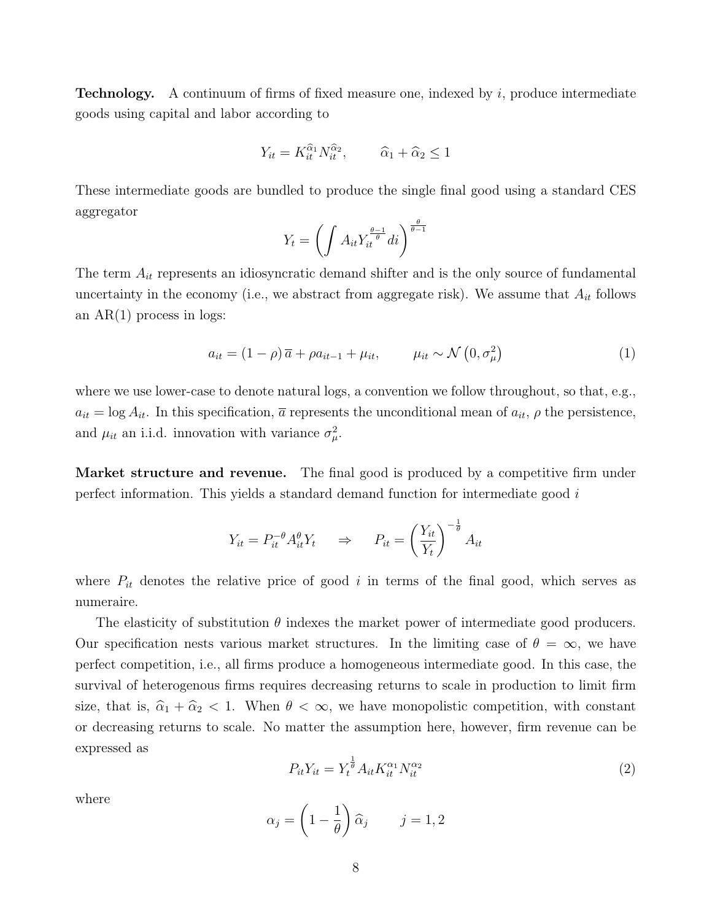**Technology.** A continuum of firms of fixed measure one, indexed by $i$, produce intermediate goods using capital and labor according to

$$Y_{it} = K_{it}^{\widehat{\alpha}_1} N_{it}^{\widehat{\alpha}_2}, \qquad \widehat{\alpha}_1 + \widehat{\alpha}_2 \leq 1$$

These intermediate goods are bundled to produce the single final good using a standard CES aggregator

$$Y_t = \left( \int A_{it} Y_{it}^{\frac{\theta-1}{\theta}} di \right)^{\frac{\theta}{\theta-1}}$$

The term $A_{it}$ represents an idiosyncratic demand shifter and is the only source of fundamental uncertainty in the economy (i.e., we abstract from aggregate risk). We assume that $A_{it}$ follows an AR(1) process in logs:

$$a_{it} = (1-\rho)\,\overline{a} + \rho a_{it-1} + \mu_{it}, \qquad \mu_{it} \sim \mathcal{N}\left(0, \sigma_\mu^2\right) \tag{1}$$

where we use lower-case to denote natural logs, a convention we follow throughout, so that, e.g., $a_{it} = \log A_{it}$. In this specification, $\overline{a}$ represents the unconditional mean of $a_{it}$, $\rho$ the persistence, and $\mu_{it}$ an i.i.d. innovation with variance $\sigma_\mu^2$.

**Market structure and revenue.** The final good is produced by a competitive firm under perfect information. This yields a standard demand function for intermediate good $i$

$$Y_{it} = P_{it}^{-\theta} A_{it}^{\theta} Y_t \quad \Rightarrow \quad P_{it} = \left(\frac{Y_{it}}{Y_t}\right)^{-\frac{1}{\theta}} A_{it}$$

where $P_{it}$ denotes the relative price of good $i$ in terms of the final good, which serves as numeraire.

The elasticity of substitution $\theta$ indexes the market power of intermediate good producers. Our specification nests various market structures. In the limiting case of $\theta = \infty$, we have perfect competition, i.e., all firms produce a homogeneous intermediate good. In this case, the survival of heterogenous firms requires decreasing returns to scale in production to limit firm size, that is, $\widehat{\alpha}_1 + \widehat{\alpha}_2 < 1$. When $\theta < \infty$, we have monopolistic competition, with constant or decreasing returns to scale. No matter the assumption here, however, firm revenue can be expressed as

$$P_{it} Y_{it} = Y_t^{\frac{1}{\theta}} A_{it} K_{it}^{\alpha_1} N_{it}^{\alpha_2} \tag{2}$$

where

$$\alpha_j = \left(1 - \frac{1}{\theta}\right) \widehat{\alpha}_j \qquad j = 1, 2$$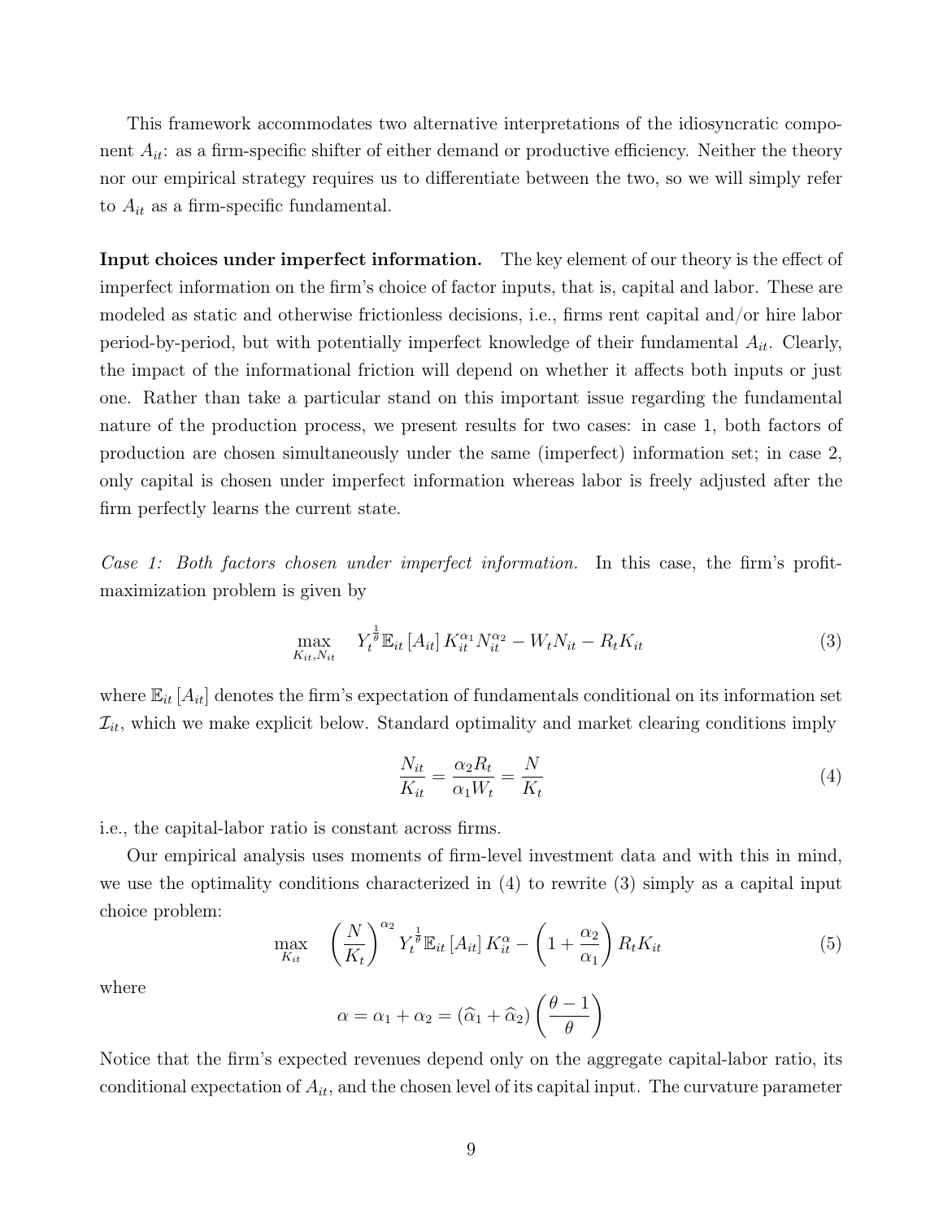This framework accommodates two alternative interpretations of the idiosyncratic component $A_{it}$: as a firm-specific shifter of either demand or productive efficiency. Neither the theory nor our empirical strategy requires us to differentiate between the two, so we will simply refer to $A_{it}$ as a firm-specific fundamental.

**Input choices under imperfect information.** The key element of our theory is the effect of imperfect information on the firm's choice of factor inputs, that is, capital and labor. These are modeled as static and otherwise frictionless decisions, i.e., firms rent capital and/or hire labor period-by-period, but with potentially imperfect knowledge of their fundamental $A_{it}$. Clearly, the impact of the informational friction will depend on whether it affects both inputs or just one. Rather than take a particular stand on this important issue regarding the fundamental nature of the production process, we present results for two cases: in case 1, both factors of production are chosen simultaneously under the same (imperfect) information set; in case 2, only capital is chosen under imperfect information whereas labor is freely adjusted after the firm perfectly learns the current state.

*Case 1: Both factors chosen under imperfect information.* In this case, the firm's profit-maximization problem is given by

$$\max_{K_{it},N_{it}} \quad Y_t^{\frac{1}{\theta}} \mathbb{E}_{it}\left[A_{it}\right] K_{it}^{\alpha_1} N_{it}^{\alpha_2} - W_t N_{it} - R_t K_{it} \tag{3}$$

where $\mathbb{E}_{it}\left[A_{it}\right]$ denotes the firm's expectation of fundamentals conditional on its information set $\mathcal{I}_{it}$, which we make explicit below. Standard optimality and market clearing conditions imply

$$\frac{N_{it}}{K_{it}} = \frac{\alpha_2 R_t}{\alpha_1 W_t} = \frac{N}{K_t} \tag{4}$$

i.e., the capital-labor ratio is constant across firms.

Our empirical analysis uses moments of firm-level investment data and with this in mind, we use the optimality conditions characterized in (4) to rewrite (3) simply as a capital input choice problem:

$$\max_{K_{it}} \quad \left(\frac{N}{K_t}\right)^{\alpha_2} Y_t^{\frac{1}{\theta}} \mathbb{E}_{it}\left[A_{it}\right] K_{it}^{\alpha} - \left(1 + \frac{\alpha_2}{\alpha_1}\right) R_t K_{it} \tag{5}$$

where

$$\alpha = \alpha_1 + \alpha_2 = \left(\widehat{\alpha}_1 + \widehat{\alpha}_2\right)\left(\frac{\theta - 1}{\theta}\right)$$

Notice that the firm's expected revenues depend only on the aggregate capital-labor ratio, its conditional expectation of $A_{it}$, and the chosen level of its capital input. The curvature parameter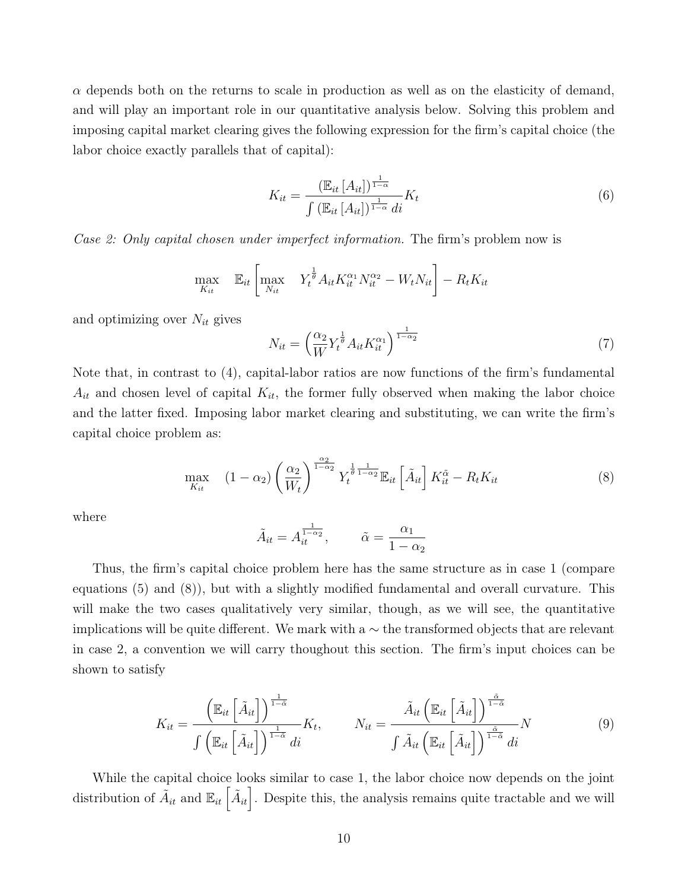$\alpha$ depends both on the returns to scale in production as well as on the elasticity of demand, and will play an important role in our quantitative analysis below. Solving this problem and imposing capital market clearing gives the following expression for the firm's capital choice (the labor choice exactly parallels that of capital):

$$K_{it} = \frac{\left(\mathbb{E}_{it}\left[A_{it}\right]\right)^{\frac{1}{1-\alpha}}}{\int \left(\mathbb{E}_{it}\left[A_{it}\right]\right)^{\frac{1}{1-\alpha}} di} K_t \tag{6}$$

*Case 2: Only capital chosen under imperfect information.* The firm's problem now is

$$\max_{K_{it}} \quad \mathbb{E}_{it}\left[\max_{N_{it}} \quad Y_t^{\frac{1}{\theta}} A_{it} K_{it}^{\alpha_1} N_{it}^{\alpha_2} - W_t N_{it}\right] - R_t K_{it}$$

and optimizing over $N_{it}$ gives

$$N_{it} = \left(\frac{\alpha_2}{W} Y_t^{\frac{1}{\theta}} A_{it} K_{it}^{\alpha_1}\right)^{\frac{1}{1-\alpha_2}} \tag{7}$$

Note that, in contrast to (4), capital-labor ratios are now functions of the firm's fundamental $A_{it}$ and chosen level of capital $K_{it}$, the former fully observed when making the labor choice and the latter fixed. Imposing labor market clearing and substituting, we can write the firm's capital choice problem as:

$$\max_{K_{it}} \quad (1-\alpha_2)\left(\frac{\alpha_2}{W_t}\right)^{\frac{\alpha_2}{1-\alpha_2}} Y_t^{\frac{1}{\theta}\frac{1}{1-\alpha_2}} \mathbb{E}_{it}\left[\tilde{A}_{it}\right] K_{it}^{\tilde{\alpha}} - R_t K_{it} \tag{8}$$

where

$$\tilde{A}_{it} = A_{it}^{\frac{1}{1-\alpha_2}}, \qquad \tilde{\alpha} = \frac{\alpha_1}{1-\alpha_2}$$

Thus, the firm's capital choice problem here has the same structure as in case 1 (compare equations (5) and (8)), but with a slightly modified fundamental and overall curvature. This will make the two cases qualitatively very similar, though, as we will see, the quantitative implications will be quite different. We mark with a $\sim$ the transformed objects that are relevant in case 2, a convention we will carry thoughout this section. The firm's input choices can be shown to satisfy

$$K_{it} = \frac{\left(\mathbb{E}_{it}\left[\tilde{A}_{it}\right]\right)^{\frac{1}{1-\tilde{\alpha}}}}{\int \left(\mathbb{E}_{it}\left[\tilde{A}_{it}\right]\right)^{\frac{1}{1-\tilde{\alpha}}} di} K_t, \qquad N_{it} = \frac{\tilde{A}_{it}\left(\mathbb{E}_{it}\left[\tilde{A}_{it}\right]\right)^{\frac{\tilde{\alpha}}{1-\tilde{\alpha}}}}{\int \tilde{A}_{it}\left(\mathbb{E}_{it}\left[\tilde{A}_{it}\right]\right)^{\frac{\tilde{\alpha}}{1-\tilde{\alpha}}} di} N \tag{9}$$

While the capital choice looks similar to case 1, the labor choice now depends on the joint distribution of $\tilde{A}_{it}$ and $\mathbb{E}_{it}\left[\tilde{A}_{it}\right]$. Despite this, the analysis remains quite tractable and we will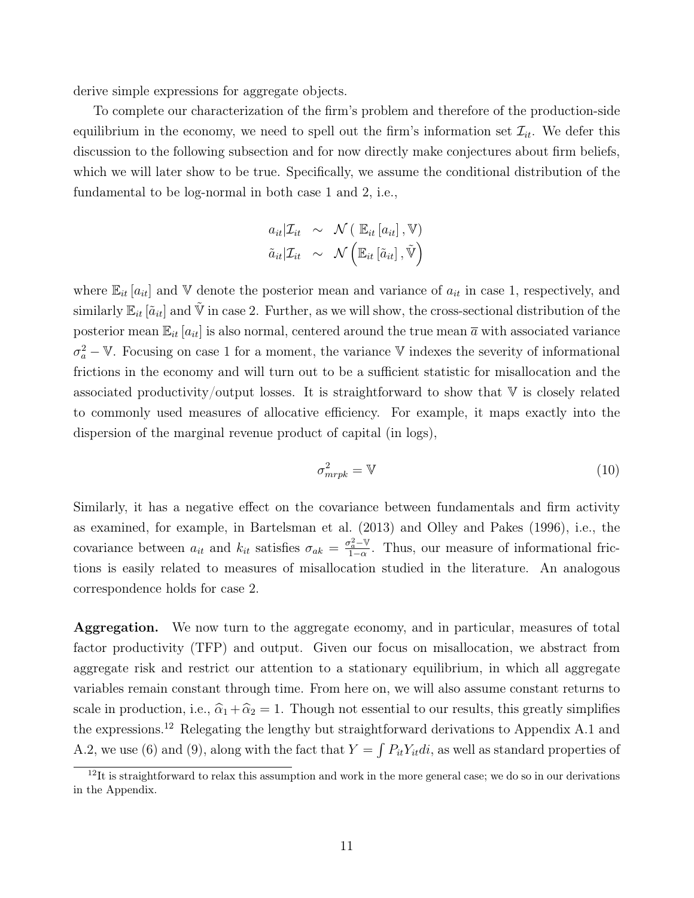derive simple expressions for aggregate objects.

To complete our characterization of the firm's problem and therefore of the production-side equilibrium in the economy, we need to spell out the firm's information set $\mathcal{I}_{it}$. We defer this discussion to the following subsection and for now directly make conjectures about firm beliefs, which we will later show to be true. Specifically, we assume the conditional distribution of the fundamental to be log-normal in both case 1 and 2, i.e.,

$$
\begin{aligned}
a_{it}|\mathcal{I}_{it} &\sim \mathcal{N}\left( \mathbb{E}_{it}\left[a_{it}\right], \mathbb{V}\right) \\
\tilde{a}_{it}|\mathcal{I}_{it} &\sim \mathcal{N}\left( \mathbb{E}_{it}\left[\tilde{a}_{it}\right], \tilde{\mathbb{V}}\right)
\end{aligned}
$$

where $\mathbb{E}_{it}\left[a_{it}\right]$ and $\mathbb{V}$ denote the posterior mean and variance of $a_{it}$ in case 1, respectively, and similarly $\mathbb{E}_{it}\left[\tilde{a}_{it}\right]$ and $\tilde{\mathbb{V}}$ in case 2. Further, as we will show, the cross-sectional distribution of the posterior mean $\mathbb{E}_{it}\left[a_{it}\right]$ is also normal, centered around the true mean $\overline{a}$ with associated variance $\sigma_a^2 - \mathbb{V}$. Focusing on case 1 for a moment, the variance $\mathbb{V}$ indexes the severity of informational frictions in the economy and will turn out to be a sufficient statistic for misallocation and the associated productivity/output losses. It is straightforward to show that $\mathbb{V}$ is closely related to commonly used measures of allocative efficiency. For example, it maps exactly into the dispersion of the marginal revenue product of capital (in logs),

$$
\sigma_{mrpk}^2 = \mathbb{V} \tag{10}
$$

Similarly, it has a negative effect on the covariance between fundamentals and firm activity as examined, for example, in Bartelsman et al. (2013) and Olley and Pakes (1996), i.e., the covariance between $a_{it}$ and $k_{it}$ satisfies $\sigma_{ak} = \frac{\sigma_a^2 - \mathbb{V}}{1-\alpha}$. Thus, our measure of informational frictions is easily related to measures of misallocation studied in the literature. An analogous correspondence holds for case 2.

**Aggregation.** We now turn to the aggregate economy, and in particular, measures of total factor productivity (TFP) and output. Given our focus on misallocation, we abstract from aggregate risk and restrict our attention to a stationary equilibrium, in which all aggregate variables remain constant through time. From here on, we will also assume constant returns to scale in production, i.e., $\widehat{\alpha}_1 + \widehat{\alpha}_2 = 1$. Though not essential to our results, this greatly simplifies the expressions.[12] Relegating the lengthy but straightforward derivations to Appendix A.1 and A.2, we use (6) and (9), along with the fact that $Y = \int P_{it} Y_{it} di$, as well as standard properties of

[12] It is straightforward to relax this assumption and work in the more general case; we do so in our derivations in the Appendix.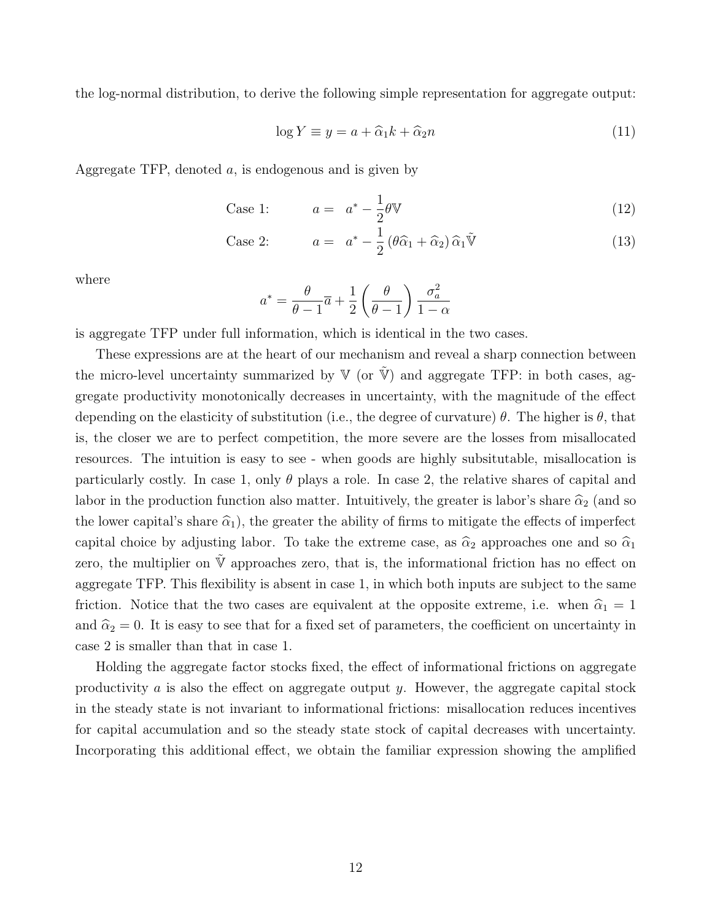the log-normal distribution, to derive the following simple representation for aggregate output:

$$\log Y \equiv y = a + \widehat{\alpha}_1 k + \widehat{\alpha}_2 n \tag{11}$$

Aggregate TFP, denoted $a$, is endogenous and is given by

$$\text{Case 1:} \qquad a = \; a^* - \frac{1}{2}\theta \mathbb{V} \tag{12}$$

$$\text{Case 2:} \qquad a = \; a^* - \frac{1}{2}\left(\theta \widehat{\alpha}_1 + \widehat{\alpha}_2\right) \widehat{\alpha}_1 \tilde{\mathbb{V}} \tag{13}$$

where

$$a^* = \frac{\theta}{\theta - 1}\overline{a} + \frac{1}{2}\left(\frac{\theta}{\theta - 1}\right)\frac{\sigma_a^2}{1 - \alpha}$$

is aggregate TFP under full information, which is identical in the two cases.

These expressions are at the heart of our mechanism and reveal a sharp connection between the micro-level uncertainty summarized by $\mathbb{V}$ (or $\tilde{\mathbb{V}}$) and aggregate TFP: in both cases, aggregate productivity monotonically decreases in uncertainty, with the magnitude of the effect depending on the elasticity of substitution (i.e., the degree of curvature) $\theta$. The higher is $\theta$, that is, the closer we are to perfect competition, the more severe are the losses from misallocated resources. The intuition is easy to see - when goods are highly subsitutable, misallocation is particularly costly. In case 1, only $\theta$ plays a role. In case 2, the relative shares of capital and labor in the production function also matter. Intuitively, the greater is labor's share $\widehat{\alpha}_2$ (and so the lower capital's share $\widehat{\alpha}_1$), the greater the ability of firms to mitigate the effects of imperfect capital choice by adjusting labor. To take the extreme case, as $\widehat{\alpha}_2$ approaches one and so $\widehat{\alpha}_1$ zero, the multiplier on $\tilde{\mathbb{V}}$ approaches zero, that is, the informational friction has no effect on aggregate TFP. This flexibility is absent in case 1, in which both inputs are subject to the same friction. Notice that the two cases are equivalent at the opposite extreme, i.e. when $\widehat{\alpha}_1 = 1$ and $\widehat{\alpha}_2 = 0$. It is easy to see that for a fixed set of parameters, the coefficient on uncertainty in case 2 is smaller than that in case 1.

Holding the aggregate factor stocks fixed, the effect of informational frictions on aggregate productivity $a$ is also the effect on aggregate output $y$. However, the aggregate capital stock in the steady state is not invariant to informational frictions: misallocation reduces incentives for capital accumulation and so the steady state stock of capital decreases with uncertainty. Incorporating this additional effect, we obtain the familiar expression showing the amplified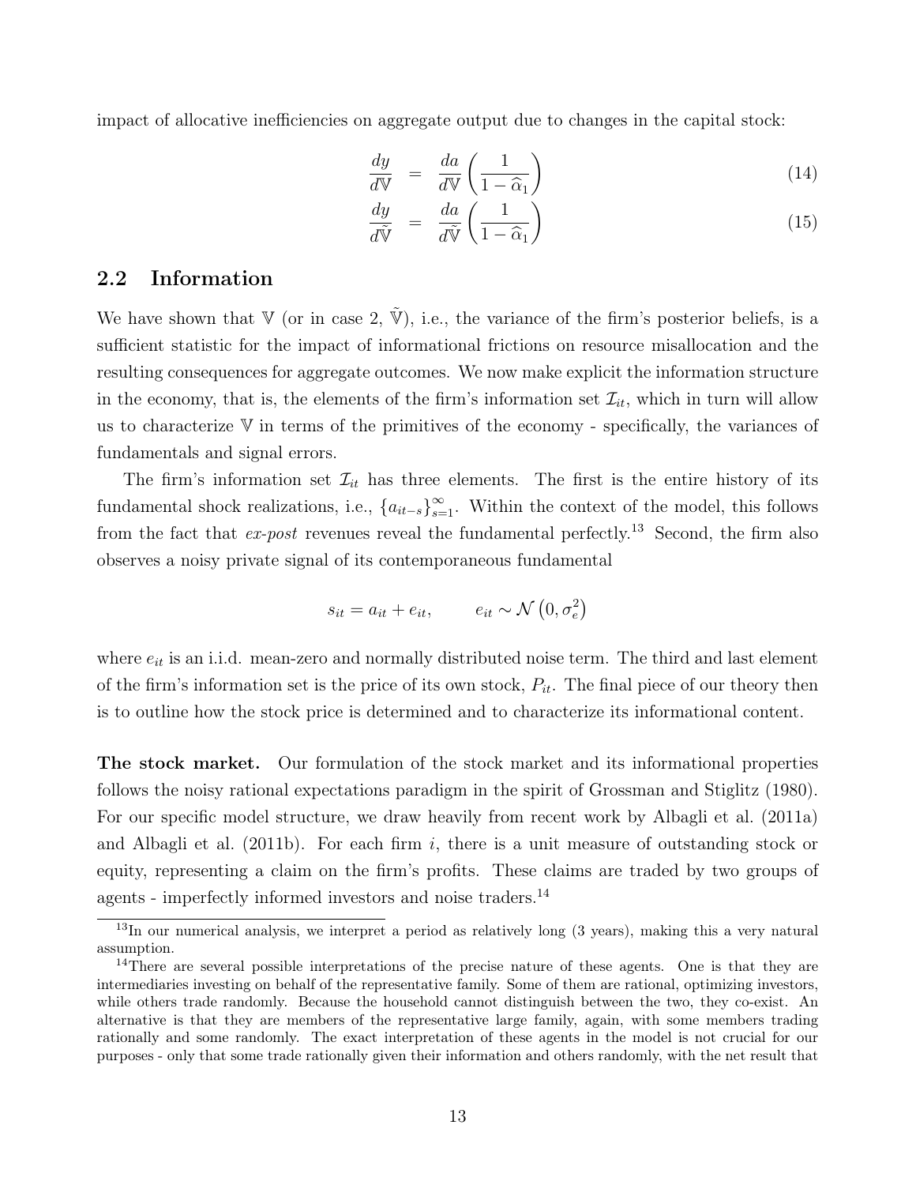impact of allocative inefficiencies on aggregate output due to changes in the capital stock:

$$\frac{dy}{d\mathbb{V}} = \frac{da}{d\mathbb{V}} \left( \frac{1}{1 - \widehat{\alpha}_1} \right) \tag{14}$$

$$\frac{dy}{d\tilde{\mathbb{V}}} = \frac{da}{d\tilde{\mathbb{V}}} \left( \frac{1}{1 - \widehat{\alpha}_1} \right) \tag{15}$$

## 2.2 Information

We have shown that $\mathbb{V}$ (or in case 2, $\tilde{\mathbb{V}}$), i.e., the variance of the firm's posterior beliefs, is a sufficient statistic for the impact of informational frictions on resource misallocation and the resulting consequences for aggregate outcomes. We now make explicit the information structure in the economy, that is, the elements of the firm's information set $\mathcal{I}_{it}$, which in turn will allow us to characterize $\mathbb{V}$ in terms of the primitives of the economy - specifically, the variances of fundamentals and signal errors.

The firm's information set $\mathcal{I}_{it}$ has three elements. The first is the entire history of its fundamental shock realizations, i.e., $\{a_{it-s}\}_{s=1}^{\infty}$. Within the context of the model, this follows from the fact that *ex-post* revenues reveal the fundamental perfectly.[13] Second, the firm also observes a noisy private signal of its contemporaneous fundamental

$$s_{it} = a_{it} + e_{it}, \qquad e_{it} \sim \mathcal{N}\left(0, \sigma_e^2\right)$$

where $e_{it}$ is an i.i.d. mean-zero and normally distributed noise term. The third and last element of the firm's information set is the price of its own stock, $P_{it}$. The final piece of our theory then is to outline how the stock price is determined and to characterize its informational content.

**The stock market.** Our formulation of the stock market and its informational properties follows the noisy rational expectations paradigm in the spirit of Grossman and Stiglitz (1980). For our specific model structure, we draw heavily from recent work by Albagli et al. (2011a) and Albagli et al. (2011b). For each firm $i$, there is a unit measure of outstanding stock or equity, representing a claim on the firm's profits. These claims are traded by two groups of agents - imperfectly informed investors and noise traders.[14]

[13] In our numerical analysis, we interpret a period as relatively long (3 years), making this a very natural assumption.

[14] There are several possible interpretations of the precise nature of these agents. One is that they are intermediaries investing on behalf of the representative family. Some of them are rational, optimizing investors, while others trade randomly. Because the household cannot distinguish between the two, they co-exist. An alternative is that they are members of the representative large family, again, with some members trading rationally and some randomly. The exact interpretation of these agents in the model is not crucial for our purposes - only that some trade rationally given their information and others randomly, with the net result that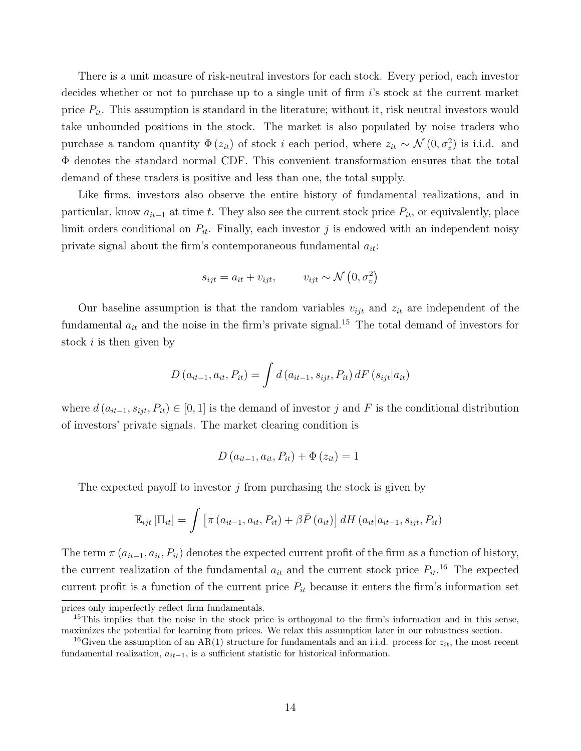There is a unit measure of risk-neutral investors for each stock. Every period, each investor decides whether or not to purchase up to a single unit of firm $i$'s stock at the current market price $P_{it}$. This assumption is standard in the literature; without it, risk neutral investors would take unbounded positions in the stock. The market is also populated by noise traders who purchase a random quantity $\Phi(z_{it})$ of stock $i$ each period, where $z_{it} \sim \mathcal{N}(0, \sigma_z^2)$ is i.i.d. and $\Phi$ denotes the standard normal CDF. This convenient transformation ensures that the total demand of these traders is positive and less than one, the total supply.

Like firms, investors also observe the entire history of fundamental realizations, and in particular, know $a_{it-1}$ at time $t$. They also see the current stock price $P_{it}$, or equivalently, place limit orders conditional on $P_{it}$. Finally, each investor $j$ is endowed with an independent noisy private signal about the firm's contemporaneous fundamental $a_{it}$:

$$s_{ijt} = a_{it} + v_{ijt}, \qquad v_{ijt} \sim \mathcal{N}\left(0, \sigma_v^2\right)$$

Our baseline assumption is that the random variables $v_{ijt}$ and $z_{it}$ are independent of the fundamental $a_{it}$ and the noise in the firm's private signal.[15] The total demand of investors for stock $i$ is then given by

$$D\left(a_{it-1}, a_{it}, P_{it}\right) = \int d\left(a_{it-1}, s_{ijt}, P_{it}\right) dF\left(s_{ijt}|a_{it}\right)$$

where $d\left(a_{it-1}, s_{ijt}, P_{it}\right) \in [0,1]$ is the demand of investor $j$ and $F$ is the conditional distribution of investors' private signals. The market clearing condition is

$$D\left(a_{it-1}, a_{it}, P_{it}\right) + \Phi\left(z_{it}\right) = 1$$

The expected payoff to investor $j$ from purchasing the stock is given by

$$\mathbb{E}_{ijt}\left[\Pi_{it}\right] = \int \left[\pi\left(a_{it-1}, a_{it}, P_{it}\right) + \beta \bar{P}\left(a_{it}\right)\right] dH\left(a_{it}|a_{it-1}, s_{ijt}, P_{it}\right)$$

The term $\pi\left(a_{it-1}, a_{it}, P_{it}\right)$ denotes the expected current profit of the firm as a function of history, the current realization of the fundamental $a_{it}$ and the current stock price $P_{it}$.[16] The expected current profit is a function of the current price $P_{it}$ because it enters the firm's information set

prices only imperfectly reflect firm fundamentals.

[15] This implies that the noise in the stock price is orthogonal to the firm's information and in this sense, maximizes the potential for learning from prices. We relax this assumption later in our robustness section.

[16] Given the assumption of an AR(1) structure for fundamentals and an i.i.d. process for $z_{it}$, the most recent fundamental realization, $a_{it-1}$, is a sufficient statistic for historical information.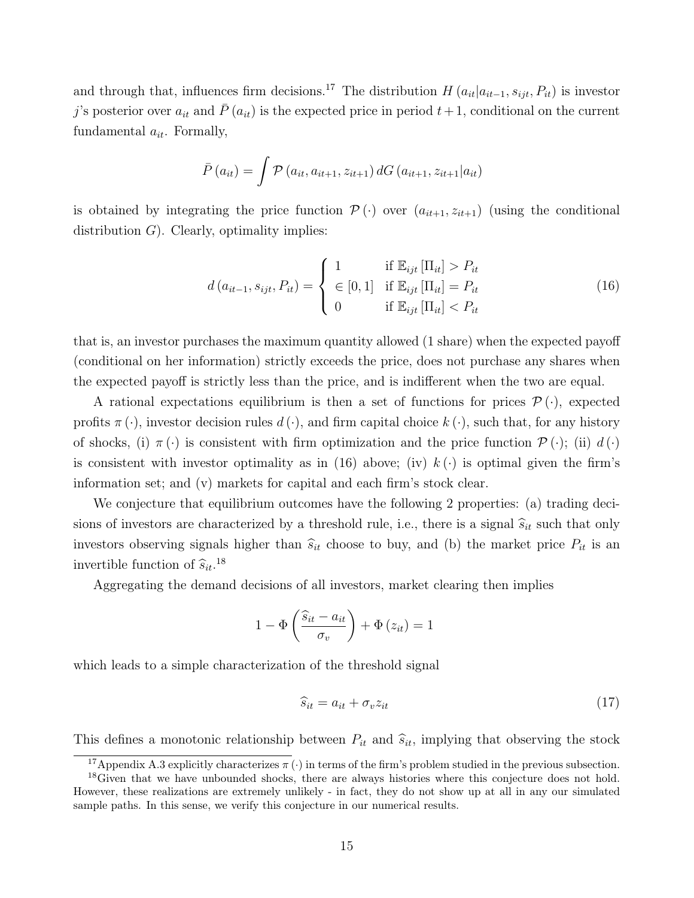and through that, influences firm decisions.[17] The distribution $H(a_{it}|a_{it-1}, s_{ijt}, P_{it})$ is investor $j$'s posterior over $a_{it}$ and $\bar{P}(a_{it})$ is the expected price in period $t+1$, conditional on the current fundamental $a_{it}$. Formally,

$$\bar{P}(a_{it}) = \int \mathcal{P}(a_{it}, a_{it+1}, z_{it+1})\, dG(a_{it+1}, z_{it+1}|a_{it})$$

is obtained by integrating the price function $\mathcal{P}(\cdot)$ over $(a_{it+1}, z_{it+1})$ (using the conditional distribution $G$). Clearly, optimality implies:

$$d(a_{it-1}, s_{ijt}, P_{it}) = \begin{cases} 1 & \text{if } \mathbb{E}_{ijt}[\Pi_{it}] > P_{it} \\ \in [0,1] & \text{if } \mathbb{E}_{ijt}[\Pi_{it}] = P_{it} \\ 0 & \text{if } \mathbb{E}_{ijt}[\Pi_{it}] < P_{it} \end{cases} \tag{16}$$

that is, an investor purchases the maximum quantity allowed (1 share) when the expected payoff (conditional on her information) strictly exceeds the price, does not purchase any shares when the expected payoff is strictly less than the price, and is indifferent when the two are equal.

A rational expectations equilibrium is then a set of functions for prices $\mathcal{P}(\cdot)$, expected profits $\pi(\cdot)$, investor decision rules $d(\cdot)$, and firm capital choice $k(\cdot)$, such that, for any history of shocks, (i) $\pi(\cdot)$ is consistent with firm optimization and the price function $\mathcal{P}(\cdot)$; (ii) $d(\cdot)$ is consistent with investor optimality as in (16) above; (iv) $k(\cdot)$ is optimal given the firm's information set; and (v) markets for capital and each firm's stock clear.

We conjecture that equilibrium outcomes have the following 2 properties: (a) trading decisions of investors are characterized by a threshold rule, i.e., there is a signal $\widehat{s}_{it}$ such that only investors observing signals higher than $\widehat{s}_{it}$ choose to buy, and (b) the market price $P_{it}$ is an invertible function of $\widehat{s}_{it}$.[18]

Aggregating the demand decisions of all investors, market clearing then implies

$$1 - \Phi\left(\frac{\widehat{s}_{it} - a_{it}}{\sigma_v}\right) + \Phi(z_{it}) = 1$$

which leads to a simple characterization of the threshold signal

$$\widehat{s}_{it} = a_{it} + \sigma_v z_{it} \tag{17}$$

This defines a monotonic relationship between $P_{it}$ and $\widehat{s}_{it}$, implying that observing the stock

[17] Appendix A.3 explicitly characterizes $\pi(\cdot)$ in terms of the firm's problem studied in the previous subsection.

[18] Given that we have unbounded shocks, there are always histories where this conjecture does not hold. However, these realizations are extremely unlikely - in fact, they do not show up at all in any our simulated sample paths. In this sense, we verify this conjecture in our numerical results.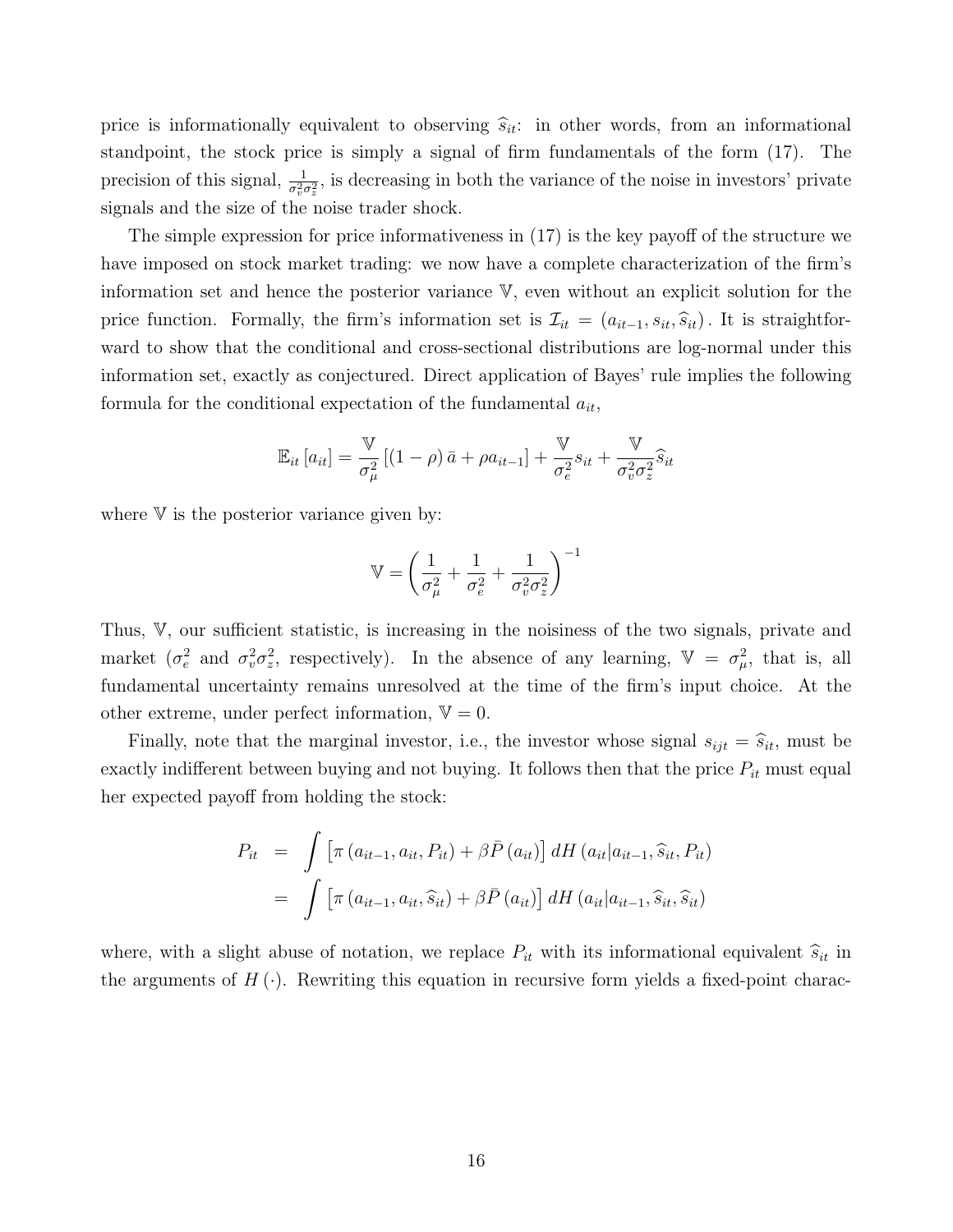price is informationally equivalent to observing $\widehat{s}_{it}$: in other words, from an informational standpoint, the stock price is simply a signal of firm fundamentals of the form (17). The precision of this signal, $\frac{1}{\sigma_v^2 \sigma_z^2}$, is decreasing in both the variance of the noise in investors' private signals and the size of the noise trader shock.

The simple expression for price informativeness in (17) is the key payoff of the structure we have imposed on stock market trading: we now have a complete characterization of the firm's information set and hence the posterior variance $\mathbb{V}$, even without an explicit solution for the price function. Formally, the firm's information set is $\mathcal{I}_{it} = (a_{it-1}, s_{it}, \widehat{s}_{it})$. It is straightforward to show that the conditional and cross-sectional distributions are log-normal under this information set, exactly as conjectured. Direct application of Bayes' rule implies the following formula for the conditional expectation of the fundamental $a_{it}$,

$$\mathbb{E}_{it}[a_{it}] = \frac{\mathbb{V}}{\sigma_\mu^2}\left[(1-\rho)\bar{a} + \rho a_{it-1}\right] + \frac{\mathbb{V}}{\sigma_e^2} s_{it} + \frac{\mathbb{V}}{\sigma_v^2 \sigma_z^2} \widehat{s}_{it}$$

where $\mathbb{V}$ is the posterior variance given by:

$$\mathbb{V} = \left(\frac{1}{\sigma_\mu^2} + \frac{1}{\sigma_e^2} + \frac{1}{\sigma_v^2 \sigma_z^2}\right)^{-1}$$

Thus, $\mathbb{V}$, our sufficient statistic, is increasing in the noisiness of the two signals, private and market ($\sigma_e^2$ and $\sigma_v^2 \sigma_z^2$, respectively). In the absence of any learning, $\mathbb{V} = \sigma_\mu^2$, that is, all fundamental uncertainty remains unresolved at the time of the firm's input choice. At the other extreme, under perfect information, $\mathbb{V} = 0$.

Finally, note that the marginal investor, i.e., the investor whose signal $s_{ijt} = \widehat{s}_{it}$, must be exactly indifferent between buying and not buying. It follows then that the price $P_{it}$ must equal her expected payoff from holding the stock:

$$\begin{aligned}
P_{it} &= \int \left[\pi(a_{it-1}, a_{it}, P_{it}) + \beta \bar{P}(a_{it})\right] dH(a_{it} | a_{it-1}, \widehat{s}_{it}, P_{it}) \\
&= \int \left[\pi(a_{it-1}, a_{it}, \widehat{s}_{it}) + \beta \bar{P}(a_{it})\right] dH(a_{it} | a_{it-1}, \widehat{s}_{it}, \widehat{s}_{it})
\end{aligned}$$

where, with a slight abuse of notation, we replace $P_{it}$ with its informational equivalent $\widehat{s}_{it}$ in the arguments of $H(\cdot)$. Rewriting this equation in recursive form yields a fixed-point charac-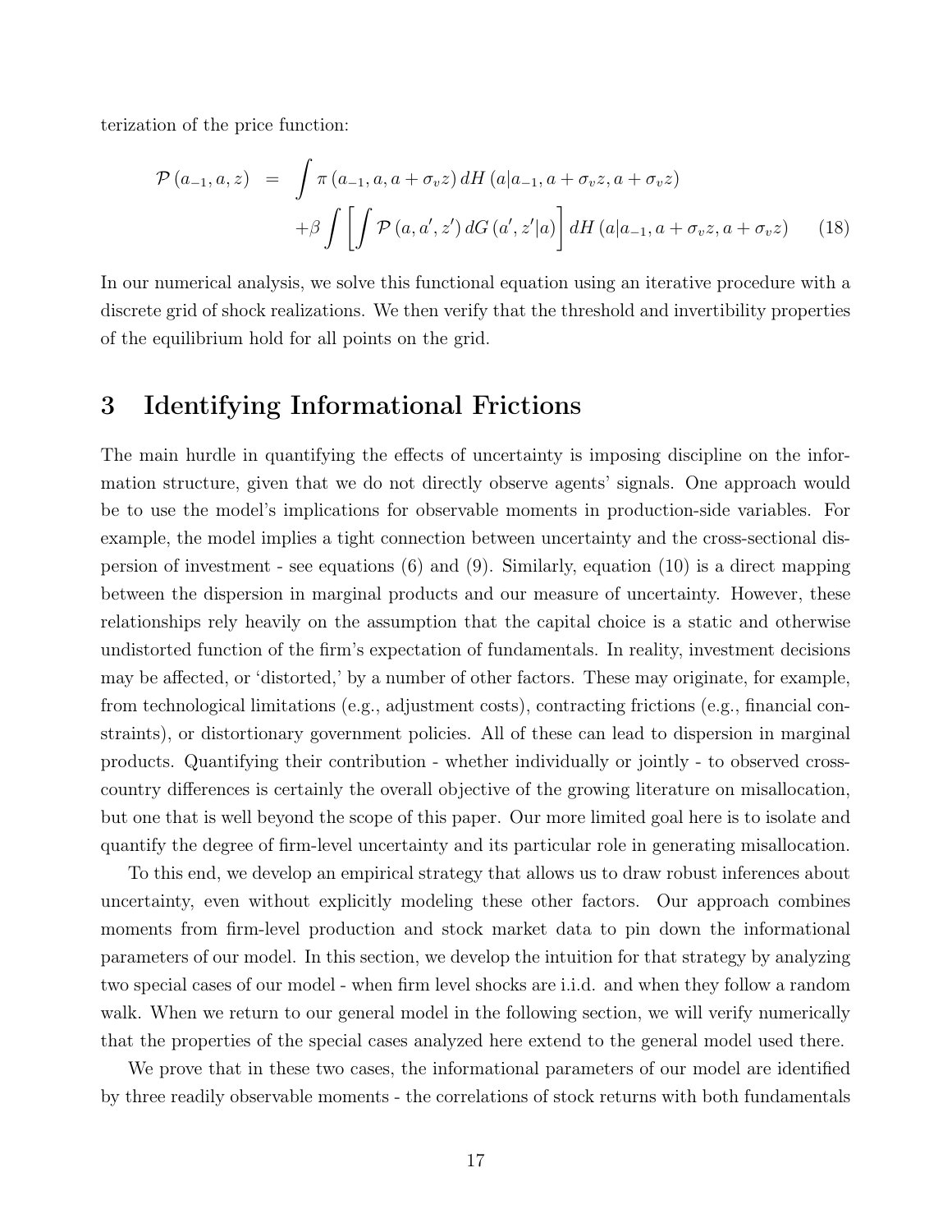terization of the price function:

$$
\begin{aligned}
\mathcal{P}(a_{-1}, a, z) \;=\; & \int \pi(a_{-1}, a, a + \sigma_v z)\, dH(a | a_{-1}, a + \sigma_v z, a + \sigma_v z) \\
& + \beta \int \left[ \int \mathcal{P}(a, a', z')\, dG(a', z' | a) \right] dH(a | a_{-1}, a + \sigma_v z, a + \sigma_v z) \qquad (18)
\end{aligned}
$$

In our numerical analysis, we solve this functional equation using an iterative procedure with a discrete grid of shock realizations. We then verify that the threshold and invertibility properties of the equilibrium hold for all points on the grid.

# 3 Identifying Informational Frictions

The main hurdle in quantifying the effects of uncertainty is imposing discipline on the information structure, given that we do not directly observe agents' signals. One approach would be to use the model's implications for observable moments in production-side variables. For example, the model implies a tight connection between uncertainty and the cross-sectional dispersion of investment - see equations (6) and (9). Similarly, equation (10) is a direct mapping between the dispersion in marginal products and our measure of uncertainty. However, these relationships rely heavily on the assumption that the capital choice is a static and otherwise undistorted function of the firm's expectation of fundamentals. In reality, investment decisions may be affected, or 'distorted,' by a number of other factors. These may originate, for example, from technological limitations (e.g., adjustment costs), contracting frictions (e.g., financial constraints), or distortionary government policies. All of these can lead to dispersion in marginal products. Quantifying their contribution - whether individually or jointly - to observed cross-country differences is certainly the overall objective of the growing literature on misallocation, but one that is well beyond the scope of this paper. Our more limited goal here is to isolate and quantify the degree of firm-level uncertainty and its particular role in generating misallocation.

To this end, we develop an empirical strategy that allows us to draw robust inferences about uncertainty, even without explicitly modeling these other factors. Our approach combines moments from firm-level production and stock market data to pin down the informational parameters of our model. In this section, we develop the intuition for that strategy by analyzing two special cases of our model - when firm level shocks are i.i.d. and when they follow a random walk. When we return to our general model in the following section, we will verify numerically that the properties of the special cases analyzed here extend to the general model used there.

We prove that in these two cases, the informational parameters of our model are identified by three readily observable moments - the correlations of stock returns with both fundamentals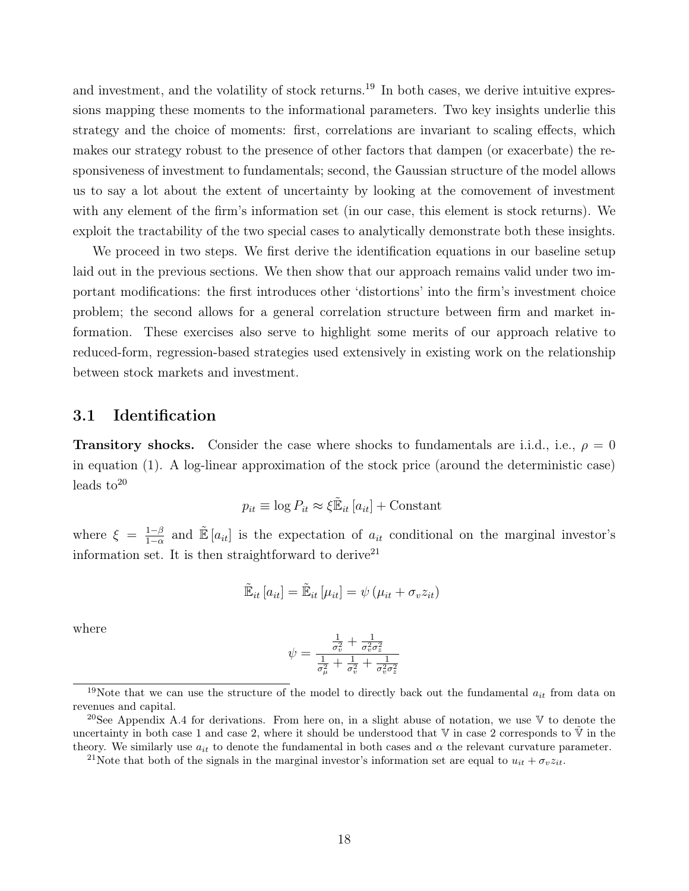and investment, and the volatility of stock returns.[19] In both cases, we derive intuitive expressions mapping these moments to the informational parameters. Two key insights underlie this strategy and the choice of moments: first, correlations are invariant to scaling effects, which makes our strategy robust to the presence of other factors that dampen (or exacerbate) the responsiveness of investment to fundamentals; second, the Gaussian structure of the model allows us to say a lot about the extent of uncertainty by looking at the comovement of investment with any element of the firm's information set (in our case, this element is stock returns). We exploit the tractability of the two special cases to analytically demonstrate both these insights.

We proceed in two steps. We first derive the identification equations in our baseline setup laid out in the previous sections. We then show that our approach remains valid under two important modifications: the first introduces other 'distortions' into the firm's investment choice problem; the second allows for a general correlation structure between firm and market information. These exercises also serve to highlight some merits of our approach relative to reduced-form, regression-based strategies used extensively in existing work on the relationship between stock markets and investment.

## 3.1 Identification

**Transitory shocks.** Consider the case where shocks to fundamentals are i.i.d., i.e., $\rho = 0$ in equation (1). A log-linear approximation of the stock price (around the deterministic case) leads to[20]

$$p_{it} \equiv \log P_{it} \approx \xi \tilde{\mathbb{E}}_{it}\left[a_{it}\right] + \text{Constant}$$

where $\xi = \frac{1-\beta}{1-\alpha}$ and $\tilde{\mathbb{E}}\left[a_{it}\right]$ is the expectation of $a_{it}$ conditional on the marginal investor's information set. It is then straightforward to derive[21]

$$\tilde{\mathbb{E}}_{it}\left[a_{it}\right] = \tilde{\mathbb{E}}_{it}\left[\mu_{it}\right] = \psi\left(\mu_{it} + \sigma_v z_{it}\right)$$

where

$$\psi = \frac{\frac{1}{\sigma_v^2} + \frac{1}{\sigma_v^2 \sigma_z^2}}{\frac{1}{\sigma_\mu^2} + \frac{1}{\sigma_v^2} + \frac{1}{\sigma_v^2 \sigma_z^2}}$$

---

[19] Note that we can use the structure of the model to directly back out the fundamental $a_{it}$ from data on revenues and capital.

[20] See Appendix A.4 for derivations. From here on, in a slight abuse of notation, we use $\mathbb{V}$ to denote the uncertainty in both case 1 and case 2, where it should be understood that $\mathbb{V}$ in case 2 corresponds to $\tilde{\mathbb{V}}$ in the theory. We similarly use $a_{it}$ to denote the fundamental in both cases and $\alpha$ the relevant curvature parameter.

[21] Note that both of the signals in the marginal investor's information set are equal to $u_{it} + \sigma_v z_{it}$.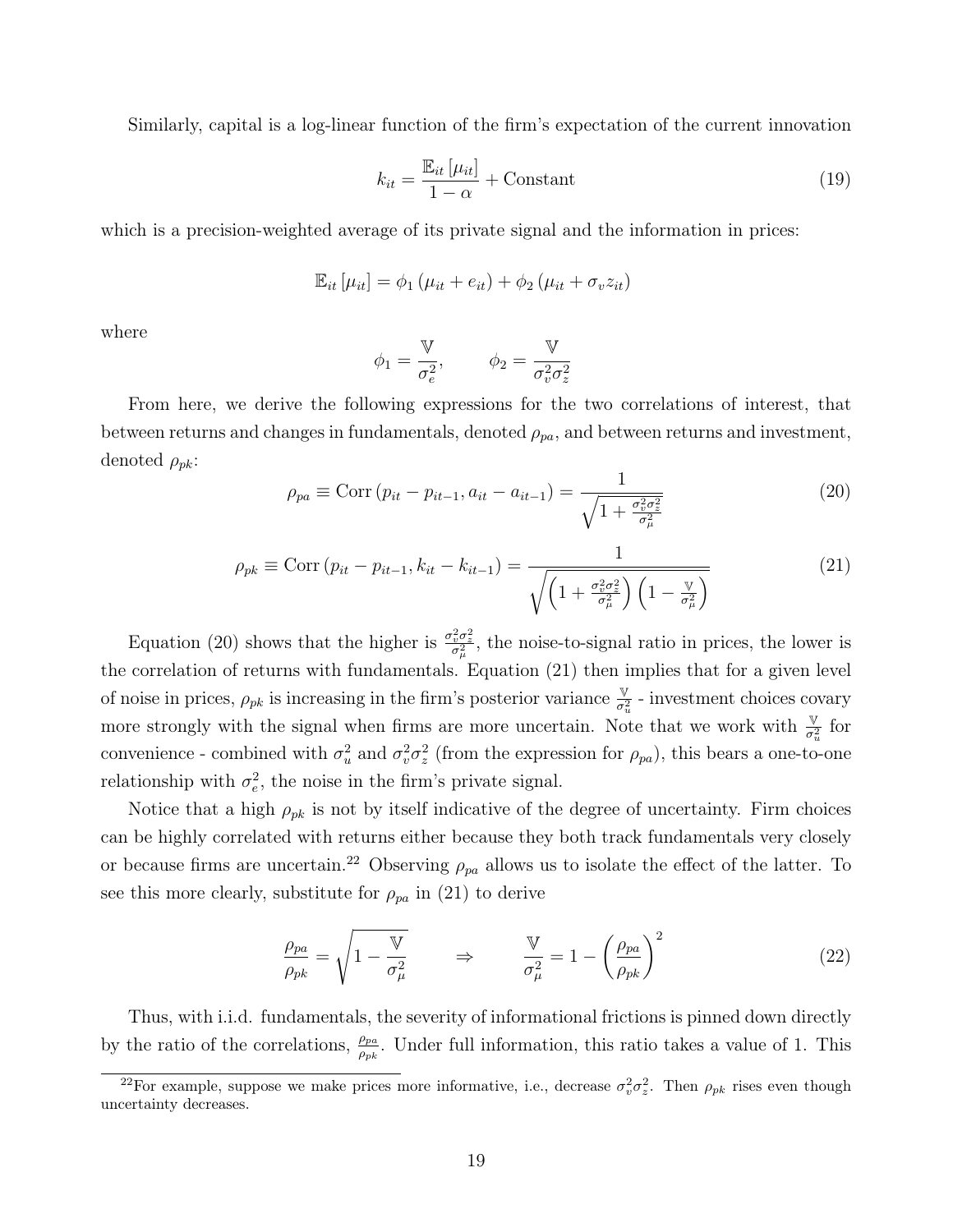Similarly, capital is a log-linear function of the firm's expectation of the current innovation

$$k_{it} = \frac{\mathbb{E}_{it}[\mu_{it}]}{1-\alpha} + \text{Constant} \tag{19}$$

which is a precision-weighted average of its private signal and the information in prices:

$$\mathbb{E}_{it}[\mu_{it}] = \phi_1 (\mu_{it} + e_{it}) + \phi_2 (\mu_{it} + \sigma_v z_{it})$$

where

$$\phi_1 = \frac{\mathbb{V}}{\sigma_e^2}, \qquad \phi_2 = \frac{\mathbb{V}}{\sigma_v^2 \sigma_z^2}$$

From here, we derive the following expressions for the two correlations of interest, that between returns and changes in fundamentals, denoted $\rho_{pa}$, and between returns and investment, denoted $\rho_{pk}$:

$$\rho_{pa} \equiv \text{Corr}(p_{it} - p_{it-1}, a_{it} - a_{it-1}) = \frac{1}{\sqrt{1 + \frac{\sigma_v^2 \sigma_z^2}{\sigma_\mu^2}}} \tag{20}$$

$$\rho_{pk} \equiv \text{Corr}(p_{it} - p_{it-1}, k_{it} - k_{it-1}) = \frac{1}{\sqrt{\left(1 + \frac{\sigma_v^2 \sigma_z^2}{\sigma_\mu^2}\right)\left(1 - \frac{\mathbb{V}}{\sigma_\mu^2}\right)}} \tag{21}$$

Equation (20) shows that the higher is $\frac{\sigma_v^2 \sigma_z^2}{\sigma_\mu^2}$, the noise-to-signal ratio in prices, the lower is the correlation of returns with fundamentals. Equation (21) then implies that for a given level of noise in prices, $\rho_{pk}$ is increasing in the firm's posterior variance $\frac{\mathbb{V}}{\sigma_u^2}$ - investment choices covary more strongly with the signal when firms are more uncertain. Note that we work with $\frac{\mathbb{V}}{\sigma_u^2}$ for convenience - combined with $\sigma_u^2$ and $\sigma_v^2 \sigma_z^2$ (from the expression for $\rho_{pa}$), this bears a one-to-one relationship with $\sigma_e^2$, the noise in the firm's private signal.

Notice that a high $\rho_{pk}$ is not by itself indicative of the degree of uncertainty. Firm choices can be highly correlated with returns either because they both track fundamentals very closely or because firms are uncertain.[22] Observing $\rho_{pa}$ allows us to isolate the effect of the latter. To see this more clearly, substitute for $\rho_{pa}$ in (21) to derive

$$\frac{\rho_{pa}}{\rho_{pk}} = \sqrt{1 - \frac{\mathbb{V}}{\sigma_\mu^2}} \qquad \Rightarrow \qquad \frac{\mathbb{V}}{\sigma_\mu^2} = 1 - \left(\frac{\rho_{pa}}{\rho_{pk}}\right)^2 \tag{22}$$

Thus, with i.i.d. fundamentals, the severity of informational frictions is pinned down directly by the ratio of the correlations, $\frac{\rho_{pa}}{\rho_{pk}}$. Under full information, this ratio takes a value of 1. This

[22] For example, suppose we make prices more informative, i.e., decrease $\sigma_v^2 \sigma_z^2$. Then $\rho_{pk}$ rises even though uncertainty decreases.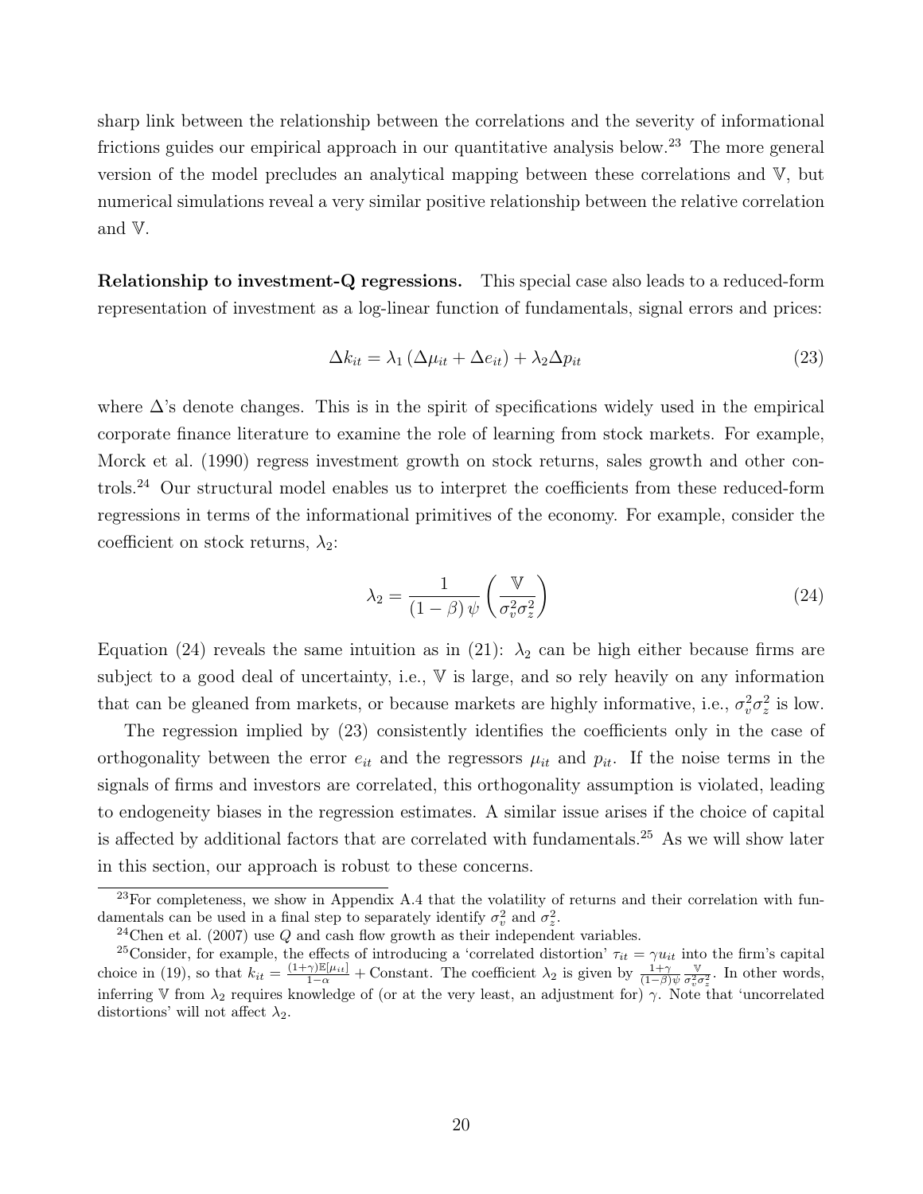sharp link between the relationship between the correlations and the severity of informational frictions guides our empirical approach in our quantitative analysis below.[23] The more general version of the model precludes an analytical mapping between these correlations and $\mathbb{V}$, but numerical simulations reveal a very similar positive relationship between the relative correlation and $\mathbb{V}$.

**Relationship to investment-Q regressions.** This special case also leads to a reduced-form representation of investment as a log-linear function of fundamentals, signal errors and prices:

$$\Delta k_{it} = \lambda_1 \left( \Delta \mu_{it} + \Delta e_{it} \right) + \lambda_2 \Delta p_{it} \tag{23}$$

where $\Delta$'s denote changes. This is in the spirit of specifications widely used in the empirical corporate finance literature to examine the role of learning from stock markets. For example, Morck et al. (1990) regress investment growth on stock returns, sales growth and other controls.[24] Our structural model enables us to interpret the coefficients from these reduced-form regressions in terms of the informational primitives of the economy. For example, consider the coefficient on stock returns, $\lambda_2$:

$$\lambda_2 = \frac{1}{(1-\beta)\,\psi} \left( \frac{\mathbb{V}}{\sigma_v^2 \sigma_z^2} \right) \tag{24}$$

Equation (24) reveals the same intuition as in (21): $\lambda_2$ can be high either because firms are subject to a good deal of uncertainty, i.e., $\mathbb{V}$ is large, and so rely heavily on any information that can be gleaned from markets, or because markets are highly informative, i.e., $\sigma_v^2 \sigma_z^2$ is low.

The regression implied by (23) consistently identifies the coefficients only in the case of orthogonality between the error $e_{it}$ and the regressors $\mu_{it}$ and $p_{it}$. If the noise terms in the signals of firms and investors are correlated, this orthogonality assumption is violated, leading to endogeneity biases in the regression estimates. A similar issue arises if the choice of capital is affected by additional factors that are correlated with fundamentals.[25] As we will show later in this section, our approach is robust to these concerns.

[23] For completeness, we show in Appendix A.4 that the volatility of returns and their correlation with fundamentals can be used in a final step to separately identify $\sigma_v^2$ and $\sigma_z^2$.

[24] Chen et al. (2007) use $Q$ and cash flow growth as their independent variables.

[25] Consider, for example, the effects of introducing a 'correlated distortion' $\tau_{it} = \gamma u_{it}$ into the firm's capital choice in (19), so that $k_{it} = \frac{(1+\gamma)\mathbb{E}[\mu_{it}]}{1-\alpha} + \text{Constant}$. The coefficient $\lambda_2$ is given by $\frac{1+\gamma}{(1-\beta)\psi} \frac{\mathbb{V}}{\sigma_v^2 \sigma_z^2}$. In other words, inferring $\mathbb{V}$ from $\lambda_2$ requires knowledge of (or at the very least, an adjustment for) $\gamma$. Note that 'uncorrelated distortions' will not affect $\lambda_2$.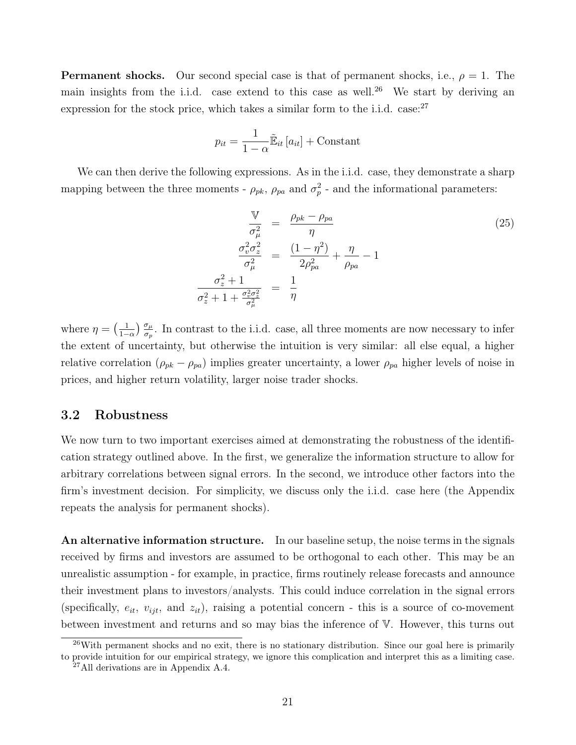**Permanent shocks.** Our second special case is that of permanent shocks, i.e., $\rho = 1$. The main insights from the i.i.d. case extend to this case as well.[26] We start by deriving an expression for the stock price, which takes a similar form to the i.i.d. case:[27]

$$p_{it} = \frac{1}{1-\alpha}\tilde{\mathbb{E}}_{it}\left[a_{it}\right] + \text{Constant}$$

We can then derive the following expressions. As in the i.i.d. case, they demonstrate a sharp mapping between the three moments - $\rho_{pk}$, $\rho_{pa}$ and $\sigma_p^2$ - and the informational parameters:

$$\begin{aligned}
\frac{\mathbb{V}}{\sigma_\mu^2} &= \frac{\rho_{pk} - \rho_{pa}}{\eta} \\
\frac{\sigma_v^2 \sigma_z^2}{\sigma_\mu^2} &= \frac{(1-\eta^2)}{2\rho_{pa}^2} + \frac{\eta}{\rho_{pa}} - 1 \\
\frac{\sigma_z^2 + 1}{\sigma_z^2 + 1 + \frac{\sigma_v^2\sigma_z^2}{\sigma_\mu^2}} &= \frac{1}{\eta}
\end{aligned} \tag{25}$$

where $\eta = \left(\frac{1}{1-\alpha}\right)\frac{\sigma_\mu}{\sigma_p}$. In contrast to the i.i.d. case, all three moments are now necessary to infer the extent of uncertainty, but otherwise the intuition is very similar: all else equal, a higher relative correlation ($\rho_{pk} - \rho_{pa}$) implies greater uncertainty, a lower $\rho_{pa}$ higher levels of noise in prices, and higher return volatility, larger noise trader shocks.

### 3.2 Robustness

We now turn to two important exercises aimed at demonstrating the robustness of the identification strategy outlined above. In the first, we generalize the information structure to allow for arbitrary correlations between signal errors. In the second, we introduce other factors into the firm's investment decision. For simplicity, we discuss only the i.i.d. case here (the Appendix repeats the analysis for permanent shocks).

**An alternative information structure.** In our baseline setup, the noise terms in the signals received by firms and investors are assumed to be orthogonal to each other. This may be an unrealistic assumption - for example, in practice, firms routinely release forecasts and announce their investment plans to investors/analysts. This could induce correlation in the signal errors (specifically, $e_{it}$, $v_{ijt}$, and $z_{it}$), raising a potential concern - this is a source of co-movement between investment and returns and so may bias the inference of $\mathbb{V}$. However, this turns out

[26] With permanent shocks and no exit, there is no stationary distribution. Since our goal here is primarily to provide intuition for our empirical strategy, we ignore this complication and interpret this as a limiting case.

[27] All derivations are in Appendix A.4.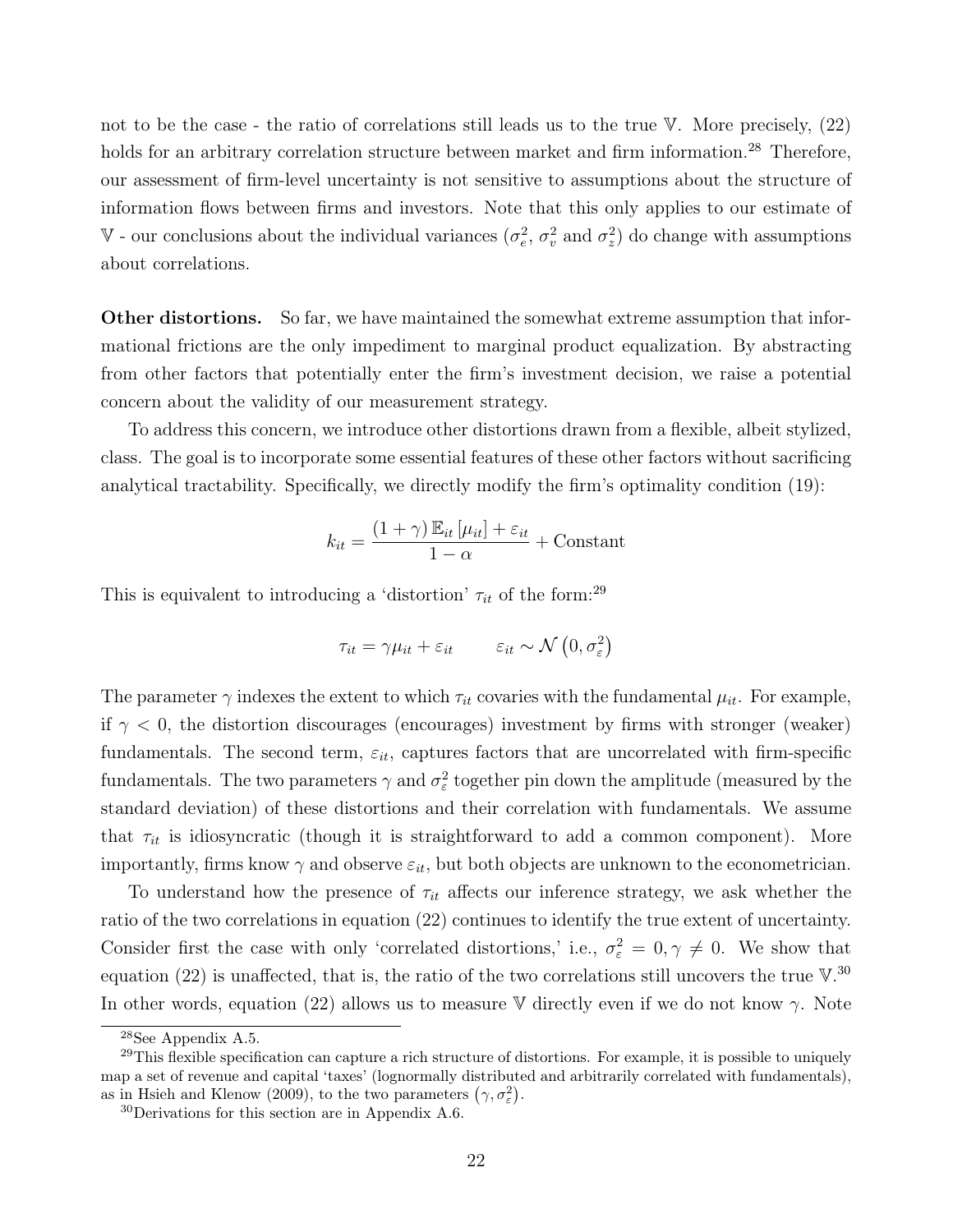not to be the case - the ratio of correlations still leads us to the true $\mathbb{V}$. More precisely, (22) holds for an arbitrary correlation structure between market and firm information.[28] Therefore, our assessment of firm-level uncertainty is not sensitive to assumptions about the structure of information flows between firms and investors. Note that this only applies to our estimate of $\mathbb{V}$ - our conclusions about the individual variances ($\sigma_e^2$, $\sigma_v^2$ and $\sigma_z^2$) do change with assumptions about correlations.

**Other distortions.** So far, we have maintained the somewhat extreme assumption that informational frictions are the only impediment to marginal product equalization. By abstracting from other factors that potentially enter the firm's investment decision, we raise a potential concern about the validity of our measurement strategy.

To address this concern, we introduce other distortions drawn from a flexible, albeit stylized, class. The goal is to incorporate some essential features of these other factors without sacrificing analytical tractability. Specifically, we directly modify the firm's optimality condition (19):

$$k_{it} = \frac{(1+\gamma)\,\mathbb{E}_{it}\left[\mu_{it}\right] + \varepsilon_{it}}{1-\alpha} + \text{Constant}$$

This is equivalent to introducing a 'distortion' $\tau_{it}$ of the form:[29]

$$\tau_{it} = \gamma \mu_{it} + \varepsilon_{it} \qquad \varepsilon_{it} \sim \mathcal{N}\left(0, \sigma_\varepsilon^2\right)$$

The parameter $\gamma$ indexes the extent to which $\tau_{it}$ covaries with the fundamental $\mu_{it}$. For example, if $\gamma < 0$, the distortion discourages (encourages) investment by firms with stronger (weaker) fundamentals. The second term, $\varepsilon_{it}$, captures factors that are uncorrelated with firm-specific fundamentals. The two parameters $\gamma$ and $\sigma_\varepsilon^2$ together pin down the amplitude (measured by the standard deviation) of these distortions and their correlation with fundamentals. We assume that $\tau_{it}$ is idiosyncratic (though it is straightforward to add a common component). More importantly, firms know $\gamma$ and observe $\varepsilon_{it}$, but both objects are unknown to the econometrician.

To understand how the presence of $\tau_{it}$ affects our inference strategy, we ask whether the ratio of the two correlations in equation (22) continues to identify the true extent of uncertainty. Consider first the case with only 'correlated distortions,' i.e., $\sigma_\varepsilon^2 = 0, \gamma \neq 0$. We show that equation (22) is unaffected, that is, the ratio of the two correlations still uncovers the true $\mathbb{V}$.[30] In other words, equation (22) allows us to measure $\mathbb{V}$ directly even if we do not know $\gamma$. Note

---

[28] See Appendix A.5.

[29] This flexible specification can capture a rich structure of distortions. For example, it is possible to uniquely map a set of revenue and capital 'taxes' (lognormally distributed and arbitrarily correlated with fundamentals), as in Hsieh and Klenow (2009), to the two parameters $\left(\gamma, \sigma_\varepsilon^2\right)$.

[30] Derivations for this section are in Appendix A.6.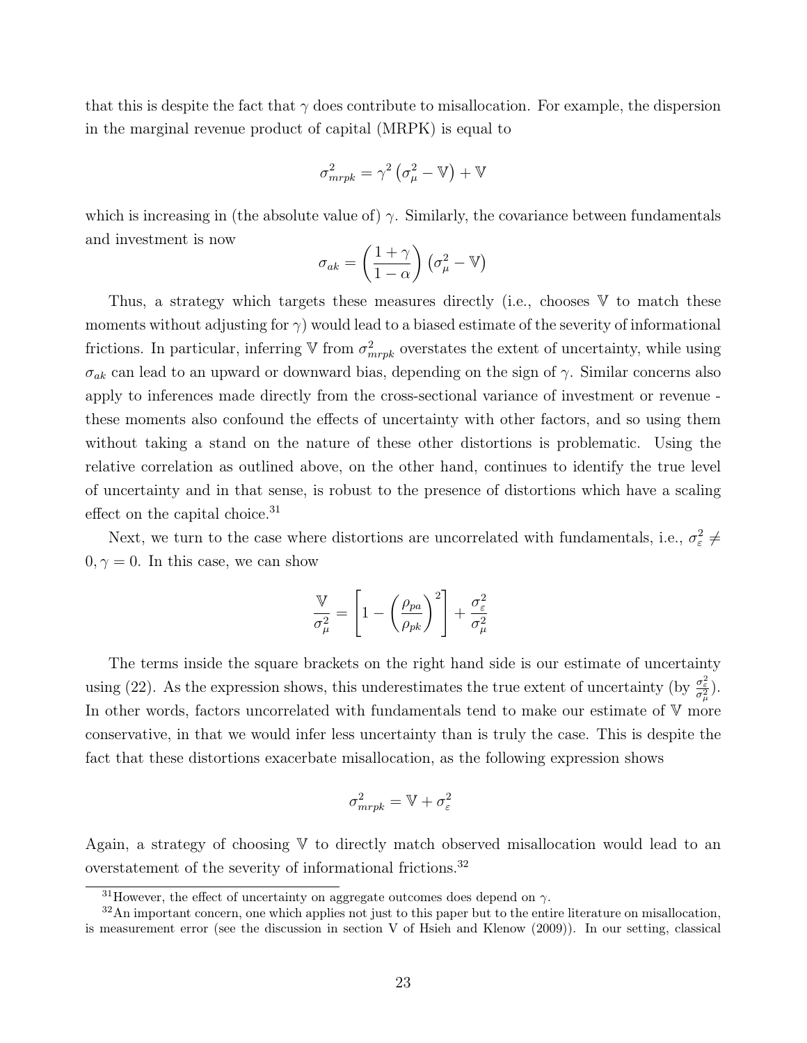that this is despite the fact that $\gamma$ does contribute to misallocation. For example, the dispersion in the marginal revenue product of capital (MRPK) is equal to

$$\sigma_{mrpk}^2 = \gamma^2 \left(\sigma_\mu^2 - \mathbb{V}\right) + \mathbb{V}$$

which is increasing in (the absolute value of) $\gamma$. Similarly, the covariance between fundamentals and investment is now

$$\sigma_{ak} = \left(\frac{1+\gamma}{1-\alpha}\right)\left(\sigma_\mu^2 - \mathbb{V}\right)$$

Thus, a strategy which targets these measures directly (i.e., chooses $\mathbb{V}$ to match these moments without adjusting for $\gamma$) would lead to a biased estimate of the severity of informational frictions. In particular, inferring $\mathbb{V}$ from $\sigma_{mrpk}^2$ overstates the extent of uncertainty, while using $\sigma_{ak}$ can lead to an upward or downward bias, depending on the sign of $\gamma$. Similar concerns also apply to inferences made directly from the cross-sectional variance of investment or revenue - these moments also confound the effects of uncertainty with other factors, and so using them without taking a stand on the nature of these other distortions is problematic. Using the relative correlation as outlined above, on the other hand, continues to identify the true level of uncertainty and in that sense, is robust to the presence of distortions which have a scaling effect on the capital choice.[31]

Next, we turn to the case where distortions are uncorrelated with fundamentals, i.e., $\sigma_\varepsilon^2 \neq 0, \gamma = 0$. In this case, we can show

$$\frac{\mathbb{V}}{\sigma_\mu^2} = \left[1 - \left(\frac{\rho_{pa}}{\rho_{pk}}\right)^2\right] + \frac{\sigma_\varepsilon^2}{\sigma_\mu^2}$$

The terms inside the square brackets on the right hand side is our estimate of uncertainty using (22). As the expression shows, this underestimates the true extent of uncertainty (by $\frac{\sigma_\varepsilon^2}{\sigma_\mu^2}$). In other words, factors uncorrelated with fundamentals tend to make our estimate of $\mathbb{V}$ more conservative, in that we would infer less uncertainty than is truly the case. This is despite the fact that these distortions exacerbate misallocation, as the following expression shows

$$\sigma_{mrpk}^2 = \mathbb{V} + \sigma_\varepsilon^2$$

Again, a strategy of choosing $\mathbb{V}$ to directly match observed misallocation would lead to an overstatement of the severity of informational frictions.[32]

---

[31] However, the effect of uncertainty on aggregate outcomes does depend on $\gamma$.

[32] An important concern, one which applies not just to this paper but to the entire literature on misallocation, is measurement error (see the discussion in section V of Hsieh and Klenow (2009)). In our setting, classical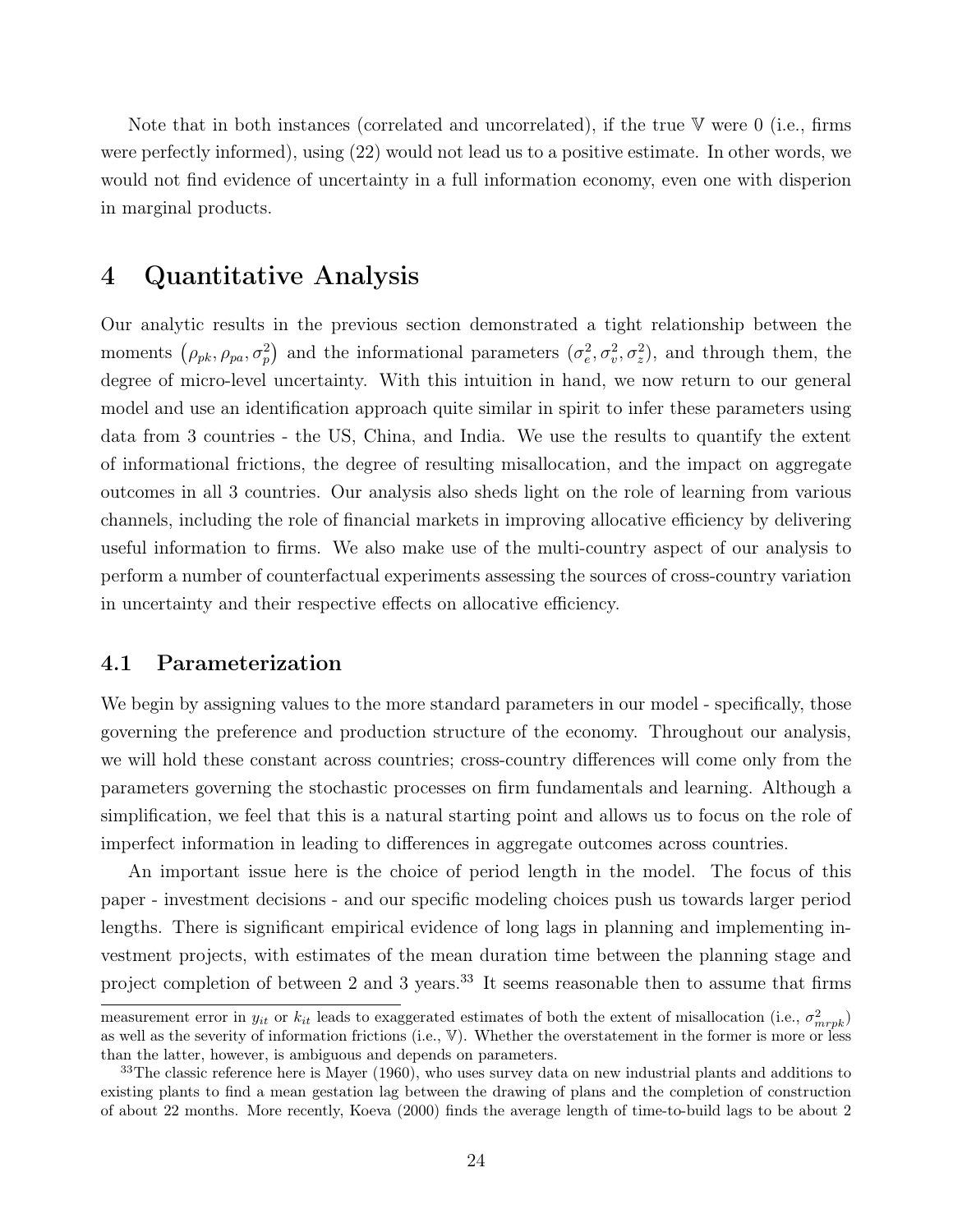Note that in both instances (correlated and uncorrelated), if the true $\mathbb{V}$ were 0 (i.e., firms were perfectly informed), using (22) would not lead us to a positive estimate. In other words, we would not find evidence of uncertainty in a full information economy, even one with disperion in marginal products.

# 4 Quantitative Analysis

Our analytic results in the previous section demonstrated a tight relationship between the moments $\left(\rho_{pk}, \rho_{pa}, \sigma_p^2\right)$ and the informational parameters $(\sigma_e^2, \sigma_v^2, \sigma_z^2)$, and through them, the degree of micro-level uncertainty. With this intuition in hand, we now return to our general model and use an identification approach quite similar in spirit to infer these parameters using data from 3 countries - the US, China, and India. We use the results to quantify the extent of informational frictions, the degree of resulting misallocation, and the impact on aggregate outcomes in all 3 countries. Our analysis also sheds light on the role of learning from various channels, including the role of financial markets in improving allocative efficiency by delivering useful information to firms. We also make use of the multi-country aspect of our analysis to perform a number of counterfactual experiments assessing the sources of cross-country variation in uncertainty and their respective effects on allocative efficiency.

## 4.1 Parameterization

We begin by assigning values to the more standard parameters in our model - specifically, those governing the preference and production structure of the economy. Throughout our analysis, we will hold these constant across countries; cross-country differences will come only from the parameters governing the stochastic processes on firm fundamentals and learning. Although a simplification, we feel that this is a natural starting point and allows us to focus on the role of imperfect information in leading to differences in aggregate outcomes across countries.

An important issue here is the choice of period length in the model. The focus of this paper - investment decisions - and our specific modeling choices push us towards larger period lengths. There is significant empirical evidence of long lags in planning and implementing investment projects, with estimates of the mean duration time between the planning stage and project completion of between 2 and 3 years.[33] It seems reasonable then to assume that firms

measurement error in $y_{it}$ or $k_{it}$ leads to exaggerated estimates of both the extent of misallocation (i.e., $\sigma^2_{mrpk}$) as well as the severity of information frictions (i.e., $\mathbb{V}$). Whether the overstatement in the former is more or less than the latter, however, is ambiguous and depends on parameters.

[33]The classic reference here is Mayer (1960), who uses survey data on new industrial plants and additions to existing plants to find a mean gestation lag between the drawing of plans and the completion of construction of about 22 months. More recently, Koeva (2000) finds the average length of time-to-build lags to be about 2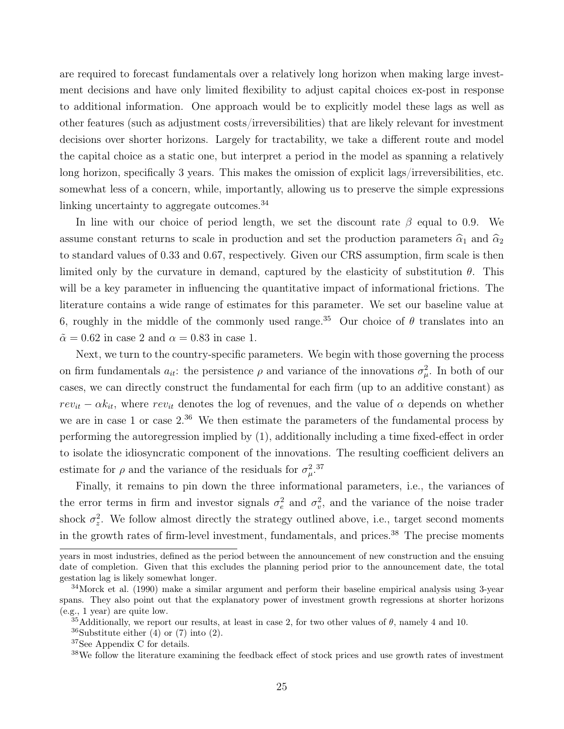are required to forecast fundamentals over a relatively long horizon when making large investment decisions and have only limited flexibility to adjust capital choices ex-post in response to additional information. One approach would be to explicitly model these lags as well as other features (such as adjustment costs/irreversibilities) that are likely relevant for investment decisions over shorter horizons. Largely for tractability, we take a different route and model the capital choice as a static one, but interpret a period in the model as spanning a relatively long horizon, specifically 3 years. This makes the omission of explicit lags/irreversibilities, etc. somewhat less of a concern, while, importantly, allowing us to preserve the simple expressions linking uncertainty to aggregate outcomes.[34]

In line with our choice of period length, we set the discount rate $\beta$ equal to 0.9. We assume constant returns to scale in production and set the production parameters $\widehat{\alpha}_1$ and $\widehat{\alpha}_2$ to standard values of 0.33 and 0.67, respectively. Given our CRS assumption, firm scale is then limited only by the curvature in demand, captured by the elasticity of substitution $\theta$. This will be a key parameter in influencing the quantitative impact of informational frictions. The literature contains a wide range of estimates for this parameter. We set our baseline value at 6, roughly in the middle of the commonly used range.[35] Our choice of $\theta$ translates into an $\tilde{\alpha} = 0.62$ in case 2 and $\alpha = 0.83$ in case 1.

Next, we turn to the country-specific parameters. We begin with those governing the process on firm fundamentals $a_{it}$: the persistence $\rho$ and variance of the innovations $\sigma_\mu^2$. In both of our cases, we can directly construct the fundamental for each firm (up to an additive constant) as $rev_{it} - \alpha k_{it}$, where $rev_{it}$ denotes the log of revenues, and the value of $\alpha$ depends on whether we are in case 1 or case 2.[36] We then estimate the parameters of the fundamental process by performing the autoregression implied by (1), additionally including a time fixed-effect in order to isolate the idiosyncratic component of the innovations. The resulting coefficient delivers an estimate for $\rho$ and the variance of the residuals for $\sigma_\mu^2$.[37]

Finally, it remains to pin down the three informational parameters, i.e., the variances of the error terms in firm and investor signals $\sigma_e^2$ and $\sigma_v^2$, and the variance of the noise trader shock $\sigma_z^2$. We follow almost directly the strategy outlined above, i.e., target second moments in the growth rates of firm-level investment, fundamentals, and prices.[38] The precise moments

---

years in most industries, defined as the period between the announcement of new construction and the ensuing date of completion. Given that this excludes the planning period prior to the announcement date, the total gestation lag is likely somewhat longer.

[34] Morck et al. (1990) make a similar argument and perform their baseline empirical analysis using 3-year spans. They also point out that the explanatory power of investment growth regressions at shorter horizons (e.g., 1 year) are quite low.

[35] Additionally, we report our results, at least in case 2, for two other values of $\theta$, namely 4 and 10.

[36] Substitute either (4) or (7) into (2).

[37] See Appendix C for details.

[38] We follow the literature examining the feedback effect of stock prices and use growth rates of investment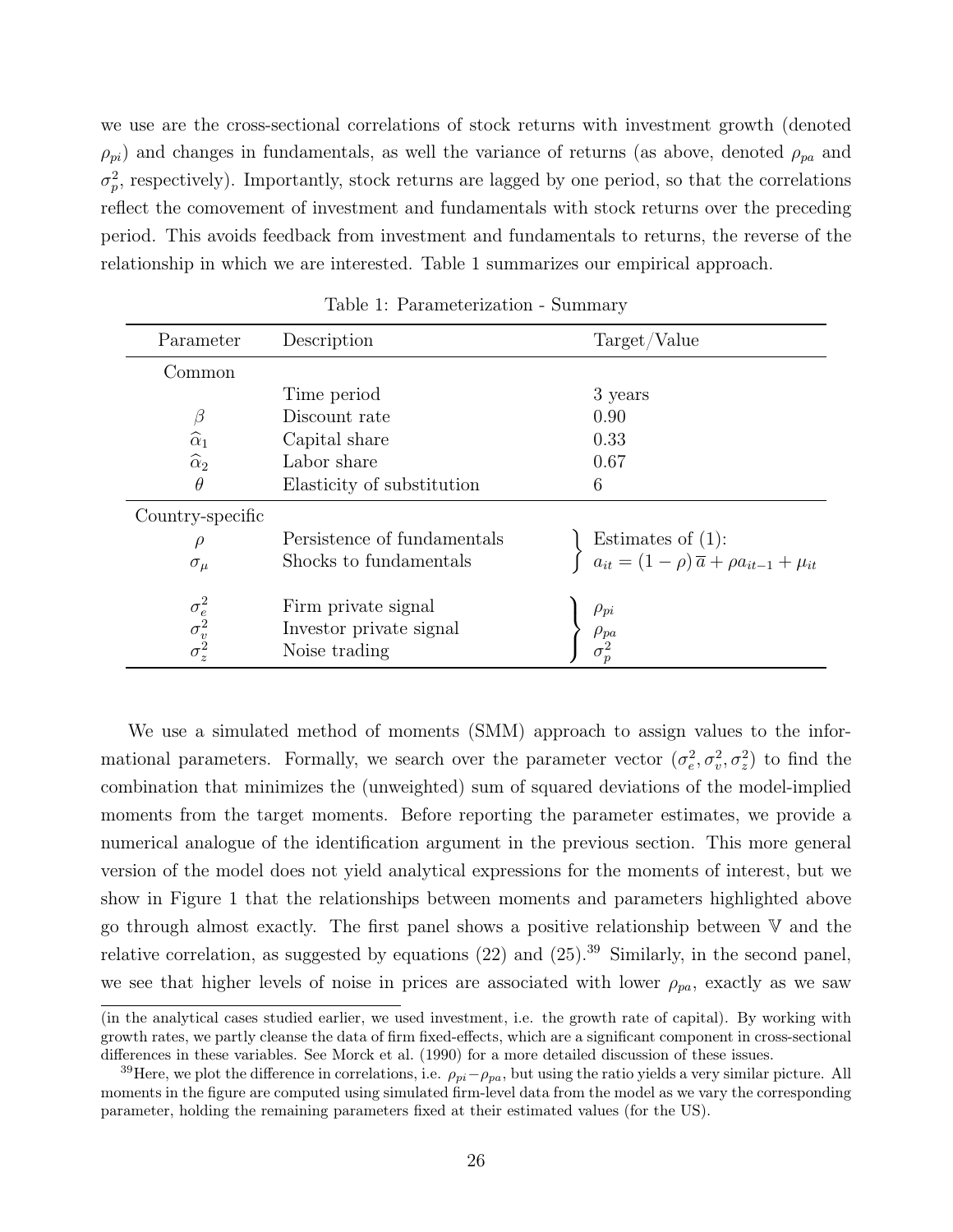we use are the cross-sectional correlations of stock returns with investment growth (denoted $\rho_{pi}$) and changes in fundamentals, as well the variance of returns (as above, denoted $\rho_{pa}$ and $\sigma_p^2$, respectively). Importantly, stock returns are lagged by one period, so that the correlations reflect the comovement of investment and fundamentals with stock returns over the preceding period. This avoids feedback from investment and fundamentals to returns, the reverse of the relationship in which we are interested. Table 1 summarizes our empirical approach.

Table 1: Parameterization - Summary

| Parameter | Description | Target/Value |
|---|---|---|
| Common | | |
| | Time period | 3 years |
| $\beta$ | Discount rate | 0.90 |
| $\widehat{\alpha}_1$ | Capital share | 0.33 |
| $\widehat{\alpha}_2$ | Labor share | 0.67 |
| $\theta$ | Elasticity of substitution | 6 |
| Country-specific | | |
| $\rho$ | Persistence of fundamentals | Estimates of (1): |
| $\sigma_\mu$ | Shocks to fundamentals | $a_{it} = (1-\rho)\,\overline{a} + \rho a_{it-1} + \mu_{it}$ |
| $\sigma_e^2$ | Firm private signal | $\rho_{pi}$ |
| $\sigma_v^2$ | Investor private signal | $\rho_{pa}$ |
| $\sigma_z^2$ | Noise trading | $\sigma_p^2$ |

We use a simulated method of moments (SMM) approach to assign values to the informational parameters. Formally, we search over the parameter vector $(\sigma_e^2, \sigma_v^2, \sigma_z^2)$ to find the combination that minimizes the (unweighted) sum of squared deviations of the model-implied moments from the target moments. Before reporting the parameter estimates, we provide a numerical analogue of the identification argument in the previous section. This more general version of the model does not yield analytical expressions for the moments of interest, but we show in Figure 1 that the relationships between moments and parameters highlighted above go through almost exactly. The first panel shows a positive relationship between $\mathbb{V}$ and the relative correlation, as suggested by equations (22) and (25).[39] Similarly, in the second panel, we see that higher levels of noise in prices are associated with lower $\rho_{pa}$, exactly as we saw

(in the analytical cases studied earlier, we used investment, i.e. the growth rate of capital). By working with growth rates, we partly cleanse the data of firm fixed-effects, which are a significant component in cross-sectional differences in these variables. See Morck et al. (1990) for a more detailed discussion of these issues.

[39]Here, we plot the difference in correlations, i.e. $\rho_{pi} - \rho_{pa}$, but using the ratio yields a very similar picture. All moments in the figure are computed using simulated firm-level data from the model as we vary the corresponding parameter, holding the remaining parameters fixed at their estimated values (for the US).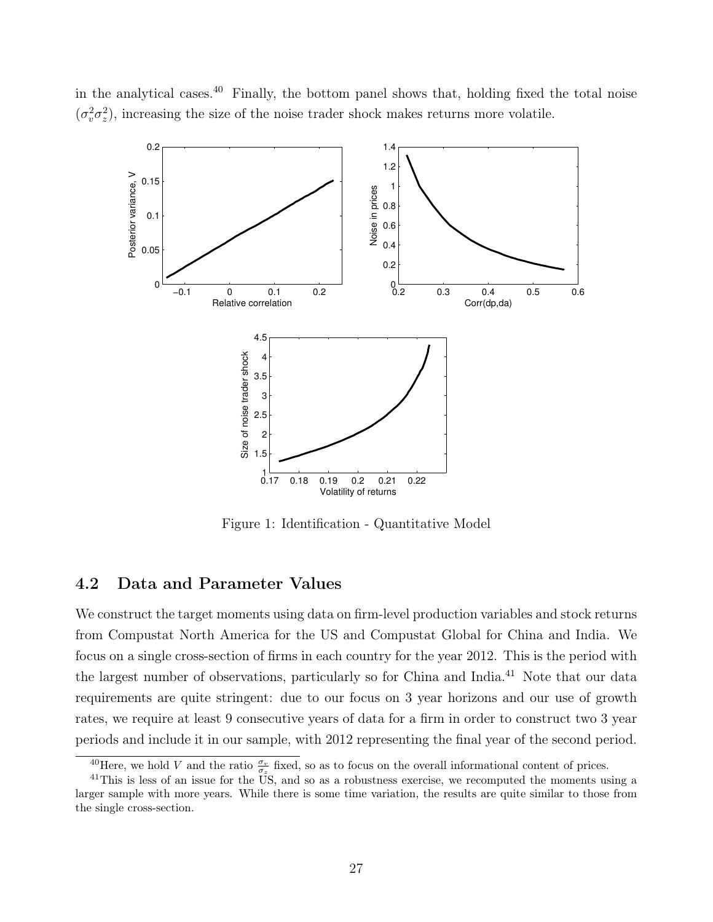in the analytical cases.[40] Finally, the bottom panel shows that, holding fixed the total noise ($\sigma_v^2\sigma_z^2$), increasing the size of the noise trader shock makes returns more volatile.

Figure 1: Identification - Quantitative Model

## 4.2 Data and Parameter Values

We construct the target moments using data on firm-level production variables and stock returns from Compustat North America for the US and Compustat Global for China and India. We focus on a single cross-section of firms in each country for the year 2012. This is the period with the largest number of observations, particularly so for China and India.[41] Note that our data requirements are quite stringent: due to our focus on 3 year horizons and our use of growth rates, we require at least 9 consecutive years of data for a firm in order to construct two 3 year periods and include it in our sample, with 2012 representing the final year of the second period.

[40] Here, we hold $V$ and the ratio $\frac{\sigma_v}{\sigma_z}$ fixed, so as to focus on the overall informational content of prices.

[41] This is less of an issue for the US, and so as a robustness exercise, we recomputed the moments using a larger sample with more years. While there is some time variation, the results are quite similar to those from the single cross-section.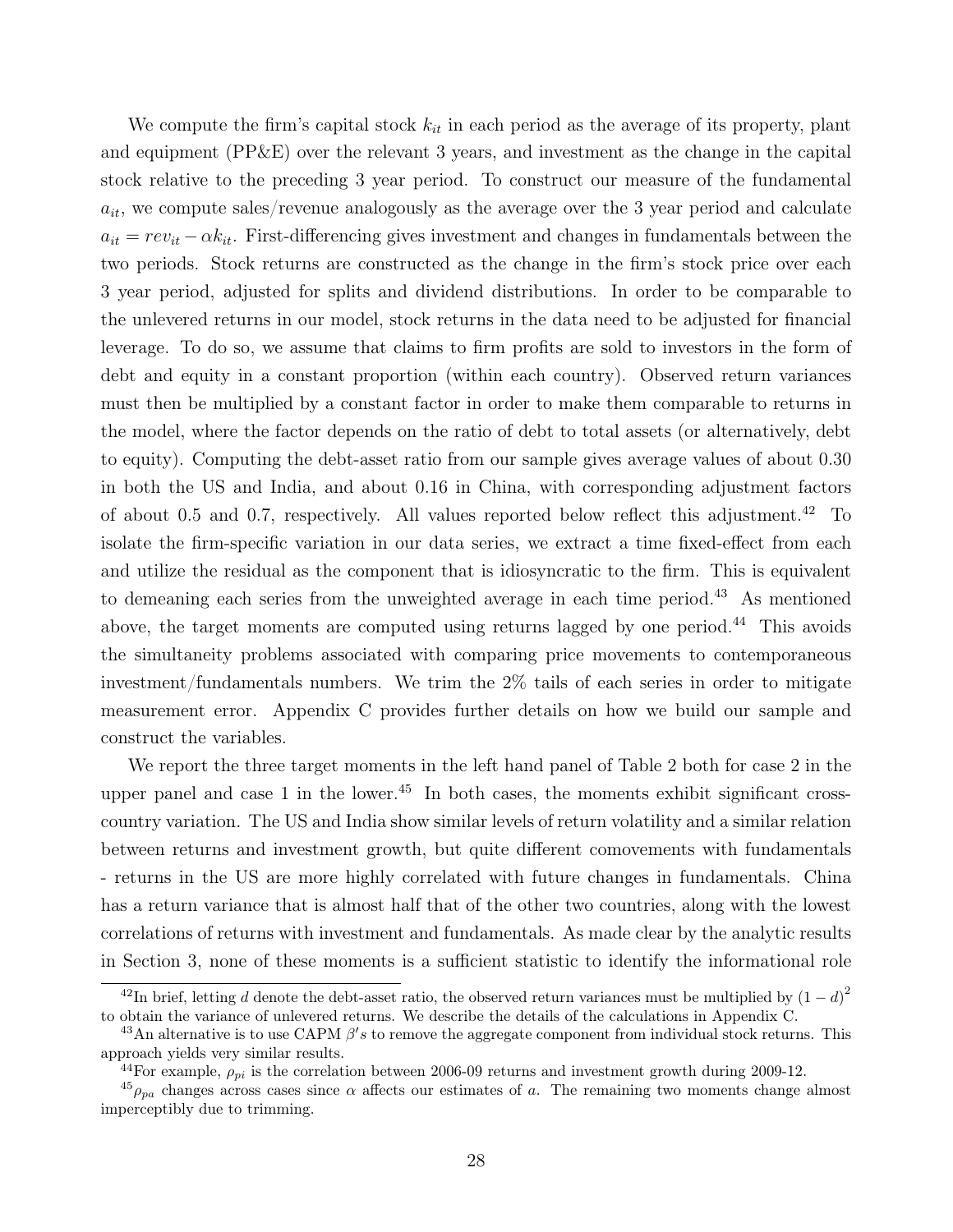We compute the firm's capital stock $k_{it}$ in each period as the average of its property, plant and equipment (PP&E) over the relevant 3 years, and investment as the change in the capital stock relative to the preceding 3 year period. To construct our measure of the fundamental $a_{it}$, we compute sales/revenue analogously as the average over the 3 year period and calculate $a_{it} = rev_{it} - \alpha k_{it}$. First-differencing gives investment and changes in fundamentals between the two periods. Stock returns are constructed as the change in the firm's stock price over each 3 year period, adjusted for splits and dividend distributions. In order to be comparable to the unlevered returns in our model, stock returns in the data need to be adjusted for financial leverage. To do so, we assume that claims to firm profits are sold to investors in the form of debt and equity in a constant proportion (within each country). Observed return variances must then be multiplied by a constant factor in order to make them comparable to returns in the model, where the factor depends on the ratio of debt to total assets (or alternatively, debt to equity). Computing the debt-asset ratio from our sample gives average values of about 0.30 in both the US and India, and about 0.16 in China, with corresponding adjustment factors of about 0.5 and 0.7, respectively. All values reported below reflect this adjustment.[42] To isolate the firm-specific variation in our data series, we extract a time fixed-effect from each and utilize the residual as the component that is idiosyncratic to the firm. This is equivalent to demeaning each series from the unweighted average in each time period.[43] As mentioned above, the target moments are computed using returns lagged by one period.[44] This avoids the simultaneity problems associated with comparing price movements to contemporaneous investment/fundamentals numbers. We trim the 2% tails of each series in order to mitigate measurement error. Appendix C provides further details on how we build our sample and construct the variables.

We report the three target moments in the left hand panel of Table 2 both for case 2 in the upper panel and case 1 in the lower.[45] In both cases, the moments exhibit significant cross-country variation. The US and India show similar levels of return volatility and a similar relation between returns and investment growth, but quite different comovements with fundamentals - returns in the US are more highly correlated with future changes in fundamentals. China has a return variance that is almost half that of the other two countries, along with the lowest correlations of returns with investment and fundamentals. As made clear by the analytic results in Section 3, none of these moments is a sufficient statistic to identify the informational role

---

[42] In brief, letting $d$ denote the debt-asset ratio, the observed return variances must be multiplied by $(1-d)^2$ to obtain the variance of unlevered returns. We describe the details of the calculations in Appendix C.

[43] An alternative is to use CAPM $\beta' s$ to remove the aggregate component from individual stock returns. This approach yields very similar results.

[44] For example, $\rho_{pi}$ is the correlation between 2006-09 returns and investment growth during 2009-12.

[45] $\rho_{pa}$ changes across cases since $\alpha$ affects our estimates of $a$. The remaining two moments change almost imperceptibly due to trimming.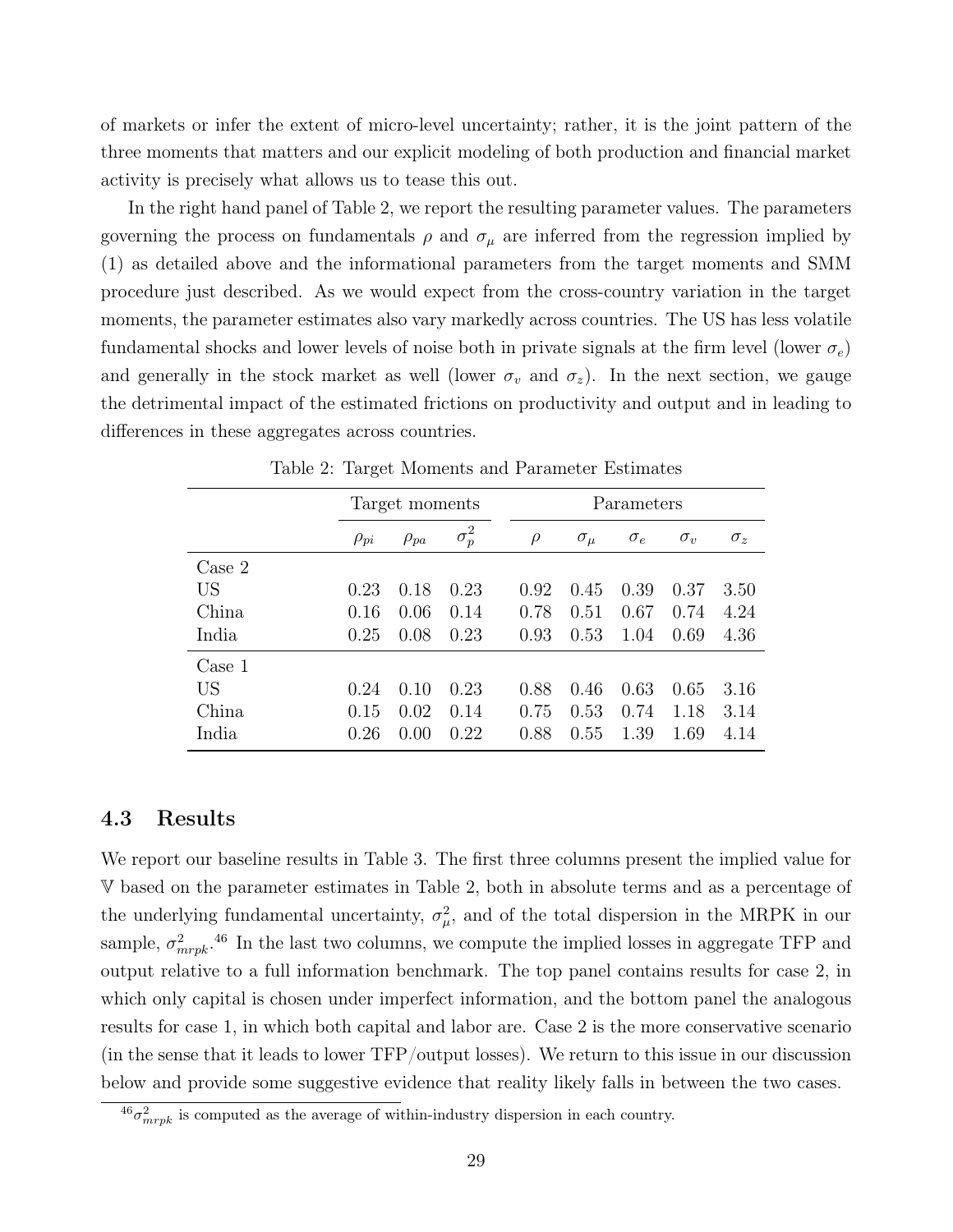of markets or infer the extent of micro-level uncertainty; rather, it is the joint pattern of the three moments that matters and our explicit modeling of both production and financial market activity is precisely what allows us to tease this out.

In the right hand panel of Table 2, we report the resulting parameter values. The parameters governing the process on fundamentals $\rho$ and $\sigma_\mu$ are inferred from the regression implied by (1) as detailed above and the informational parameters from the target moments and SMM procedure just described. As we would expect from the cross-country variation in the target moments, the parameter estimates also vary markedly across countries. The US has less volatile fundamental shocks and lower levels of noise both in private signals at the firm level (lower $\sigma_e$) and generally in the stock market as well (lower $\sigma_v$ and $\sigma_z$). In the next section, we gauge the detrimental impact of the estimated frictions on productivity and output and in leading to differences in these aggregates across countries.

Table 2: Target Moments and Parameter Estimates

| | Target moments | | | Parameters | | | | |
|---|---|---|---|---|---|---|---|---|
| | $\rho_{pi}$ | $\rho_{pa}$ | $\sigma_p^2$ | $\rho$ | $\sigma_\mu$ | $\sigma_e$ | $\sigma_v$ | $\sigma_z$ |
| Case 2 | | | | | | | | |
| US | 0.23 | 0.18 | 0.23 | 0.92 | 0.45 | 0.39 | 0.37 | 3.50 |
| China | 0.16 | 0.06 | 0.14 | 0.78 | 0.51 | 0.67 | 0.74 | 4.24 |
| India | 0.25 | 0.08 | 0.23 | 0.93 | 0.53 | 1.04 | 0.69 | 4.36 |
| Case 1 | | | | | | | | |
| US | 0.24 | 0.10 | 0.23 | 0.88 | 0.46 | 0.63 | 0.65 | 3.16 |
| China | 0.15 | 0.02 | 0.14 | 0.75 | 0.53 | 0.74 | 1.18 | 3.14 |
| India | 0.26 | 0.00 | 0.22 | 0.88 | 0.55 | 1.39 | 1.69 | 4.14 |

### 4.3 Results

We report our baseline results in Table 3. The first three columns present the implied value for $\mathbb{V}$ based on the parameter estimates in Table 2, both in absolute terms and as a percentage of the underlying fundamental uncertainty, $\sigma_\mu^2$, and of the total dispersion in the MRPK in our sample, $\sigma_{mrpk}^2$.[46] In the last two columns, we compute the implied losses in aggregate TFP and output relative to a full information benchmark. The top panel contains results for case 2, in which only capital is chosen under imperfect information, and the bottom panel the analogous results for case 1, in which both capital and labor are. Case 2 is the more conservative scenario (in the sense that it leads to lower TFP/output losses). We return to this issue in our discussion below and provide some suggestive evidence that reality likely falls in between the two cases.

[46] $\sigma_{mrpk}^2$ is computed as the average of within-industry dispersion in each country.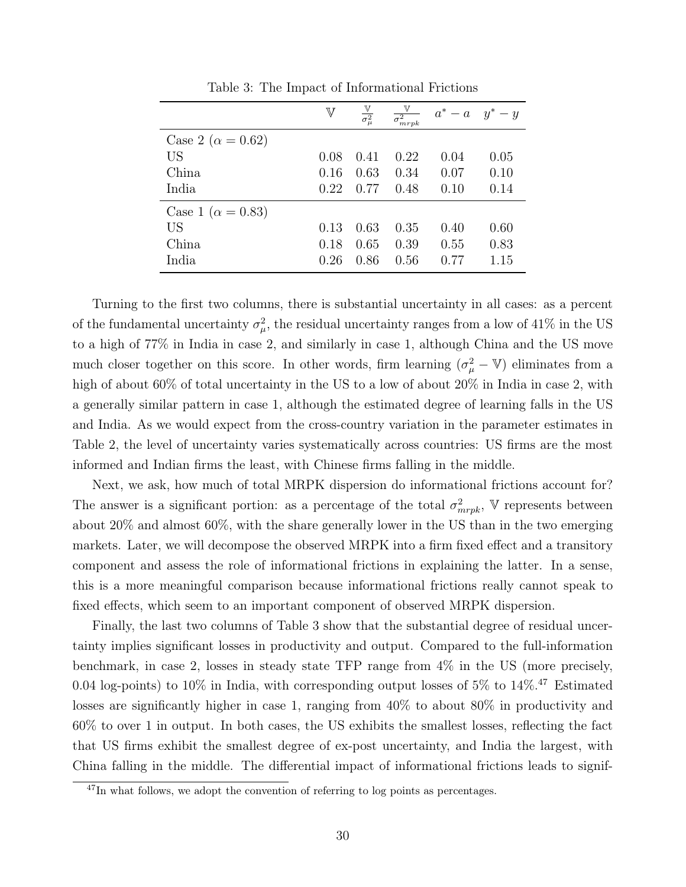Table 3: The Impact of Informational Frictions

| | $\mathbb{V}$ | $\frac{\mathbb{V}}{\sigma_\mu^2}$ | $\frac{\mathbb{V}}{\sigma_{mrpk}^2}$ | $a^* - a$ | $y^* - y$ |
|---|---|---|---|---|---|
| Case 2 ($\alpha = 0.62$) | | | | | |
| US | 0.08 | 0.41 | 0.22 | 0.04 | 0.05 |
| China | 0.16 | 0.63 | 0.34 | 0.07 | 0.10 |
| India | 0.22 | 0.77 | 0.48 | 0.10 | 0.14 |
| Case 1 ($\alpha = 0.83$) | | | | | |
| US | 0.13 | 0.63 | 0.35 | 0.40 | 0.60 |
| China | 0.18 | 0.65 | 0.39 | 0.55 | 0.83 |
| India | 0.26 | 0.86 | 0.56 | 0.77 | 1.15 |

Turning to the first two columns, there is substantial uncertainty in all cases: as a percent of the fundamental uncertainty $\sigma_\mu^2$, the residual uncertainty ranges from a low of 41% in the US to a high of 77% in India in case 2, and similarly in case 1, although China and the US move much closer together on this score. In other words, firm learning ($\sigma_\mu^2 - \mathbb{V}$) eliminates from a high of about 60% of total uncertainty in the US to a low of about 20% in India in case 2, with a generally similar pattern in case 1, although the estimated degree of learning falls in the US and India. As we would expect from the cross-country variation in the parameter estimates in Table 2, the level of uncertainty varies systematically across countries: US firms are the most informed and Indian firms the least, with Chinese firms falling in the middle.

Next, we ask, how much of total MRPK dispersion do informational frictions account for? The answer is a significant portion: as a percentage of the total $\sigma_{mrpk}^2$, $\mathbb{V}$ represents between about 20% and almost 60%, with the share generally lower in the US than in the two emerging markets. Later, we will decompose the observed MRPK into a firm fixed effect and a transitory component and assess the role of informational frictions in explaining the latter. In a sense, this is a more meaningful comparison because informational frictions really cannot speak to fixed effects, which seem to an important component of observed MRPK dispersion.

Finally, the last two columns of Table 3 show that the substantial degree of residual uncertainty implies significant losses in productivity and output. Compared to the full-information benchmark, in case 2, losses in steady state TFP range from 4% in the US (more precisely, 0.04 log-points) to 10% in India, with corresponding output losses of 5% to 14%.[47] Estimated losses are significantly higher in case 1, ranging from 40% to about 80% in productivity and 60% to over 1 in output. In both cases, the US exhibits the smallest losses, reflecting the fact that US firms exhibit the smallest degree of ex-post uncertainty, and India the largest, with China falling in the middle. The differential impact of informational frictions leads to signif-

[47] In what follows, we adopt the convention of referring to log points as percentages.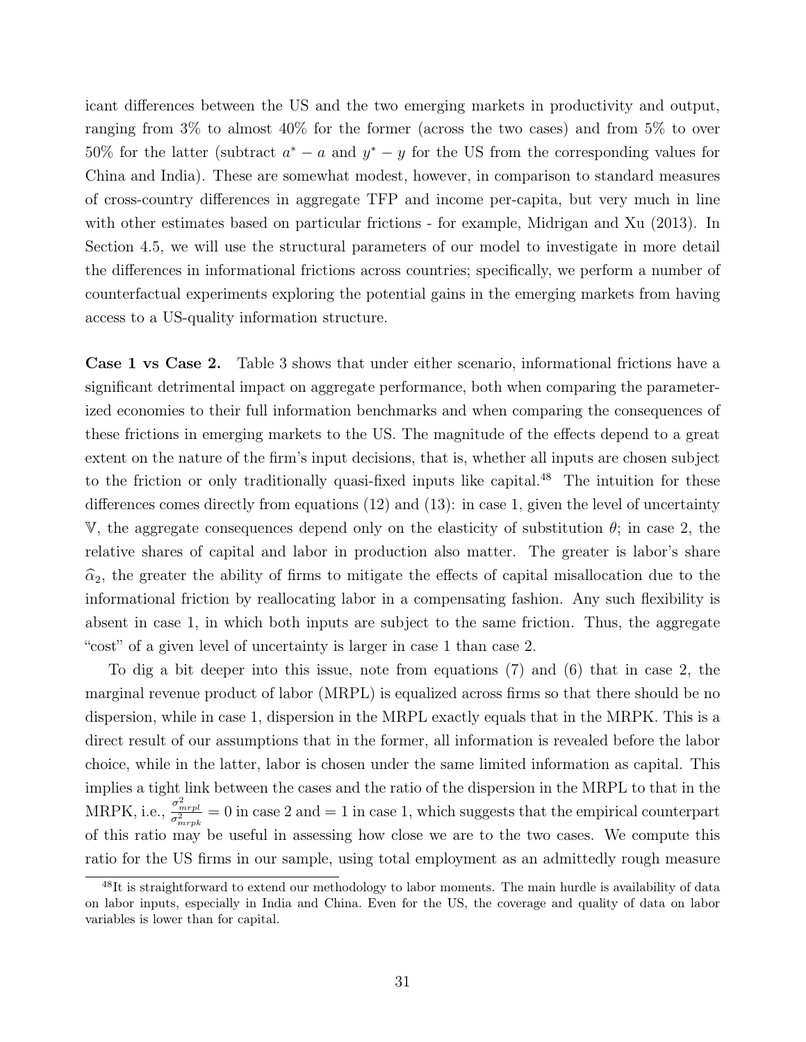icant differences between the US and the two emerging markets in productivity and output, ranging from 3% to almost 40% for the former (across the two cases) and from 5% to over 50% for the latter (subtract $a^* - a$ and $y^* - y$ for the US from the corresponding values for China and India). These are somewhat modest, however, in comparison to standard measures of cross-country differences in aggregate TFP and income per-capita, but very much in line with other estimates based on particular frictions - for example, Midrigan and Xu (2013). In Section 4.5, we will use the structural parameters of our model to investigate in more detail the differences in informational frictions across countries; specifically, we perform a number of counterfactual experiments exploring the potential gains in the emerging markets from having access to a US-quality information structure.

**Case 1 vs Case 2.** Table 3 shows that under either scenario, informational frictions have a significant detrimental impact on aggregate performance, both when comparing the parameterized economies to their full information benchmarks and when comparing the consequences of these frictions in emerging markets to the US. The magnitude of the effects depend to a great extent on the nature of the firm's input decisions, that is, whether all inputs are chosen subject to the friction or only traditionally quasi-fixed inputs like capital.[48] The intuition for these differences comes directly from equations (12) and (13): in case 1, given the level of uncertainty $\mathbb{V}$, the aggregate consequences depend only on the elasticity of substitution $\theta$; in case 2, the relative shares of capital and labor in production also matter. The greater is labor's share $\widehat{\alpha}_2$, the greater the ability of firms to mitigate the effects of capital misallocation due to the informational friction by reallocating labor in a compensating fashion. Any such flexibility is absent in case 1, in which both inputs are subject to the same friction. Thus, the aggregate "cost" of a given level of uncertainty is larger in case 1 than case 2.

To dig a bit deeper into this issue, note from equations (7) and (6) that in case 2, the marginal revenue product of labor (MRPL) is equalized across firms so that there should be no dispersion, while in case 1, dispersion in the MRPL exactly equals that in the MRPK. This is a direct result of our assumptions that in the former, all information is revealed before the labor choice, while in the latter, labor is chosen under the same limited information as capital. This implies a tight link between the cases and the ratio of the dispersion in the MRPL to that in the MRPK, i.e., $\frac{\sigma^2_{mrpl}}{\sigma^2_{mrpk}} = 0$ in case 2 and $= 1$ in case 1, which suggests that the empirical counterpart of this ratio may be useful in assessing how close we are to the two cases. We compute this ratio for the US firms in our sample, using total employment as an admittedly rough measure

[48] It is straightforward to extend our methodology to labor moments. The main hurdle is availability of data on labor inputs, especially in India and China. Even for the US, the coverage and quality of data on labor variables is lower than for capital.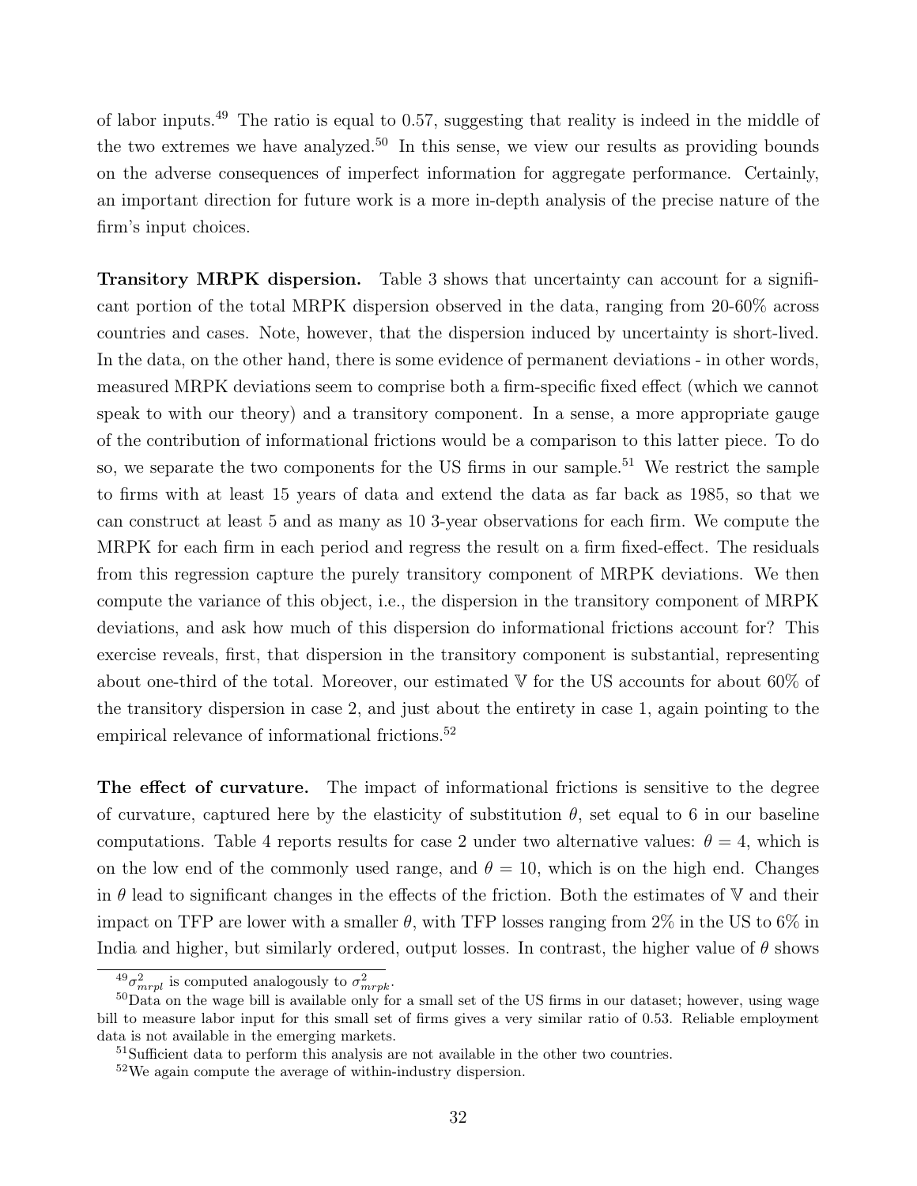of labor inputs.[49] The ratio is equal to 0.57, suggesting that reality is indeed in the middle of the two extremes we have analyzed.[50] In this sense, we view our results as providing bounds on the adverse consequences of imperfect information for aggregate performance. Certainly, an important direction for future work is a more in-depth analysis of the precise nature of the firm's input choices.

**Transitory MRPK dispersion.** Table 3 shows that uncertainty can account for a significant portion of the total MRPK dispersion observed in the data, ranging from 20-60% across countries and cases. Note, however, that the dispersion induced by uncertainty is short-lived. In the data, on the other hand, there is some evidence of permanent deviations - in other words, measured MRPK deviations seem to comprise both a firm-specific fixed effect (which we cannot speak to with our theory) and a transitory component. In a sense, a more appropriate gauge of the contribution of informational frictions would be a comparison to this latter piece. To do so, we separate the two components for the US firms in our sample.[51] We restrict the sample to firms with at least 15 years of data and extend the data as far back as 1985, so that we can construct at least 5 and as many as 10 3-year observations for each firm. We compute the MRPK for each firm in each period and regress the result on a firm fixed-effect. The residuals from this regression capture the purely transitory component of MRPK deviations. We then compute the variance of this object, i.e., the dispersion in the transitory component of MRPK deviations, and ask how much of this dispersion do informational frictions account for? This exercise reveals, first, that dispersion in the transitory component is substantial, representing about one-third of the total. Moreover, our estimated $\mathbb{V}$ for the US accounts for about 60% of the transitory dispersion in case 2, and just about the entirety in case 1, again pointing to the empirical relevance of informational frictions.[52]

**The effect of curvature.** The impact of informational frictions is sensitive to the degree of curvature, captured here by the elasticity of substitution $\theta$, set equal to 6 in our baseline computations. Table 4 reports results for case 2 under two alternative values: $\theta = 4$, which is on the low end of the commonly used range, and $\theta = 10$, which is on the high end. Changes in $\theta$ lead to significant changes in the effects of the friction. Both the estimates of $\mathbb{V}$ and their impact on TFP are lower with a smaller $\theta$, with TFP losses ranging from 2% in the US to 6% in India and higher, but similarly ordered, output losses. In contrast, the higher value of $\theta$ shows

---

[49] $\sigma^2_{mrpl}$ is computed analogously to $\sigma^2_{mrpk}$.

[50] Data on the wage bill is available only for a small set of the US firms in our dataset; however, using wage bill to measure labor input for this small set of firms gives a very similar ratio of 0.53. Reliable employment data is not available in the emerging markets.

[51] Sufficient data to perform this analysis are not available in the other two countries.

[52] We again compute the average of within-industry dispersion.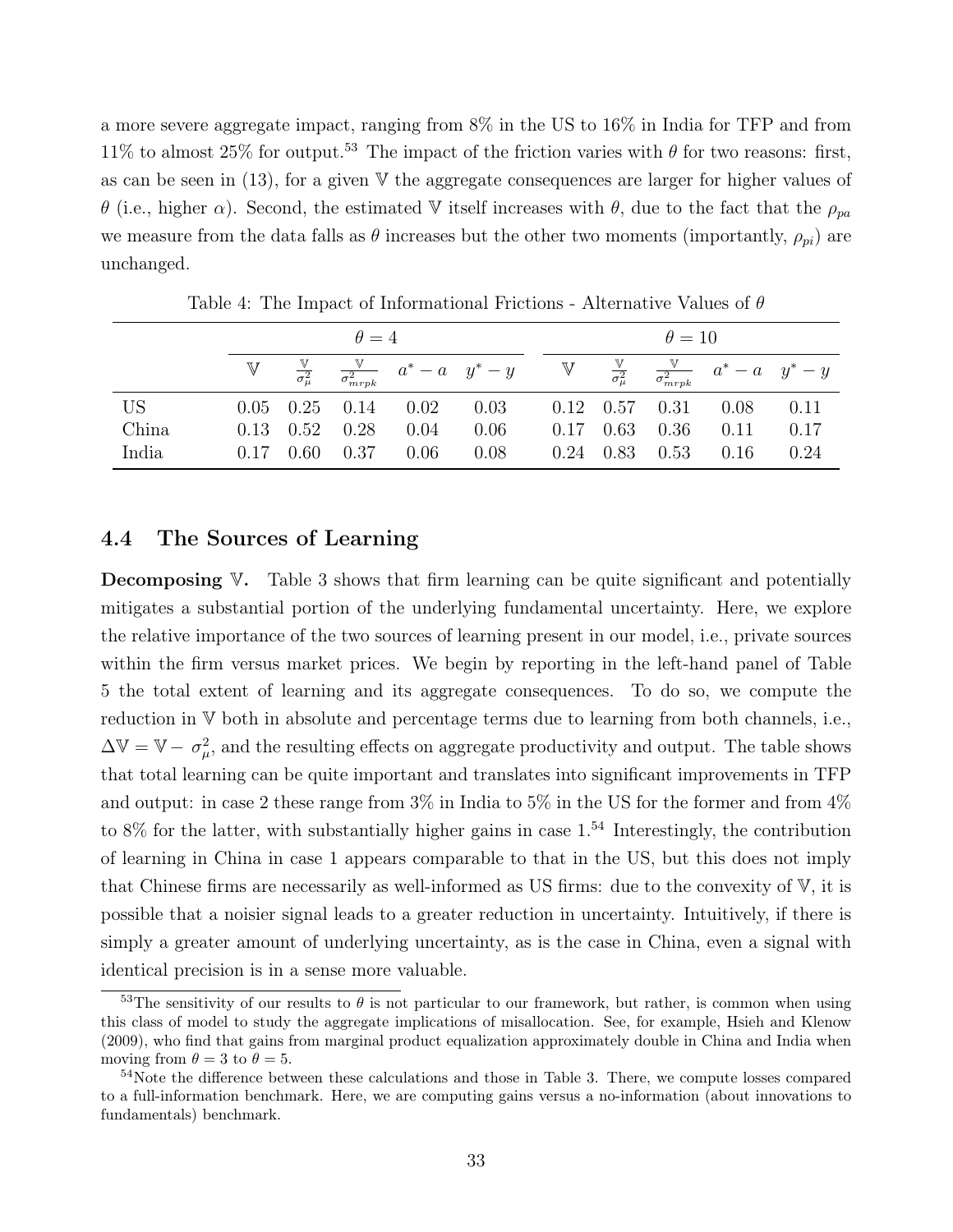a more severe aggregate impact, ranging from 8% in the US to 16% in India for TFP and from 11% to almost 25% for output.[53] The impact of the friction varies with $\theta$ for two reasons: first, as can be seen in (13), for a given $\mathbb{V}$ the aggregate consequences are larger for higher values of $\theta$ (i.e., higher $\alpha$). Second, the estimated $\mathbb{V}$ itself increases with $\theta$, due to the fact that the $\rho_{pa}$ we measure from the data falls as $\theta$ increases but the other two moments (importantly, $\rho_{pi}$) are unchanged.

Table 4: The Impact of Informational Frictions - Alternative Values of $\theta$

| | $\theta = 4$ | | | | | $\theta = 10$ | | | | |
|---|---|---|---|---|---|---|---|---|---|---|
| | $\mathbb{V}$ | $\frac{\mathbb{V}}{\sigma_\mu^2}$ | $\frac{\mathbb{V}}{\sigma_{mrpk}^2}$ | $a^* - a$ | $y^* - y$ | $\mathbb{V}$ | $\frac{\mathbb{V}}{\sigma_\mu^2}$ | $\frac{\mathbb{V}}{\sigma_{mrpk}^2}$ | $a^* - a$ | $y^* - y$ |
| US | 0.05 | 0.25 | 0.14 | 0.02 | 0.03 | 0.12 | 0.57 | 0.31 | 0.08 | 0.11 |
| China | 0.13 | 0.52 | 0.28 | 0.04 | 0.06 | 0.17 | 0.63 | 0.36 | 0.11 | 0.17 |
| India | 0.17 | 0.60 | 0.37 | 0.06 | 0.08 | 0.24 | 0.83 | 0.53 | 0.16 | 0.24 |

## 4.4 The Sources of Learning

**Decomposing $\mathbb{V}$.** Table 3 shows that firm learning can be quite significant and potentially mitigates a substantial portion of the underlying fundamental uncertainty. Here, we explore the relative importance of the two sources of learning present in our model, i.e., private sources within the firm versus market prices. We begin by reporting in the left-hand panel of Table 5 the total extent of learning and its aggregate consequences. To do so, we compute the reduction in $\mathbb{V}$ both in absolute and percentage terms due to learning from both channels, i.e., $\Delta\mathbb{V} = \mathbb{V} - \sigma_\mu^2$, and the resulting effects on aggregate productivity and output. The table shows that total learning can be quite important and translates into significant improvements in TFP and output: in case 2 these range from 3% in India to 5% in the US for the former and from 4% to 8% for the latter, with substantially higher gains in case 1.[54] Interestingly, the contribution of learning in China in case 1 appears comparable to that in the US, but this does not imply that Chinese firms are necessarily as well-informed as US firms: due to the convexity of $\mathbb{V}$, it is possible that a noisier signal leads to a greater reduction in uncertainty. Intuitively, if there is simply a greater amount of underlying uncertainty, as is the case in China, even a signal with identical precision is in a sense more valuable.

[53]The sensitivity of our results to $\theta$ is not particular to our framework, but rather, is common when using this class of model to study the aggregate implications of misallocation. See, for example, Hsieh and Klenow (2009), who find that gains from marginal product equalization approximately double in China and India when moving from $\theta = 3$ to $\theta = 5$.

[54]Note the difference between these calculations and those in Table 3. There, we compute losses compared to a full-information benchmark. Here, we are computing gains versus a no-information (about innovations to fundamentals) benchmark.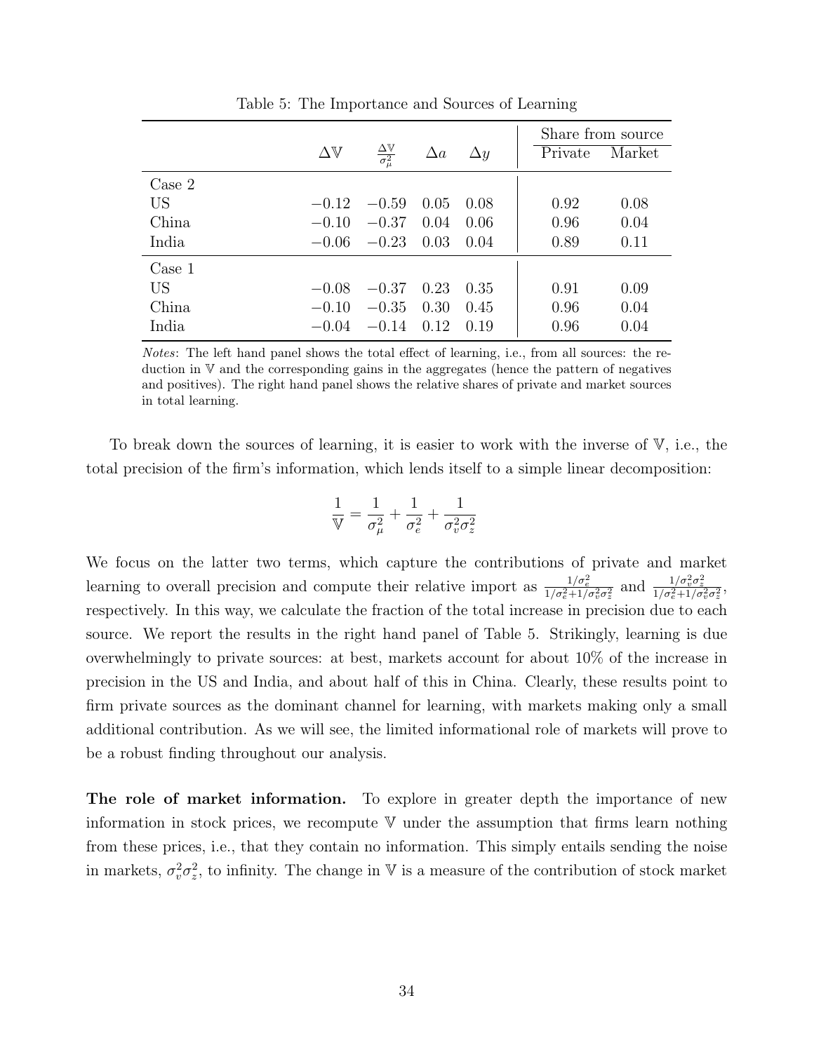Table 5: The Importance and Sources of Learning

| | $\Delta\mathbb{V}$ | $\frac{\Delta\mathbb{V}}{\sigma_\mu^2}$ | $\Delta a$ | $\Delta y$ | Share from source | |
|---|---|---|---|---|---|---|
| | | | | | Private | Market |
| Case 2 | | | | | | |
| US | $-0.12$ | $-0.59$ | 0.05 | 0.08 | 0.92 | 0.08 |
| China | $-0.10$ | $-0.37$ | 0.04 | 0.06 | 0.96 | 0.04 |
| India | $-0.06$ | $-0.23$ | 0.03 | 0.04 | 0.89 | 0.11 |
| Case 1 | | | | | | |
| US | $-0.08$ | $-0.37$ | 0.23 | 0.35 | 0.91 | 0.09 |
| China | $-0.10$ | $-0.35$ | 0.30 | 0.45 | 0.96 | 0.04 |
| India | $-0.04$ | $-0.14$ | 0.12 | 0.19 | 0.96 | 0.04 |

*Notes*: The left hand panel shows the total effect of learning, i.e., from all sources: the reduction in $\mathbb{V}$ and the corresponding gains in the aggregates (hence the pattern of negatives and positives). The right hand panel shows the relative shares of private and market sources in total learning.

To break down the sources of learning, it is easier to work with the inverse of $\mathbb{V}$, i.e., the total precision of the firm's information, which lends itself to a simple linear decomposition:

$$\frac{1}{\mathbb{V}} = \frac{1}{\sigma_\mu^2} + \frac{1}{\sigma_e^2} + \frac{1}{\sigma_v^2\sigma_z^2}$$

We focus on the latter two terms, which capture the contributions of private and market learning to overall precision and compute their relative import as $\frac{1/\sigma_e^2}{1/\sigma_e^2+1/\sigma_v^2\sigma_z^2}$ and $\frac{1/\sigma_v^2\sigma_z^2}{1/\sigma_e^2+1/\sigma_v^2\sigma_z^2}$, respectively. In this way, we calculate the fraction of the total increase in precision due to each source. We report the results in the right hand panel of Table 5. Strikingly, learning is due overwhelmingly to private sources: at best, markets account for about 10% of the increase in precision in the US and India, and about half of this in China. Clearly, these results point to firm private sources as the dominant channel for learning, with markets making only a small additional contribution. As we will see, the limited informational role of markets will prove to be a robust finding throughout our analysis.

**The role of market information.** To explore in greater depth the importance of new information in stock prices, we recompute $\mathbb{V}$ under the assumption that firms learn nothing from these prices, i.e., that they contain no information. This simply entails sending the noise in markets, $\sigma_v^2\sigma_z^2$, to infinity. The change in $\mathbb{V}$ is a measure of the contribution of stock market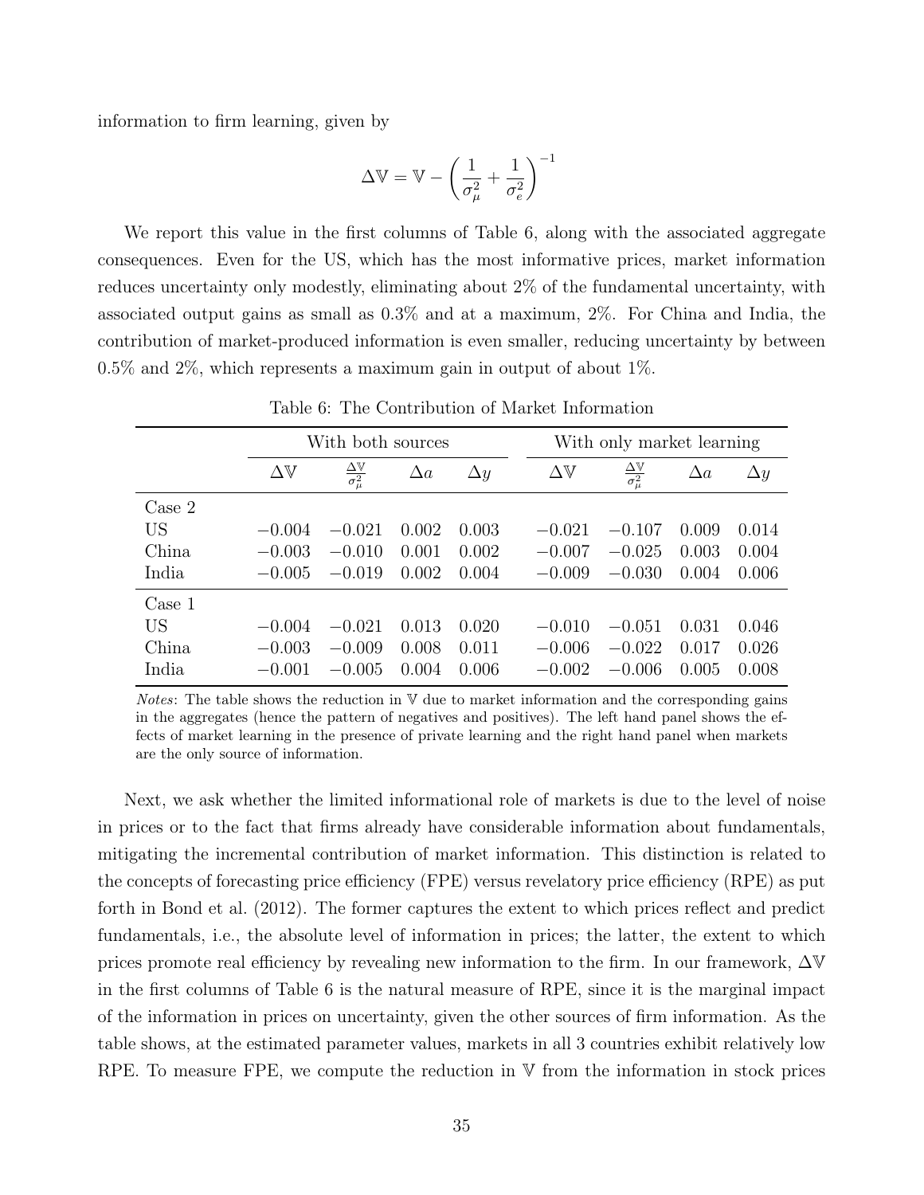information to firm learning, given by

$$\Delta \mathbb{V} = \mathbb{V} - \left( \frac{1}{\sigma_\mu^2} + \frac{1}{\sigma_e^2} \right)^{-1}$$

We report this value in the first columns of Table 6, along with the associated aggregate consequences. Even for the US, which has the most informative prices, market information reduces uncertainty only modestly, eliminating about 2% of the fundamental uncertainty, with associated output gains as small as 0.3% and at a maximum, 2%. For China and India, the contribution of market-produced information is even smaller, reducing uncertainty by between 0.5% and 2%, which represents a maximum gain in output of about 1%.

Table 6: The Contribution of Market Information

| | With both sources | | | | With only market learning | | | |
|---|---|---|---|---|---|---|---|---|
| | $\Delta\mathbb{V}$ | $\frac{\Delta\mathbb{V}}{\sigma_\mu^2}$ | $\Delta a$ | $\Delta y$ | $\Delta\mathbb{V}$ | $\frac{\Delta\mathbb{V}}{\sigma_\mu^2}$ | $\Delta a$ | $\Delta y$ |
| Case 2 | | | | | | | | |
| US | $-0.004$ | $-0.021$ | 0.002 | 0.003 | $-0.021$ | $-0.107$ | 0.009 | 0.014 |
| China | $-0.003$ | $-0.010$ | 0.001 | 0.002 | $-0.007$ | $-0.025$ | 0.003 | 0.004 |
| India | $-0.005$ | $-0.019$ | 0.002 | 0.004 | $-0.009$ | $-0.030$ | 0.004 | 0.006 |
| Case 1 | | | | | | | | |
| US | $-0.004$ | $-0.021$ | 0.013 | 0.020 | $-0.010$ | $-0.051$ | 0.031 | 0.046 |
| China | $-0.003$ | $-0.009$ | 0.008 | 0.011 | $-0.006$ | $-0.022$ | 0.017 | 0.026 |
| India | $-0.001$ | $-0.005$ | 0.004 | 0.006 | $-0.002$ | $-0.006$ | 0.005 | 0.008 |

*Notes*: The table shows the reduction in $\mathbb{V}$ due to market information and the corresponding gains in the aggregates (hence the pattern of negatives and positives). The left hand panel shows the effects of market learning in the presence of private learning and the right hand panel when markets are the only source of information.

Next, we ask whether the limited informational role of markets is due to the level of noise in prices or to the fact that firms already have considerable information about fundamentals, mitigating the incremental contribution of market information. This distinction is related to the concepts of forecasting price efficiency (FPE) versus revelatory price efficiency (RPE) as put forth in Bond et al. (2012). The former captures the extent to which prices reflect and predict fundamentals, i.e., the absolute level of information in prices; the latter, the extent to which prices promote real efficiency by revealing new information to the firm. In our framework, $\Delta\mathbb{V}$ in the first columns of Table 6 is the natural measure of RPE, since it is the marginal impact of the information in prices on uncertainty, given the other sources of firm information. As the table shows, at the estimated parameter values, markets in all 3 countries exhibit relatively low RPE. To measure FPE, we compute the reduction in $\mathbb{V}$ from the information in stock prices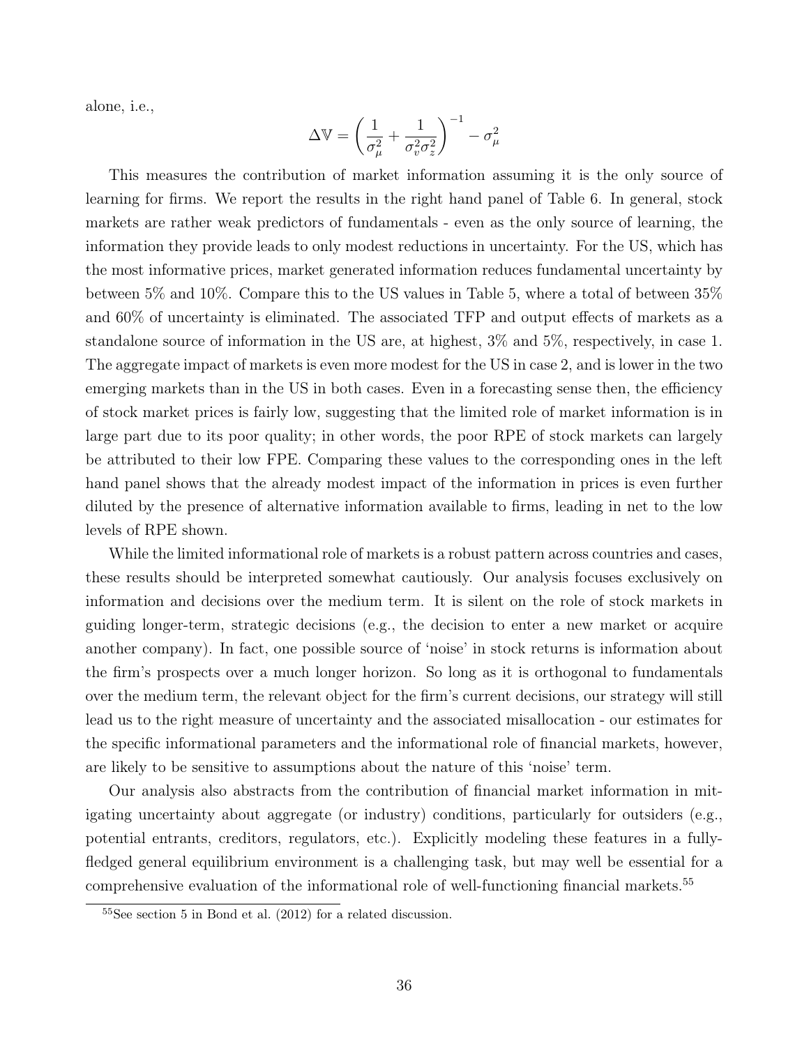alone, i.e.,

$$\Delta \mathbb{V} = \left( \frac{1}{\sigma_\mu^2} + \frac{1}{\sigma_v^2 \sigma_z^2} \right)^{-1} - \sigma_\mu^2$$

This measures the contribution of market information assuming it is the only source of learning for firms. We report the results in the right hand panel of Table 6. In general, stock markets are rather weak predictors of fundamentals - even as the only source of learning, the information they provide leads to only modest reductions in uncertainty. For the US, which has the most informative prices, market generated information reduces fundamental uncertainty by between 5% and 10%. Compare this to the US values in Table 5, where a total of between 35% and 60% of uncertainty is eliminated. The associated TFP and output effects of markets as a standalone source of information in the US are, at highest, 3% and 5%, respectively, in case 1. The aggregate impact of markets is even more modest for the US in case 2, and is lower in the two emerging markets than in the US in both cases. Even in a forecasting sense then, the efficiency of stock market prices is fairly low, suggesting that the limited role of market information is in large part due to its poor quality; in other words, the poor RPE of stock markets can largely be attributed to their low FPE. Comparing these values to the corresponding ones in the left hand panel shows that the already modest impact of the information in prices is even further diluted by the presence of alternative information available to firms, leading in net to the low levels of RPE shown.

While the limited informational role of markets is a robust pattern across countries and cases, these results should be interpreted somewhat cautiously. Our analysis focuses exclusively on information and decisions over the medium term. It is silent on the role of stock markets in guiding longer-term, strategic decisions (e.g., the decision to enter a new market or acquire another company). In fact, one possible source of 'noise' in stock returns is information about the firm's prospects over a much longer horizon. So long as it is orthogonal to fundamentals over the medium term, the relevant object for the firm's current decisions, our strategy will still lead us to the right measure of uncertainty and the associated misallocation - our estimates for the specific informational parameters and the informational role of financial markets, however, are likely to be sensitive to assumptions about the nature of this 'noise' term.

Our analysis also abstracts from the contribution of financial market information in mitigating uncertainty about aggregate (or industry) conditions, particularly for outsiders (e.g., potential entrants, creditors, regulators, etc.). Explicitly modeling these features in a fully-fledged general equilibrium environment is a challenging task, but may well be essential for a comprehensive evaluation of the informational role of well-functioning financial markets.[55]

[55] See section 5 in Bond et al. (2012) for a related discussion.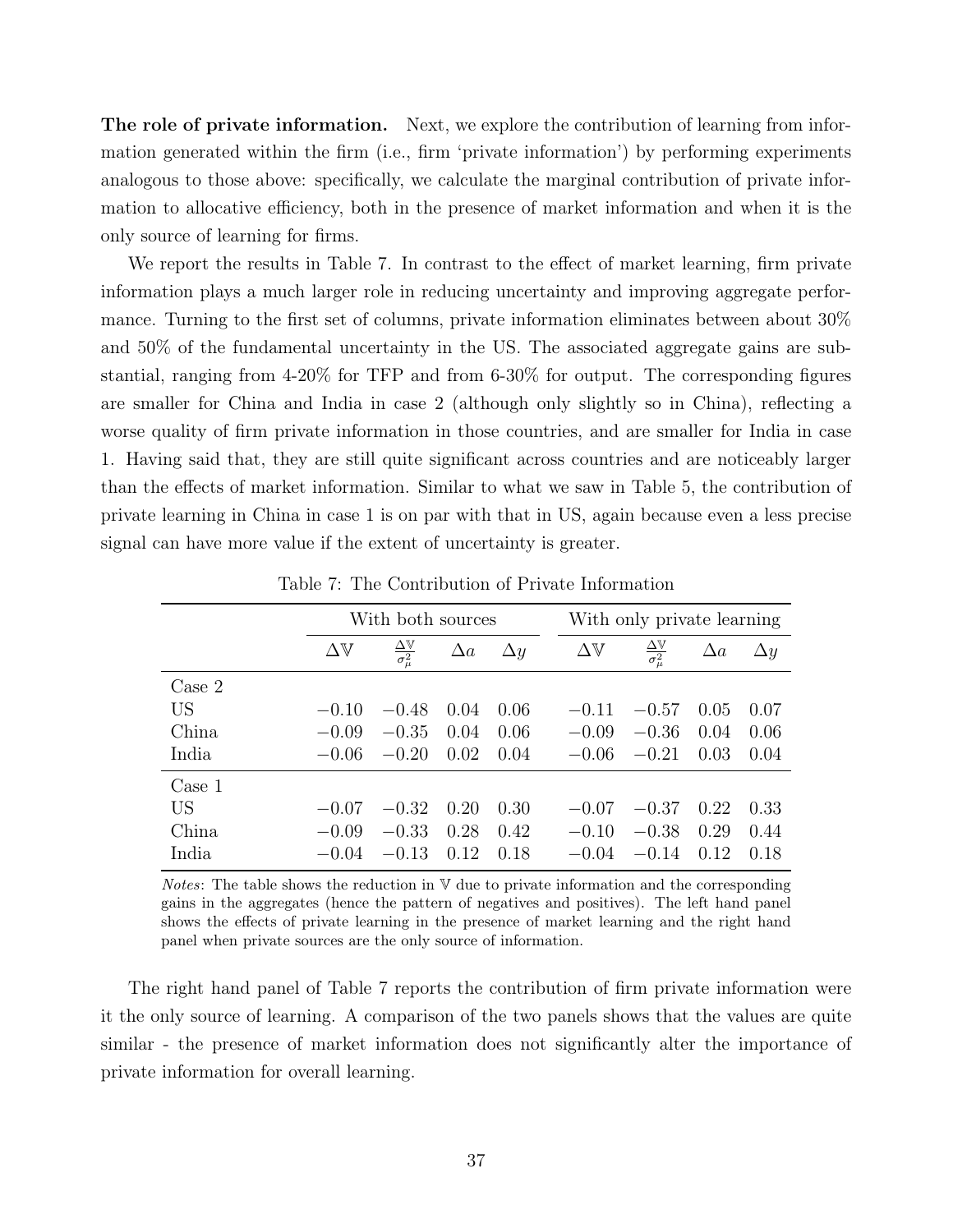**The role of private information.** Next, we explore the contribution of learning from information generated within the firm (i.e., firm 'private information') by performing experiments analogous to those above: specifically, we calculate the marginal contribution of private information to allocative efficiency, both in the presence of market information and when it is the only source of learning for firms.

We report the results in Table 7. In contrast to the effect of market learning, firm private information plays a much larger role in reducing uncertainty and improving aggregate performance. Turning to the first set of columns, private information eliminates between about 30% and 50% of the fundamental uncertainty in the US. The associated aggregate gains are substantial, ranging from 4-20% for TFP and from 6-30% for output. The corresponding figures are smaller for China and India in case 2 (although only slightly so in China), reflecting a worse quality of firm private information in those countries, and are smaller for India in case 1. Having said that, they are still quite significant across countries and are noticeably larger than the effects of market information. Similar to what we saw in Table 5, the contribution of private learning in China in case 1 is on par with that in US, again because even a less precise signal can have more value if the extent of uncertainty is greater.

Table 7: The Contribution of Private Information

| | With both sources | | | | With only private learning | | | |
|---|---|---|---|---|---|---|---|---|
| | $\Delta\mathbb{V}$ | $\frac{\Delta\mathbb{V}}{\sigma_\mu^2}$ | $\Delta a$ | $\Delta y$ | $\Delta\mathbb{V}$ | $\frac{\Delta\mathbb{V}}{\sigma_\mu^2}$ | $\Delta a$ | $\Delta y$ |
| Case 2 | | | | | | | | |
| US | $-0.10$ | $-0.48$ | 0.04 | 0.06 | $-0.11$ | $-0.57$ | 0.05 | 0.07 |
| China | $-0.09$ | $-0.35$ | 0.04 | 0.06 | $-0.09$ | $-0.36$ | 0.04 | 0.06 |
| India | $-0.06$ | $-0.20$ | 0.02 | 0.04 | $-0.06$ | $-0.21$ | 0.03 | 0.04 |
| Case 1 | | | | | | | | |
| US | $-0.07$ | $-0.32$ | 0.20 | 0.30 | $-0.07$ | $-0.37$ | 0.22 | 0.33 |
| China | $-0.09$ | $-0.33$ | 0.28 | 0.42 | $-0.10$ | $-0.38$ | 0.29 | 0.44 |
| India | $-0.04$ | $-0.13$ | 0.12 | 0.18 | $-0.04$ | $-0.14$ | 0.12 | 0.18 |

*Notes*: The table shows the reduction in $\mathbb{V}$ due to private information and the corresponding gains in the aggregates (hence the pattern of negatives and positives). The left hand panel shows the effects of private learning in the presence of market learning and the right hand panel when private sources are the only source of information.

The right hand panel of Table 7 reports the contribution of firm private information were it the only source of learning. A comparison of the two panels shows that the values are quite similar - the presence of market information does not significantly alter the importance of private information for overall learning.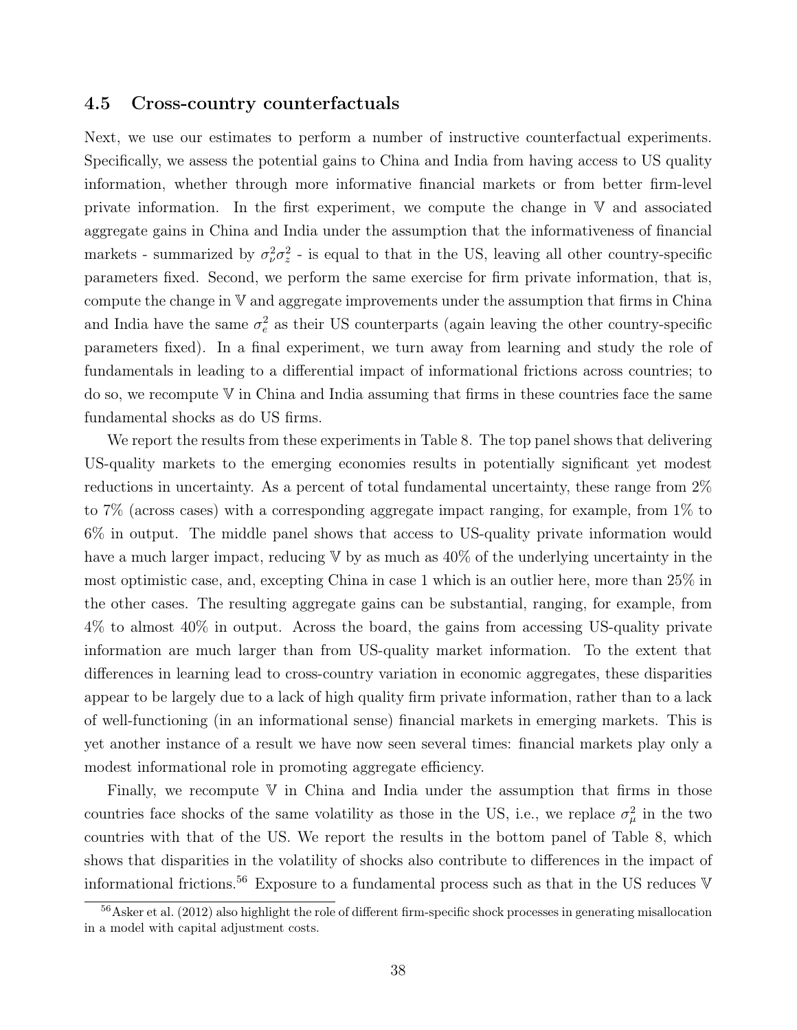### 4.5 Cross-country counterfactuals

Next, we use our estimates to perform a number of instructive counterfactual experiments. Specifically, we assess the potential gains to China and India from having access to US quality information, whether through more informative financial markets or from better firm-level private information. In the first experiment, we compute the change in $\mathbb{V}$ and associated aggregate gains in China and India under the assumption that the informativeness of financial markets - summarized by $\sigma_{\nu}^2 \sigma_z^2$ - is equal to that in the US, leaving all other country-specific parameters fixed. Second, we perform the same exercise for firm private information, that is, compute the change in $\mathbb{V}$ and aggregate improvements under the assumption that firms in China and India have the same $\sigma_e^2$ as their US counterparts (again leaving the other country-specific parameters fixed). In a final experiment, we turn away from learning and study the role of fundamentals in leading to a differential impact of informational frictions across countries; to do so, we recompute $\mathbb{V}$ in China and India assuming that firms in these countries face the same fundamental shocks as do US firms.

We report the results from these experiments in Table 8. The top panel shows that delivering US-quality markets to the emerging economies results in potentially significant yet modest reductions in uncertainty. As a percent of total fundamental uncertainty, these range from 2% to 7% (across cases) with a corresponding aggregate impact ranging, for example, from 1% to 6% in output. The middle panel shows that access to US-quality private information would have a much larger impact, reducing $\mathbb{V}$ by as much as 40% of the underlying uncertainty in the most optimistic case, and, excepting China in case 1 which is an outlier here, more than 25% in the other cases. The resulting aggregate gains can be substantial, ranging, for example, from 4% to almost 40% in output. Across the board, the gains from accessing US-quality private information are much larger than from US-quality market information. To the extent that differences in learning lead to cross-country variation in economic aggregates, these disparities appear to be largely due to a lack of high quality firm private information, rather than to a lack of well-functioning (in an informational sense) financial markets in emerging markets. This is yet another instance of a result we have now seen several times: financial markets play only a modest informational role in promoting aggregate efficiency.

Finally, we recompute $\mathbb{V}$ in China and India under the assumption that firms in those countries face shocks of the same volatility as those in the US, i.e., we replace $\sigma_{\mu}^2$ in the two countries with that of the US. We report the results in the bottom panel of Table 8, which shows that disparities in the volatility of shocks also contribute to differences in the impact of informational frictions.[56] Exposure to a fundamental process such as that in the US reduces $\mathbb{V}$

[56] Asker et al. (2012) also highlight the role of different firm-specific shock processes in generating misallocation in a model with capital adjustment costs.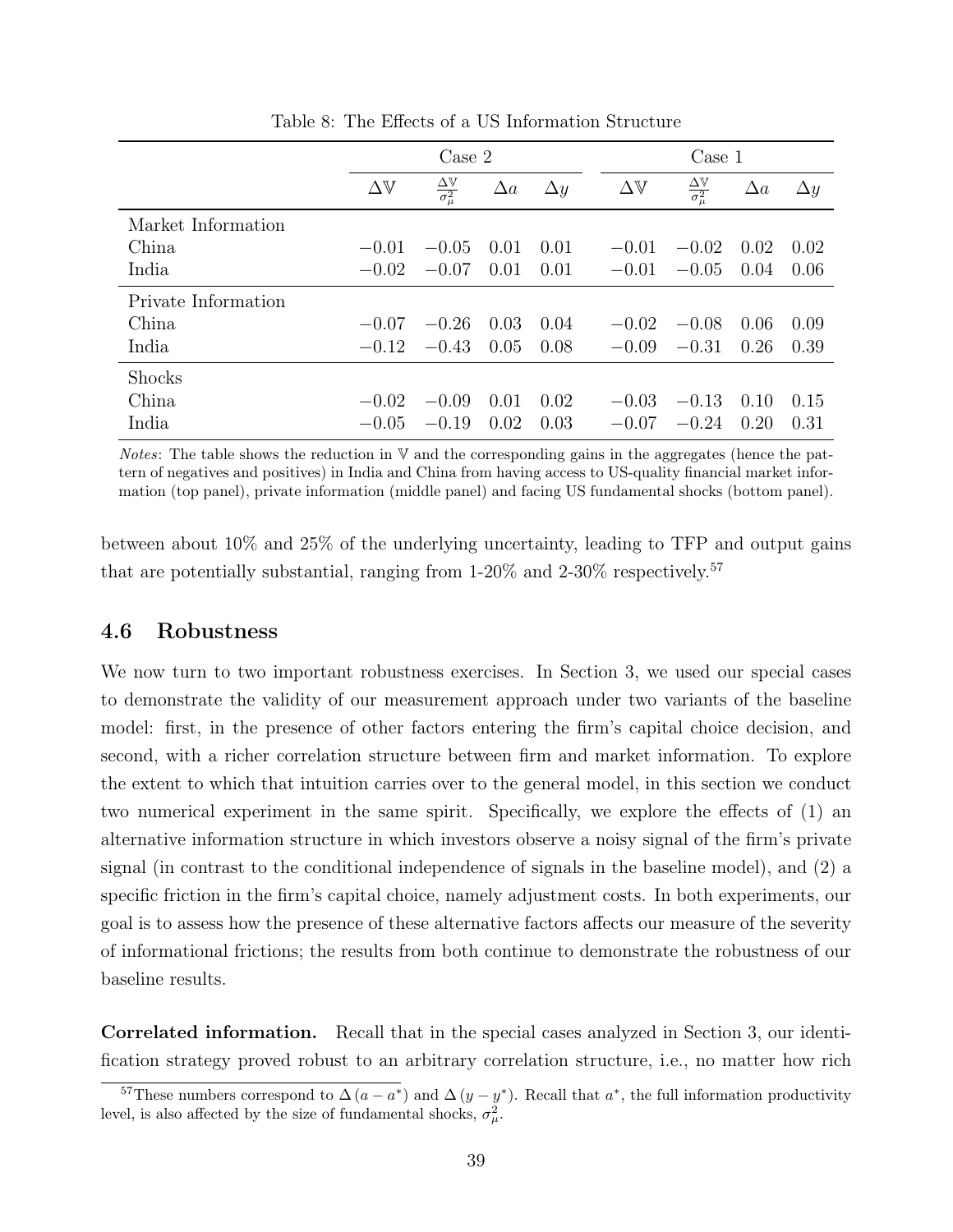Table 8: The Effects of a US Information Structure

| | Case 2 | | | | Case 1 | | | |
|---|---|---|---|---|---|---|---|---|
| | $\Delta\mathbb{V}$ | $\frac{\Delta\mathbb{V}}{\sigma_\mu^2}$ | $\Delta a$ | $\Delta y$ | $\Delta\mathbb{V}$ | $\frac{\Delta\mathbb{V}}{\sigma_\mu^2}$ | $\Delta a$ | $\Delta y$ |
| Market Information | | | | | | | | |
| China | $-0.01$ | $-0.05$ | 0.01 | 0.01 | $-0.01$ | $-0.02$ | 0.02 | 0.02 |
| India | $-0.02$ | $-0.07$ | 0.01 | 0.01 | $-0.01$ | $-0.05$ | 0.04 | 0.06 |
| Private Information | | | | | | | | |
| China | $-0.07$ | $-0.26$ | 0.03 | 0.04 | $-0.02$ | $-0.08$ | 0.06 | 0.09 |
| India | $-0.12$ | $-0.43$ | 0.05 | 0.08 | $-0.09$ | $-0.31$ | 0.26 | 0.39 |
| Shocks | | | | | | | | |
| China | $-0.02$ | $-0.09$ | 0.01 | 0.02 | $-0.03$ | $-0.13$ | 0.10 | 0.15 |
| India | $-0.05$ | $-0.19$ | 0.02 | 0.03 | $-0.07$ | $-0.24$ | 0.20 | 0.31 |

*Notes*: The table shows the reduction in $\mathbb{V}$ and the corresponding gains in the aggregates (hence the pattern of negatives and positives) in India and China from having access to US-quality financial market information (top panel), private information (middle panel) and facing US fundamental shocks (bottom panel).

between about 10% and 25% of the underlying uncertainty, leading to TFP and output gains that are potentially substantial, ranging from 1-20% and 2-30% respectively.[57]

## 4.6 Robustness

We now turn to two important robustness exercises. In Section 3, we used our special cases to demonstrate the validity of our measurement approach under two variants of the baseline model: first, in the presence of other factors entering the firm's capital choice decision, and second, with a richer correlation structure between firm and market information. To explore the extent to which that intuition carries over to the general model, in this section we conduct two numerical experiment in the same spirit. Specifically, we explore the effects of (1) an alternative information structure in which investors observe a noisy signal of the firm's private signal (in contrast to the conditional independence of signals in the baseline model), and (2) a specific friction in the firm's capital choice, namely adjustment costs. In both experiments, our goal is to assess how the presence of these alternative factors affects our measure of the severity of informational frictions; the results from both continue to demonstrate the robustness of our baseline results.

**Correlated information.** Recall that in the special cases analyzed in Section 3, our identification strategy proved robust to an arbitrary correlation structure, i.e., no matter how rich

[57]These numbers correspond to $\Delta(a - a^*)$ and $\Delta(y - y^*)$. Recall that $a^*$, the full information productivity level, is also affected by the size of fundamental shocks, $\sigma_\mu^2$.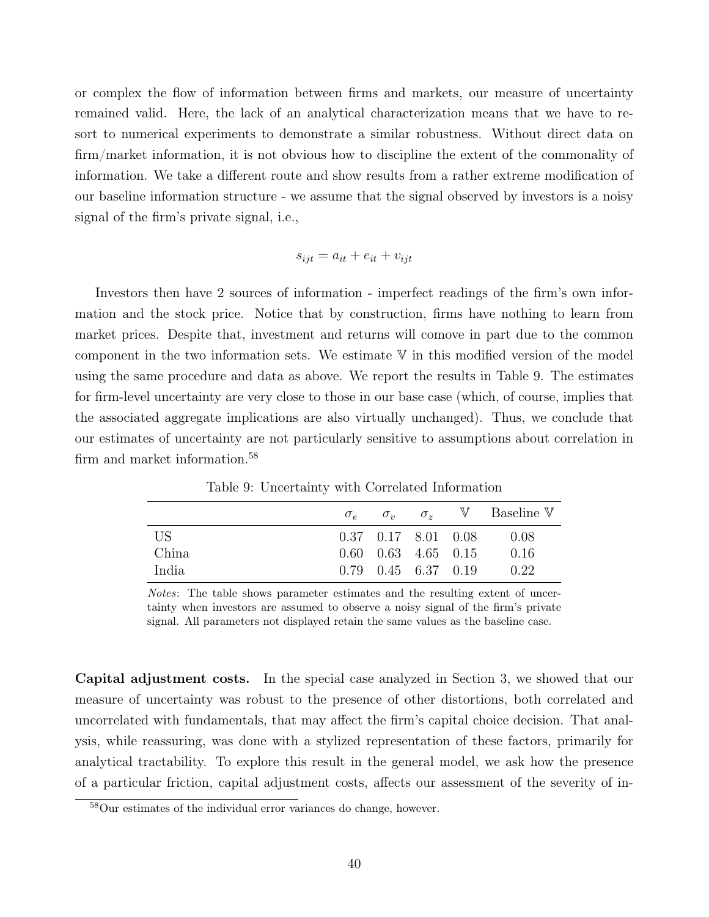or complex the flow of information between firms and markets, our measure of uncertainty remained valid. Here, the lack of an analytical characterization means that we have to resort to numerical experiments to demonstrate a similar robustness. Without direct data on firm/market information, it is not obvious how to discipline the extent of the commonality of information. We take a different route and show results from a rather extreme modification of our baseline information structure - we assume that the signal observed by investors is a noisy signal of the firm's private signal, i.e.,

$$s_{ijt} = a_{it} + e_{it} + v_{ijt}$$

Investors then have 2 sources of information - imperfect readings of the firm's own information and the stock price. Notice that by construction, firms have nothing to learn from market prices. Despite that, investment and returns will comove in part due to the common component in the two information sets. We estimate $\mathbb{V}$ in this modified version of the model using the same procedure and data as above. We report the results in Table 9. The estimates for firm-level uncertainty are very close to those in our base case (which, of course, implies that the associated aggregate implications are also virtually unchanged). Thus, we conclude that our estimates of uncertainty are not particularly sensitive to assumptions about correlation in firm and market information.[58]

Table 9: Uncertainty with Correlated Information

| | $\sigma_e$ | $\sigma_v$ | $\sigma_z$ | $\mathbb{V}$ | Baseline $\mathbb{V}$ |
|---|---|---|---|---|---|
| US | 0.37 | 0.17 | 8.01 | 0.08 | 0.08 |
| China | 0.60 | 0.63 | 4.65 | 0.15 | 0.16 |
| India | 0.79 | 0.45 | 6.37 | 0.19 | 0.22 |

*Notes*: The table shows parameter estimates and the resulting extent of uncertainty when investors are assumed to observe a noisy signal of the firm's private signal. All parameters not displayed retain the same values as the baseline case.

**Capital adjustment costs.** In the special case analyzed in Section 3, we showed that our measure of uncertainty was robust to the presence of other distortions, both correlated and uncorrelated with fundamentals, that may affect the firm's capital choice decision. That analysis, while reassuring, was done with a stylized representation of these factors, primarily for analytical tractability. To explore this result in the general model, we ask how the presence of a particular friction, capital adjustment costs, affects our assessment of the severity of in-

[58] Our estimates of the individual error variances do change, however.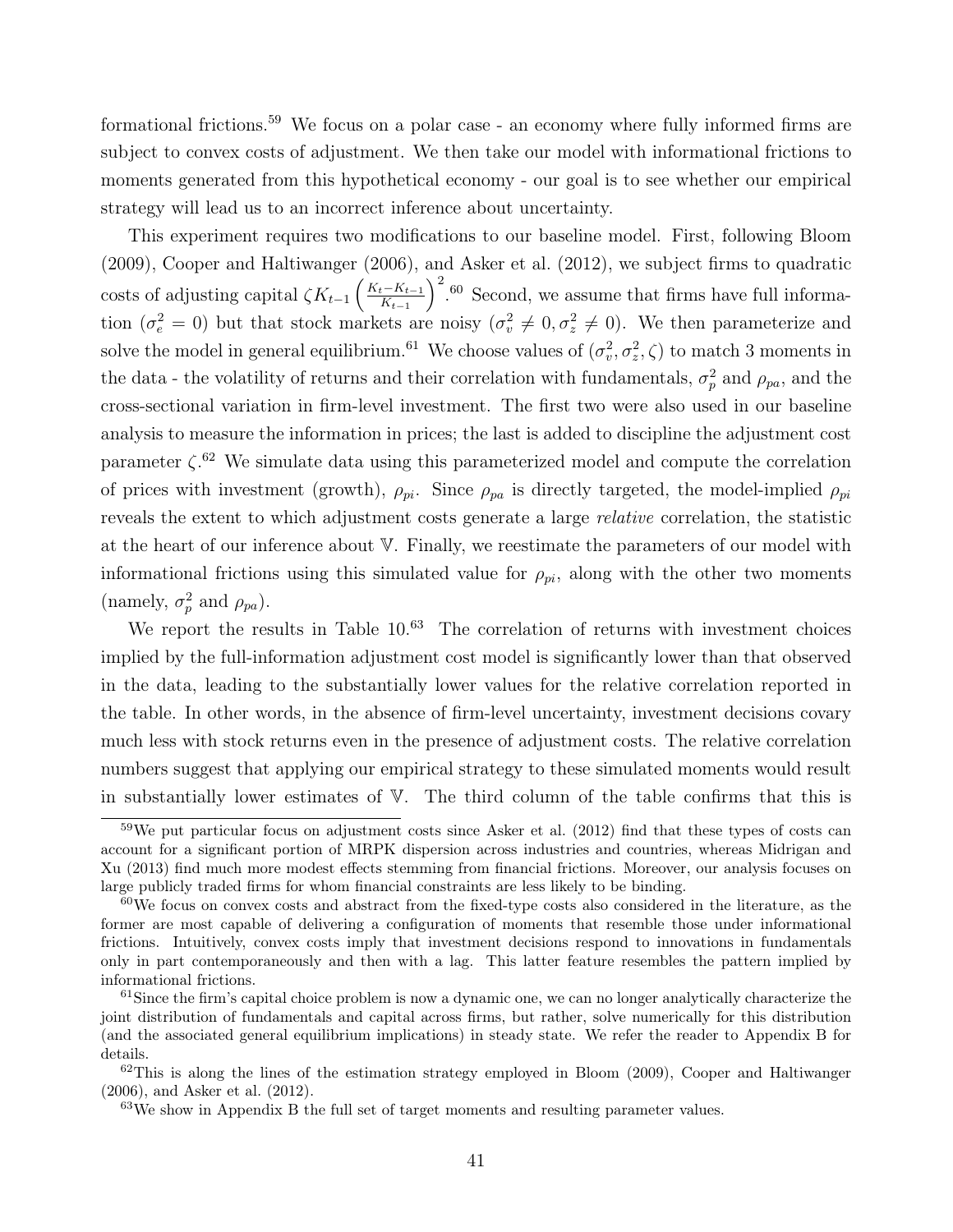formational frictions.[59] We focus on a polar case - an economy where fully informed firms are subject to convex costs of adjustment. We then take our model with informational frictions to moments generated from this hypothetical economy - our goal is to see whether our empirical strategy will lead us to an incorrect inference about uncertainty.

This experiment requires two modifications to our baseline model. First, following Bloom (2009), Cooper and Haltiwanger (2006), and Asker et al. (2012), we subject firms to quadratic costs of adjusting capital $\zeta K_{t-1}\left(\frac{K_t - K_{t-1}}{K_{t-1}}\right)^2$.[60] Second, we assume that firms have full information ($\sigma_e^2 = 0$) but that stock markets are noisy ($\sigma_v^2 \neq 0, \sigma_z^2 \neq 0$). We then parameterize and solve the model in general equilibrium.[61] We choose values of $(\sigma_v^2, \sigma_z^2, \zeta)$ to match 3 moments in the data - the volatility of returns and their correlation with fundamentals, $\sigma_p^2$ and $\rho_{pa}$, and the cross-sectional variation in firm-level investment. The first two were also used in our baseline analysis to measure the information in prices; the last is added to discipline the adjustment cost parameter $\zeta$.[62] We simulate data using this parameterized model and compute the correlation of prices with investment (growth), $\rho_{pi}$. Since $\rho_{pa}$ is directly targeted, the model-implied $\rho_{pi}$ reveals the extent to which adjustment costs generate a large *relative* correlation, the statistic at the heart of our inference about $\mathbb{V}$. Finally, we reestimate the parameters of our model with informational frictions using this simulated value for $\rho_{pi}$, along with the other two moments (namely, $\sigma_p^2$ and $\rho_{pa}$).

We report the results in Table 10.[63] The correlation of returns with investment choices implied by the full-information adjustment cost model is significantly lower than that observed in the data, leading to the substantially lower values for the relative correlation reported in the table. In other words, in the absence of firm-level uncertainty, investment decisions covary much less with stock returns even in the presence of adjustment costs. The relative correlation numbers suggest that applying our empirical strategy to these simulated moments would result in substantially lower estimates of $\mathbb{V}$. The third column of the table confirms that this is

[59] We put particular focus on adjustment costs since Asker et al. (2012) find that these types of costs can account for a significant portion of MRPK dispersion across industries and countries, whereas Midrigan and Xu (2013) find much more modest effects stemming from financial frictions. Moreover, our analysis focuses on large publicly traded firms for whom financial constraints are less likely to be binding.

[60] We focus on convex costs and abstract from the fixed-type costs also considered in the literature, as the former are most capable of delivering a configuration of moments that resemble those under informational frictions. Intuitively, convex costs imply that investment decisions respond to innovations in fundamentals only in part contemporaneously and then with a lag. This latter feature resembles the pattern implied by informational frictions.

[61] Since the firm's capital choice problem is now a dynamic one, we can no longer analytically characterize the joint distribution of fundamentals and capital across firms, but rather, solve numerically for this distribution (and the associated general equilibrium implications) in steady state. We refer the reader to Appendix B for details.

[62] This is along the lines of the estimation strategy employed in Bloom (2009), Cooper and Haltiwanger (2006), and Asker et al. (2012).

[63] We show in Appendix B the full set of target moments and resulting parameter values.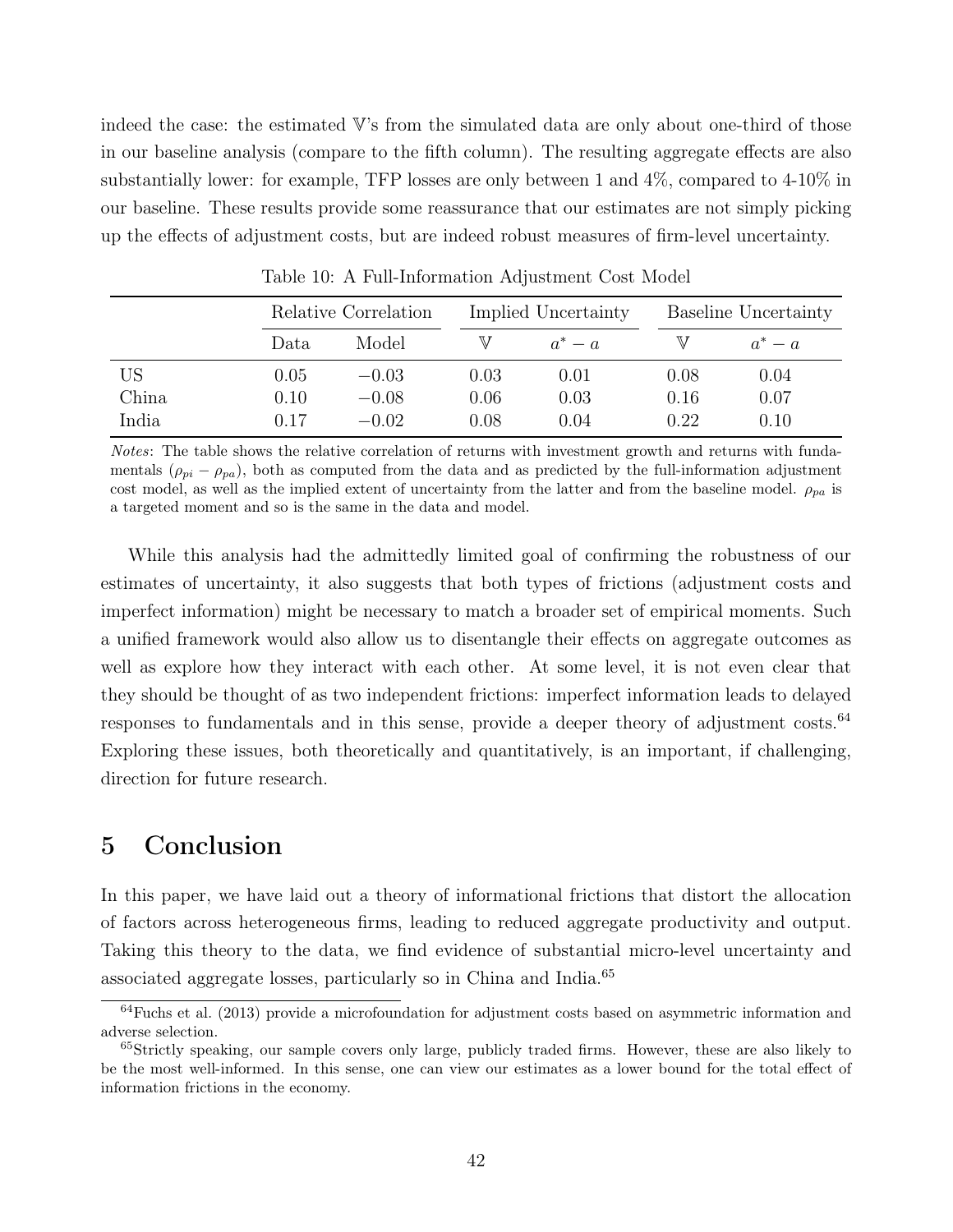indeed the case: the estimated $\mathbb{V}$'s from the simulated data are only about one-third of those in our baseline analysis (compare to the fifth column). The resulting aggregate effects are also substantially lower: for example, TFP losses are only between 1 and 4%, compared to 4-10% in our baseline. These results provide some reassurance that our estimates are not simply picking up the effects of adjustment costs, but are indeed robust measures of firm-level uncertainty.

Table 10: A Full-Information Adjustment Cost Model

| | Relative Correlation | | Implied Uncertainty | | Baseline Uncertainty | |
|---|---|---|---|---|---|---|
| | Data | Model | $\mathbb{V}$ | $a^* - a$ | $\mathbb{V}$ | $a^* - a$ |
| US | 0.05 | $-0.03$ | 0.03 | 0.01 | 0.08 | 0.04 |
| China | 0.10 | $-0.08$ | 0.06 | 0.03 | 0.16 | 0.07 |
| India | 0.17 | $-0.02$ | 0.08 | 0.04 | 0.22 | 0.10 |

*Notes*: The table shows the relative correlation of returns with investment growth and returns with fundamentals ($\rho_{pi} - \rho_{pa}$), both as computed from the data and as predicted by the full-information adjustment cost model, as well as the implied extent of uncertainty from the latter and from the baseline model. $\rho_{pa}$ is a targeted moment and so is the same in the data and model.

While this analysis had the admittedly limited goal of confirming the robustness of our estimates of uncertainty, it also suggests that both types of frictions (adjustment costs and imperfect information) might be necessary to match a broader set of empirical moments. Such a unified framework would also allow us to disentangle their effects on aggregate outcomes as well as explore how they interact with each other. At some level, it is not even clear that they should be thought of as two independent frictions: imperfect information leads to delayed responses to fundamentals and in this sense, provide a deeper theory of adjustment costs.[64] Exploring these issues, both theoretically and quantitatively, is an important, if challenging, direction for future research.

# 5 Conclusion

In this paper, we have laid out a theory of informational frictions that distort the allocation of factors across heterogeneous firms, leading to reduced aggregate productivity and output. Taking this theory to the data, we find evidence of substantial micro-level uncertainty and associated aggregate losses, particularly so in China and India.[65]

[64] Fuchs et al. (2013) provide a microfoundation for adjustment costs based on asymmetric information and adverse selection.

[65] Strictly speaking, our sample covers only large, publicly traded firms. However, these are also likely to be the most well-informed. In this sense, one can view our estimates as a lower bound for the total effect of information frictions in the economy.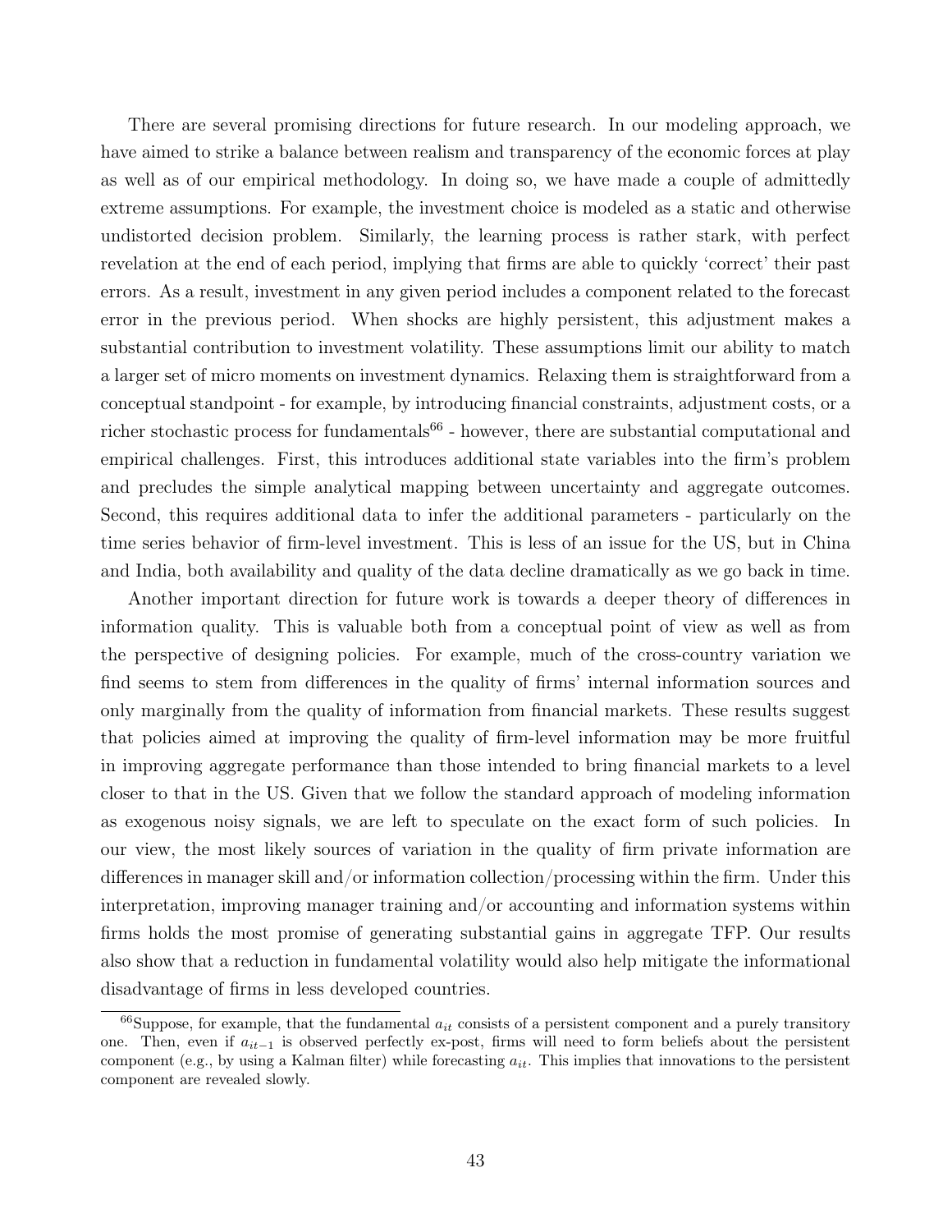There are several promising directions for future research. In our modeling approach, we have aimed to strike a balance between realism and transparency of the economic forces at play as well as of our empirical methodology. In doing so, we have made a couple of admittedly extreme assumptions. For example, the investment choice is modeled as a static and otherwise undistorted decision problem. Similarly, the learning process is rather stark, with perfect revelation at the end of each period, implying that firms are able to quickly 'correct' their past errors. As a result, investment in any given period includes a component related to the forecast error in the previous period. When shocks are highly persistent, this adjustment makes a substantial contribution to investment volatility. These assumptions limit our ability to match a larger set of micro moments on investment dynamics. Relaxing them is straightforward from a conceptual standpoint - for example, by introducing financial constraints, adjustment costs, or a richer stochastic process for fundamentals[66] - however, there are substantial computational and empirical challenges. First, this introduces additional state variables into the firm's problem and precludes the simple analytical mapping between uncertainty and aggregate outcomes. Second, this requires additional data to infer the additional parameters - particularly on the time series behavior of firm-level investment. This is less of an issue for the US, but in China and India, both availability and quality of the data decline dramatically as we go back in time.

Another important direction for future work is towards a deeper theory of differences in information quality. This is valuable both from a conceptual point of view as well as from the perspective of designing policies. For example, much of the cross-country variation we find seems to stem from differences in the quality of firms' internal information sources and only marginally from the quality of information from financial markets. These results suggest that policies aimed at improving the quality of firm-level information may be more fruitful in improving aggregate performance than those intended to bring financial markets to a level closer to that in the US. Given that we follow the standard approach of modeling information as exogenous noisy signals, we are left to speculate on the exact form of such policies. In our view, the most likely sources of variation in the quality of firm private information are differences in manager skill and/or information collection/processing within the firm. Under this interpretation, improving manager training and/or accounting and information systems within firms holds the most promise of generating substantial gains in aggregate TFP. Our results also show that a reduction in fundamental volatility would also help mitigate the informational disadvantage of firms in less developed countries.

[66] Suppose, for example, that the fundamental $a_{it}$ consists of a persistent component and a purely transitory one. Then, even if $a_{it-1}$ is observed perfectly ex-post, firms will need to form beliefs about the persistent component (e.g., by using a Kalman filter) while forecasting $a_{it}$. This implies that innovations to the persistent component are revealed slowly.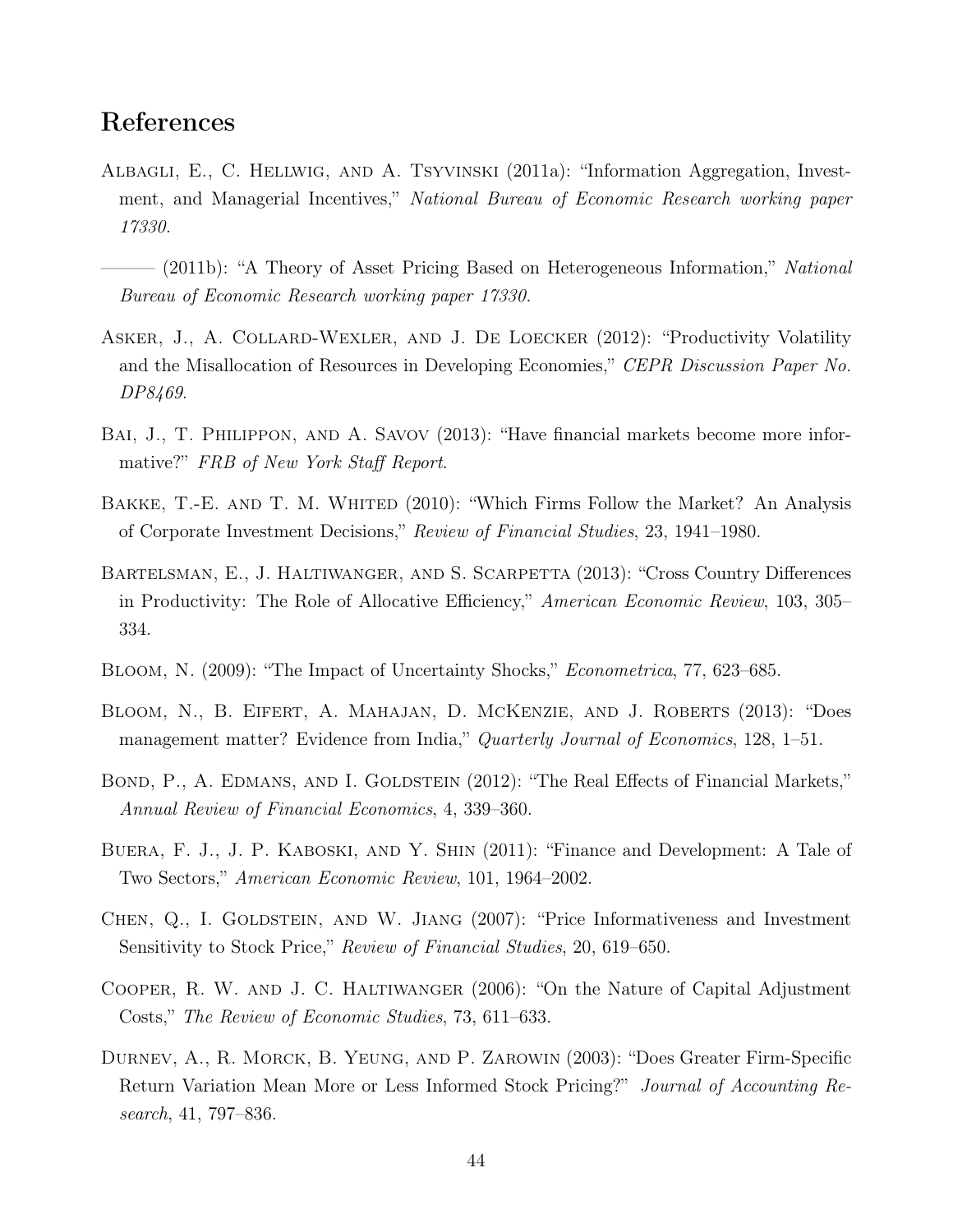# References

Albagli, E., C. Hellwig, and A. Tsyvinski (2011a): "Information Aggregation, Investment, and Managerial Incentives," *National Bureau of Economic Research working paper 17330*.

——— (2011b): "A Theory of Asset Pricing Based on Heterogeneous Information," *National Bureau of Economic Research working paper 17330*.

Asker, J., A. Collard-Wexler, and J. De Loecker (2012): "Productivity Volatility and the Misallocation of Resources in Developing Economies," *CEPR Discussion Paper No. DP8469*.

Bai, J., T. Philippon, and A. Savov (2013): "Have financial markets become more informative?" *FRB of New York Staff Report*.

Bakke, T.-E. and T. M. Whited (2010): "Which Firms Follow the Market? An Analysis of Corporate Investment Decisions," *Review of Financial Studies*, 23, 1941–1980.

Bartelsman, E., J. Haltiwanger, and S. Scarpetta (2013): "Cross Country Differences in Productivity: The Role of Allocative Efficiency," *American Economic Review*, 103, 305–334.

Bloom, N. (2009): "The Impact of Uncertainty Shocks," *Econometrica*, 77, 623–685.

Bloom, N., B. Eifert, A. Mahajan, D. McKenzie, and J. Roberts (2013): "Does management matter? Evidence from India," *Quarterly Journal of Economics*, 128, 1–51.

Bond, P., A. Edmans, and I. Goldstein (2012): "The Real Effects of Financial Markets," *Annual Review of Financial Economics*, 4, 339–360.

Buera, F. J., J. P. Kaboski, and Y. Shin (2011): "Finance and Development: A Tale of Two Sectors," *American Economic Review*, 101, 1964–2002.

Chen, Q., I. Goldstein, and W. Jiang (2007): "Price Informativeness and Investment Sensitivity to Stock Price," *Review of Financial Studies*, 20, 619–650.

Cooper, R. W. and J. C. Haltiwanger (2006): "On the Nature of Capital Adjustment Costs," *The Review of Economic Studies*, 73, 611–633.

Durnev, A., R. Morck, B. Yeung, and P. Zarowin (2003): "Does Greater Firm-Specific Return Variation Mean More or Less Informed Stock Pricing?" *Journal of Accounting Research*, 41, 797–836.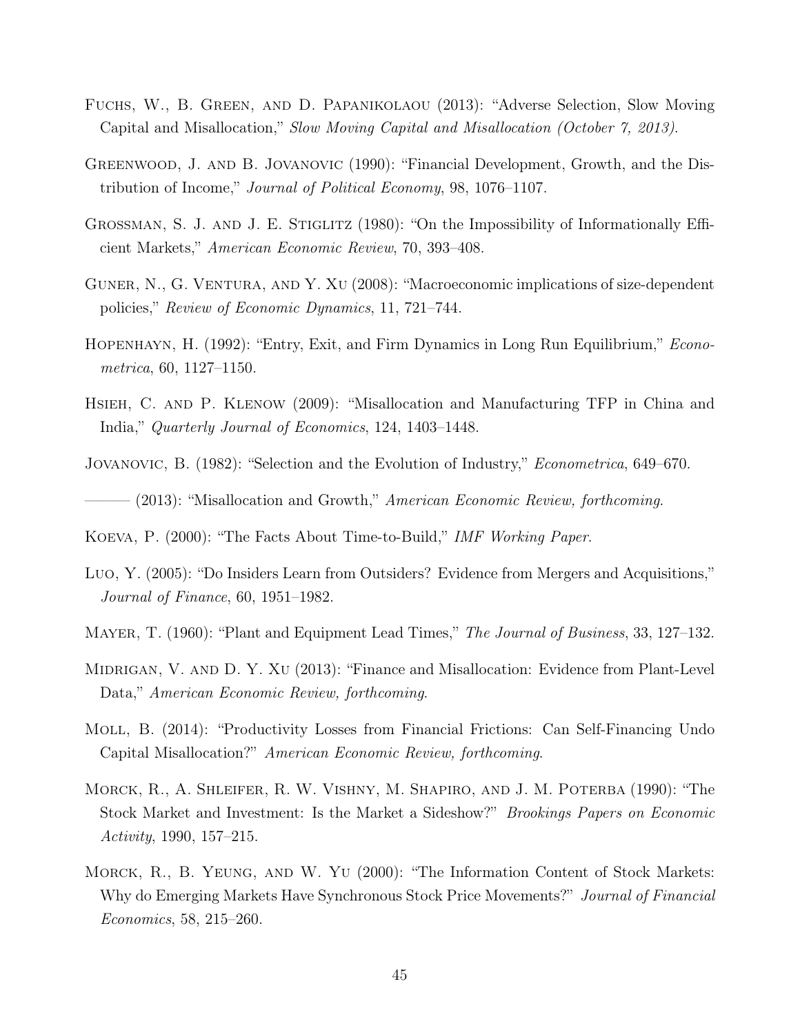Fuchs, W., B. Green, and D. Papanikolaou (2013): "Adverse Selection, Slow Moving Capital and Misallocation," *Slow Moving Capital and Misallocation (October 7, 2013)*.

Greenwood, J. and B. Jovanovic (1990): "Financial Development, Growth, and the Distribution of Income," *Journal of Political Economy*, 98, 1076–1107.

Grossman, S. J. and J. E. Stiglitz (1980): "On the Impossibility of Informationally Efficient Markets," *American Economic Review*, 70, 393–408.

Guner, N., G. Ventura, and Y. Xu (2008): "Macroeconomic implications of size-dependent policies," *Review of Economic Dynamics*, 11, 721–744.

Hopenhayn, H. (1992): "Entry, Exit, and Firm Dynamics in Long Run Equilibrium," *Econometrica*, 60, 1127–1150.

Hsieh, C. and P. Klenow (2009): "Misallocation and Manufacturing TFP in China and India," *Quarterly Journal of Economics*, 124, 1403–1448.

Jovanovic, B. (1982): "Selection and the Evolution of Industry," *Econometrica*, 649–670.

——— (2013): "Misallocation and Growth," *American Economic Review, forthcoming*.

Koeva, P. (2000): "The Facts About Time-to-Build," *IMF Working Paper*.

Luo, Y. (2005): "Do Insiders Learn from Outsiders? Evidence from Mergers and Acquisitions," *Journal of Finance*, 60, 1951–1982.

Mayer, T. (1960): "Plant and Equipment Lead Times," *The Journal of Business*, 33, 127–132.

Midrigan, V. and D. Y. Xu (2013): "Finance and Misallocation: Evidence from Plant-Level Data," *American Economic Review, forthcoming*.

Moll, B. (2014): "Productivity Losses from Financial Frictions: Can Self-Financing Undo Capital Misallocation?" *American Economic Review, forthcoming*.

Morck, R., A. Shleifer, R. W. Vishny, M. Shapiro, and J. M. Poterba (1990): "The Stock Market and Investment: Is the Market a Sideshow?" *Brookings Papers on Economic Activity*, 1990, 157–215.

Morck, R., B. Yeung, and W. Yu (2000): "The Information Content of Stock Markets: Why do Emerging Markets Have Synchronous Stock Price Movements?" *Journal of Financial Economics*, 58, 215–260.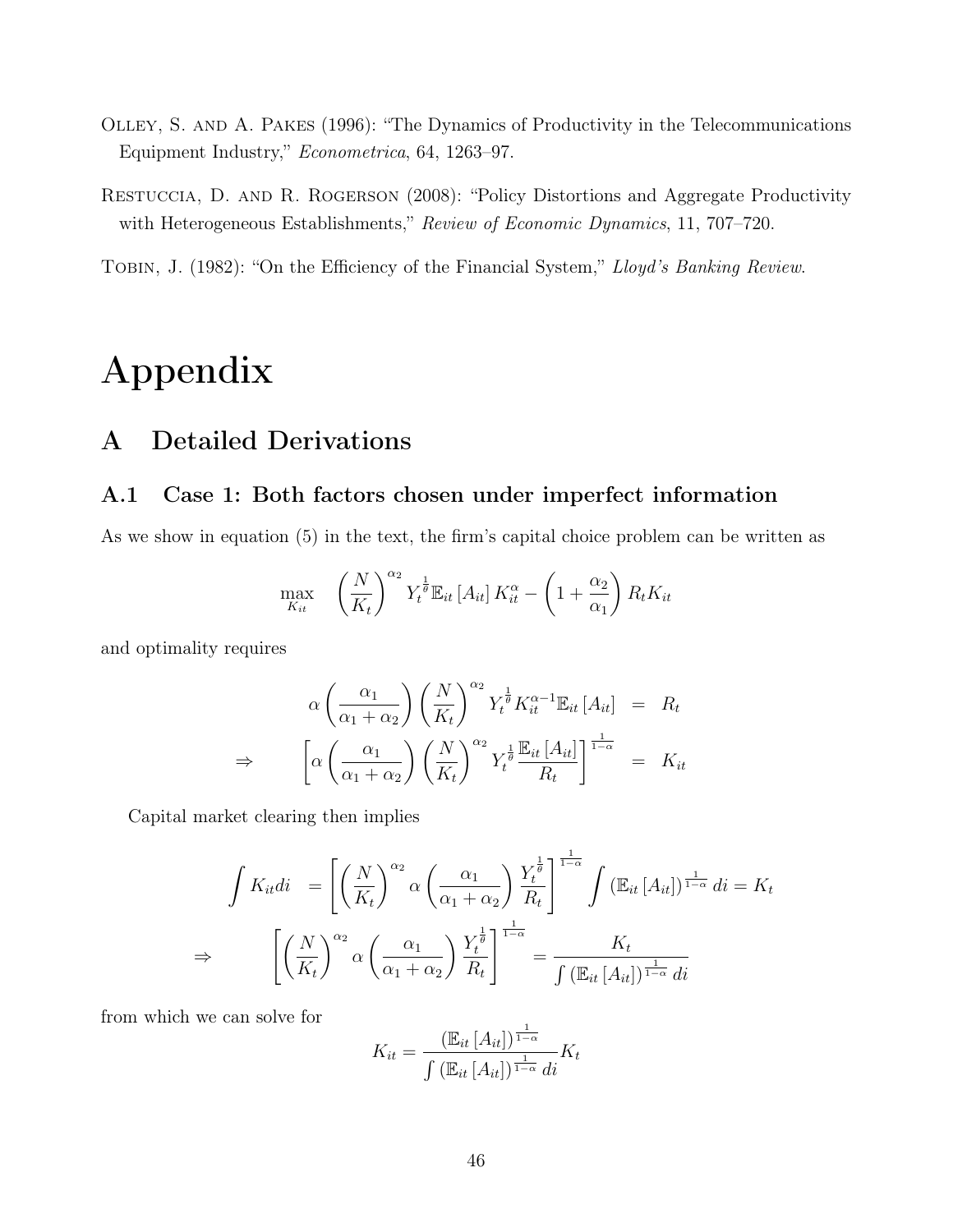Olley, S. and A. Pakes (1996): "The Dynamics of Productivity in the Telecommunications Equipment Industry," *Econometrica*, 64, 1263–97.

Restuccia, D. and R. Rogerson (2008): "Policy Distortions and Aggregate Productivity with Heterogeneous Establishments," *Review of Economic Dynamics*, 11, 707–720.

Tobin, J. (1982): "On the Efficiency of the Financial System," *Lloyd's Banking Review*.

# Appendix

## A Detailed Derivations

### A.1 Case 1: Both factors chosen under imperfect information

As we show in equation (5) in the text, the firm's capital choice problem can be written as

$$\max_{K_{it}} \quad \left(\frac{N}{K_t}\right)^{\alpha_2} Y_t^{\frac{1}{\theta}} \mathbb{E}_{it}\left[A_{it}\right] K_{it}^{\alpha} - \left(1 + \frac{\alpha_2}{\alpha_1}\right) R_t K_{it}$$

and optimality requires

$$\begin{aligned}
\alpha \left(\frac{\alpha_1}{\alpha_1 + \alpha_2}\right) \left(\frac{N}{K_t}\right)^{\alpha_2} Y_t^{\frac{1}{\theta}} K_{it}^{\alpha - 1} \mathbb{E}_{it}\left[A_{it}\right] &= R_t \\
\Rightarrow \qquad \left[\alpha \left(\frac{\alpha_1}{\alpha_1 + \alpha_2}\right) \left(\frac{N}{K_t}\right)^{\alpha_2} Y_t^{\frac{1}{\theta}} \frac{\mathbb{E}_{it}\left[A_{it}\right]}{R_t}\right]^{\frac{1}{1-\alpha}} &= K_{it}
\end{aligned}$$

Capital market clearing then implies

$$\begin{aligned}
\int K_{it} di &= \left[\left(\frac{N}{K_t}\right)^{\alpha_2} \alpha \left(\frac{\alpha_1}{\alpha_1 + \alpha_2}\right) \frac{Y_t^{\frac{1}{\theta}}}{R_t}\right]^{\frac{1}{1-\alpha}} \int \left(\mathbb{E}_{it}\left[A_{it}\right]\right)^{\frac{1}{1-\alpha}} di = K_t \\
\Rightarrow \qquad & \left[\left(\frac{N}{K_t}\right)^{\alpha_2} \alpha \left(\frac{\alpha_1}{\alpha_1 + \alpha_2}\right) \frac{Y_t^{\frac{1}{\theta}}}{R_t}\right]^{\frac{1}{1-\alpha}} = \frac{K_t}{\int \left(\mathbb{E}_{it}\left[A_{it}\right]\right)^{\frac{1}{1-\alpha}} di}
\end{aligned}$$

from which we can solve for

$$K_{it} = \frac{\left(\mathbb{E}_{it}\left[A_{it}\right]\right)^{\frac{1}{1-\alpha}}}{\int \left(\mathbb{E}_{it}\left[A_{it}\right]\right)^{\frac{1}{1-\alpha}} di} K_t$$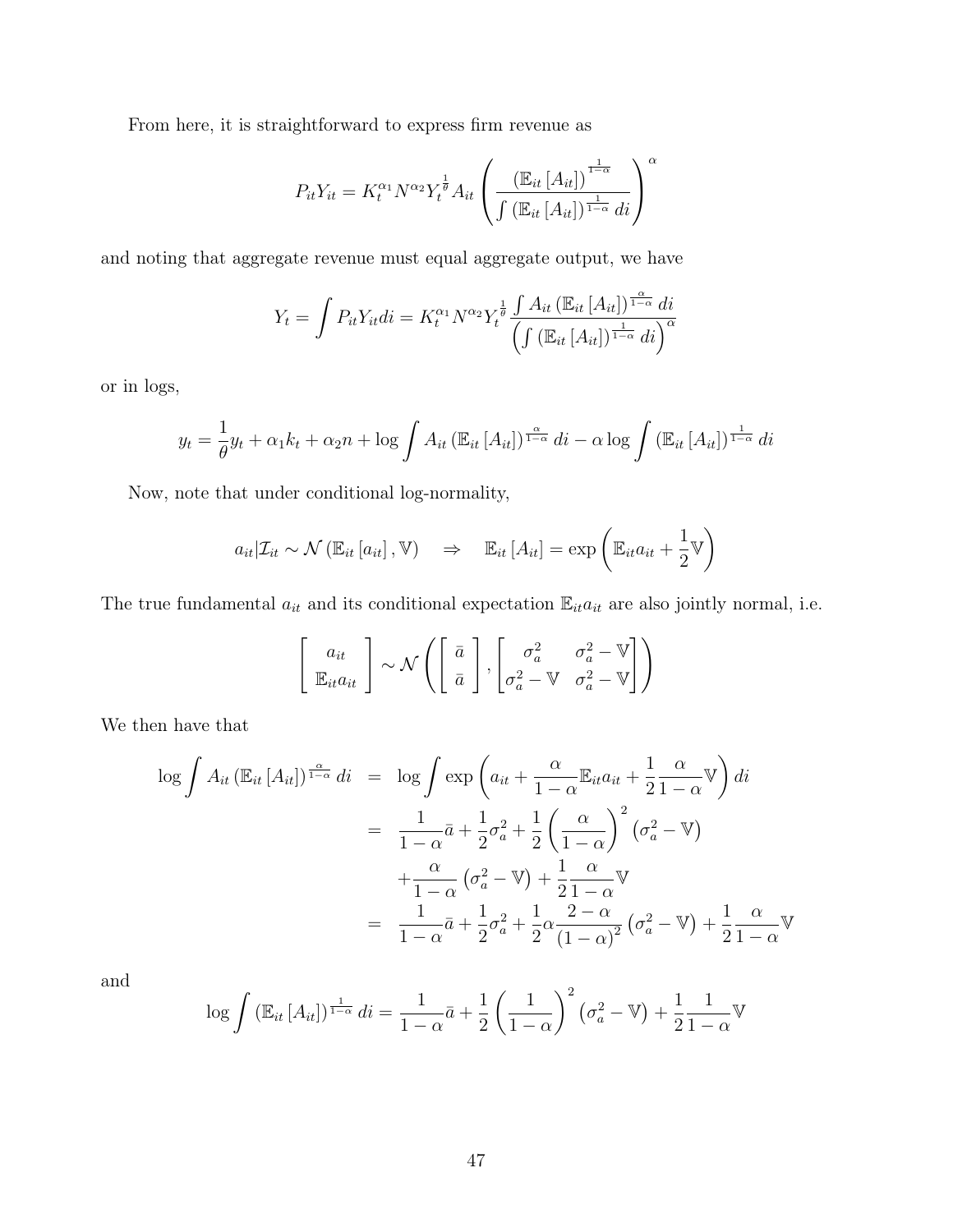From here, it is straightforward to express firm revenue as

$$P_{it}Y_{it} = K_t^{\alpha_1} N^{\alpha_2} Y_t^{\frac{1}{\theta}} A_{it} \left( \frac{\left(\mathbb{E}_{it}\left[A_{it}\right]\right)^{\frac{1}{1-\alpha}}}{\int \left(\mathbb{E}_{it}\left[A_{it}\right]\right)^{\frac{1}{1-\alpha}} di} \right)^{\alpha}$$

and noting that aggregate revenue must equal aggregate output, we have

$$Y_t = \int P_{it}Y_{it} di = K_t^{\alpha_1} N^{\alpha_2} Y_t^{\frac{1}{\theta}} \frac{\int A_{it} \left(\mathbb{E}_{it}\left[A_{it}\right]\right)^{\frac{\alpha}{1-\alpha}} di}{\left(\int \left(\mathbb{E}_{it}\left[A_{it}\right]\right)^{\frac{1}{1-\alpha}} di\right)^{\alpha}}$$

or in logs,

$$y_t = \frac{1}{\theta} y_t + \alpha_1 k_t + \alpha_2 n + \log \int A_{it} \left(\mathbb{E}_{it}\left[A_{it}\right]\right)^{\frac{\alpha}{1-\alpha}} di - \alpha \log \int \left(\mathbb{E}_{it}\left[A_{it}\right]\right)^{\frac{1}{1-\alpha}} di$$

Now, note that under conditional log-normality,

$$a_{it} | \mathcal{I}_{it} \sim \mathcal{N}\left(\mathbb{E}_{it}\left[a_{it}\right], \mathbb{V}\right) \quad \Rightarrow \quad \mathbb{E}_{it}\left[A_{it}\right] = \exp\left(\mathbb{E}_{it} a_{it} + \frac{1}{2}\mathbb{V}\right)$$

The true fundamental $a_{it}$ and its conditional expectation $\mathbb{E}_{it}a_{it}$ are also jointly normal, i.e.

$$\left[ \begin{array}{c} a_{it} \\ \mathbb{E}_{it} a_{it} \end{array} \right] \sim \mathcal{N}\left( \left[ \begin{array}{c} \bar{a} \\ \bar{a} \end{array} \right], \begin{bmatrix} \sigma_a^2 & \sigma_a^2 - \mathbb{V} \\ \sigma_a^2 - \mathbb{V} & \sigma_a^2 - \mathbb{V} \end{bmatrix} \right)$$

We then have that

$$\begin{aligned}
\log \int A_{it} \left(\mathbb{E}_{it}\left[A_{it}\right]\right)^{\frac{\alpha}{1-\alpha}} di &= \log \int \exp\left( a_{it} + \frac{\alpha}{1-\alpha}\mathbb{E}_{it}a_{it} + \frac{1}{2}\frac{\alpha}{1-\alpha}\mathbb{V} \right) di \\
&= \frac{1}{1-\alpha}\bar{a} + \frac{1}{2}\sigma_a^2 + \frac{1}{2}\left(\frac{\alpha}{1-\alpha}\right)^2 \left(\sigma_a^2 - \mathbb{V}\right) \\
&\quad + \frac{\alpha}{1-\alpha}\left(\sigma_a^2 - \mathbb{V}\right) + \frac{1}{2}\frac{\alpha}{1-\alpha}\mathbb{V} \\
&= \frac{1}{1-\alpha}\bar{a} + \frac{1}{2}\sigma_a^2 + \frac{1}{2}\alpha\frac{2-\alpha}{\left(1-\alpha\right)^2}\left(\sigma_a^2 - \mathbb{V}\right) + \frac{1}{2}\frac{\alpha}{1-\alpha}\mathbb{V}
\end{aligned}$$

and

$$\log \int \left(\mathbb{E}_{it}\left[A_{it}\right]\right)^{\frac{1}{1-\alpha}} di = \frac{1}{1-\alpha}\bar{a} + \frac{1}{2}\left(\frac{1}{1-\alpha}\right)^2 \left(\sigma_a^2 - \mathbb{V}\right) + \frac{1}{2}\frac{1}{1-\alpha}\mathbb{V}$$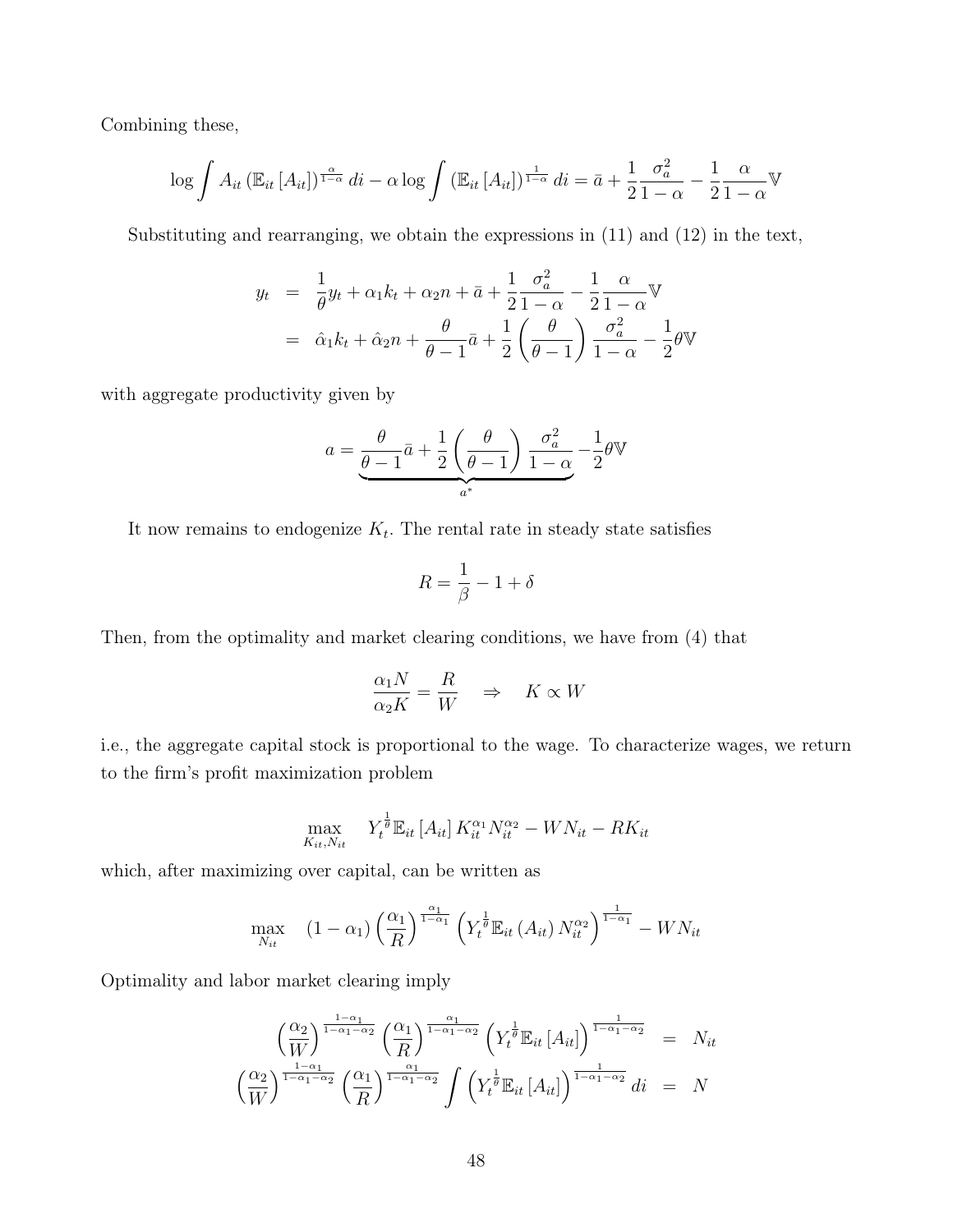Combining these,

$$\log \int A_{it} \left(\mathbb{E}_{it}\left[A_{it}\right]\right)^{\frac{\alpha}{1-\alpha}} di - \alpha \log \int \left(\mathbb{E}_{it}\left[A_{it}\right]\right)^{\frac{1}{1-\alpha}} di = \bar{a} + \frac{1}{2}\frac{\sigma_a^2}{1-\alpha} - \frac{1}{2}\frac{\alpha}{1-\alpha}\mathbb{V}$$

Substituting and rearranging, we obtain the expressions in (11) and (12) in the text,

$$\begin{aligned} y_t &= \frac{1}{\theta} y_t + \alpha_1 k_t + \alpha_2 n + \bar{a} + \frac{1}{2}\frac{\sigma_a^2}{1-\alpha} - \frac{1}{2}\frac{\alpha}{1-\alpha}\mathbb{V} \\ &= \hat{\alpha}_1 k_t + \hat{\alpha}_2 n + \frac{\theta}{\theta-1}\bar{a} + \frac{1}{2}\left(\frac{\theta}{\theta-1}\right)\frac{\sigma_a^2}{1-\alpha} - \frac{1}{2}\theta\mathbb{V} \end{aligned}$$

with aggregate productivity given by

$$a = \underbrace{\frac{\theta}{\theta-1}\bar{a} + \frac{1}{2}\left(\frac{\theta}{\theta-1}\right)\frac{\sigma_a^2}{1-\alpha}}_{a^*} - \frac{1}{2}\theta\mathbb{V}$$

It now remains to endogenize $K_t$. The rental rate in steady state satisfies

$$R = \frac{1}{\beta} - 1 + \delta$$

Then, from the optimality and market clearing conditions, we have from (4) that

$$\frac{\alpha_1 N}{\alpha_2 K} = \frac{R}{W} \quad \Rightarrow \quad K \propto W$$

i.e., the aggregate capital stock is proportional to the wage. To characterize wages, we return to the firm's profit maximization problem

$$\max_{K_{it}, N_{it}} \quad Y_t^{\frac{1}{\theta}} \mathbb{E}_{it}\left[A_{it}\right] K_{it}^{\alpha_1} N_{it}^{\alpha_2} - W N_{it} - R K_{it}$$

which, after maximizing over capital, can be written as

$$\max_{N_{it}} \quad \left(1-\alpha_1\right)\left(\frac{\alpha_1}{R}\right)^{\frac{\alpha_1}{1-\alpha_1}} \left(Y_t^{\frac{1}{\theta}} \mathbb{E}_{it}\left(A_{it}\right) N_{it}^{\alpha_2}\right)^{\frac{1}{1-\alpha_1}} - W N_{it}$$

Optimality and labor market clearing imply

$$\begin{aligned} \left(\frac{\alpha_2}{W}\right)^{\frac{1-\alpha_1}{1-\alpha_1-\alpha_2}} \left(\frac{\alpha_1}{R}\right)^{\frac{\alpha_1}{1-\alpha_1-\alpha_2}} \left(Y_t^{\frac{1}{\theta}} \mathbb{E}_{it}\left[A_{it}\right]\right)^{\frac{1}{1-\alpha_1-\alpha_2}} &= N_{it} \\ \left(\frac{\alpha_2}{W}\right)^{\frac{1-\alpha_1}{1-\alpha_1-\alpha_2}} \left(\frac{\alpha_1}{R}\right)^{\frac{\alpha_1}{1-\alpha_1-\alpha_2}} \int \left(Y_t^{\frac{1}{\theta}} \mathbb{E}_{it}\left[A_{it}\right]\right)^{\frac{1}{1-\alpha_1-\alpha_2}} di &= N \end{aligned}$$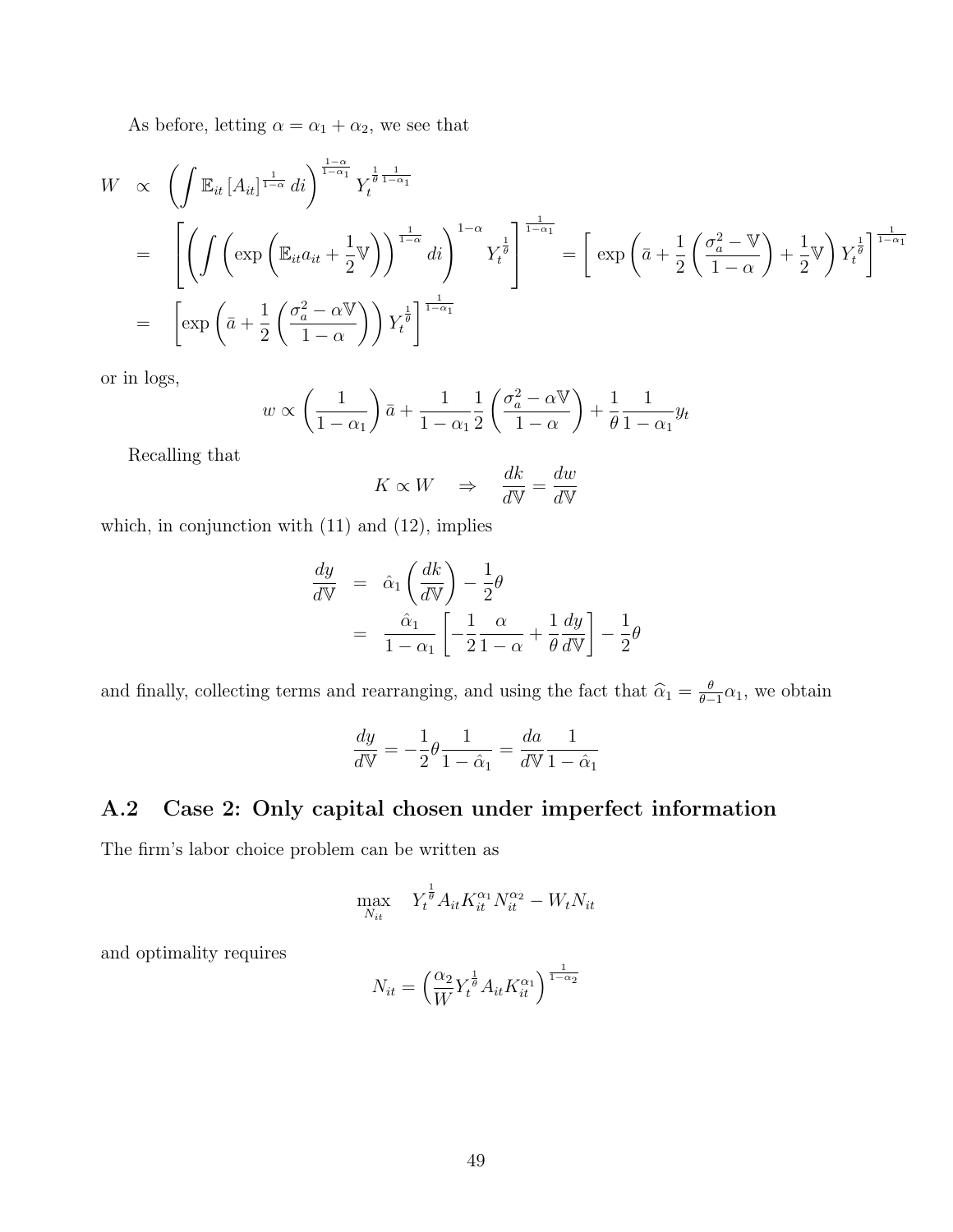As before, letting $\alpha = \alpha_1 + \alpha_2$, we see that

$$
\begin{aligned}
W &\propto \left( \int \mathbb{E}_{it} \left[ A_{it} \right]^{\frac{1}{1-\alpha}} di \right)^{\frac{1-\alpha}{1-\alpha_1}} Y_t^{\frac{1}{\theta} \frac{1}{1-\alpha_1}} \\
&= \left[ \left( \int \left( \exp \left( \mathbb{E}_{it} a_{it} + \frac{1}{2} \mathbb{V} \right) \right)^{\frac{1}{1-\alpha}} di \right)^{1-\alpha} Y_t^{\frac{1}{\theta}} \right]^{\frac{1}{1-\alpha_1}} = \left[ \exp \left( \bar{a} + \frac{1}{2} \left( \frac{\sigma_a^2 - \mathbb{V}}{1-\alpha} \right) + \frac{1}{2} \mathbb{V} \right) Y_t^{\frac{1}{\theta}} \right]^{\frac{1}{1-\alpha_1}} \\
&= \left[ \exp \left( \bar{a} + \frac{1}{2} \left( \frac{\sigma_a^2 - \alpha \mathbb{V}}{1-\alpha} \right) \right) Y_t^{\frac{1}{\theta}} \right]^{\frac{1}{1-\alpha_1}}
\end{aligned}
$$

or in logs,

$$
w \propto \left( \frac{1}{1-\alpha_1} \right) \bar{a} + \frac{1}{1-\alpha_1} \frac{1}{2} \left( \frac{\sigma_a^2 - \alpha \mathbb{V}}{1-\alpha} \right) + \frac{1}{\theta} \frac{1}{1-\alpha_1} y_t
$$

Recalling that

$$
K \propto W \quad \Rightarrow \quad \frac{dk}{d\mathbb{V}} = \frac{dw}{d\mathbb{V}}
$$

which, in conjunction with (11) and (12), implies

$$
\begin{aligned}
\frac{dy}{d\mathbb{V}} &= \hat{\alpha}_1 \left( \frac{dk}{d\mathbb{V}} \right) - \frac{1}{2} \theta \\
&= \frac{\hat{\alpha}_1}{1-\alpha_1} \left[ -\frac{1}{2} \frac{\alpha}{1-\alpha} + \frac{1}{\theta} \frac{dy}{d\mathbb{V}} \right] - \frac{1}{2} \theta
\end{aligned}
$$

and finally, collecting terms and rearranging, and using the fact that $\widehat{\alpha}_1 = \frac{\theta}{\theta-1} \alpha_1$, we obtain

$$
\frac{dy}{d\mathbb{V}} = -\frac{1}{2} \theta \frac{1}{1-\hat{\alpha}_1} = \frac{da}{d\mathbb{V}} \frac{1}{1-\hat{\alpha}_1}
$$

## A.2 Case 2: Only capital chosen under imperfect information

The firm's labor choice problem can be written as

$$
\max_{N_{it}} \quad Y_t^{\frac{1}{\theta}} A_{it} K_{it}^{\alpha_1} N_{it}^{\alpha_2} - W_t N_{it}
$$

and optimality requires

$$
N_{it} = \left( \frac{\alpha_2}{W} Y_t^{\frac{1}{\theta}} A_{it} K_{it}^{\alpha_1} \right)^{\frac{1}{1-\alpha_2}}
$$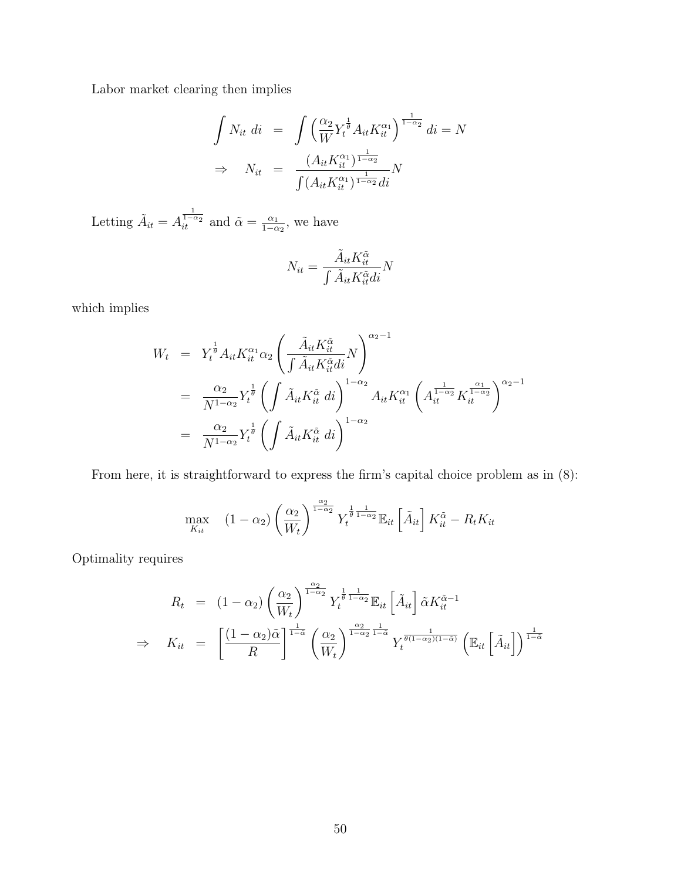Labor market clearing then implies

$$
\begin{aligned}
\int N_{it}\ di &= \int \left(\frac{\alpha_2}{W} Y_t^{\frac{1}{\theta}} A_{it} K_{it}^{\alpha_1}\right)^{\frac{1}{1-\alpha_2}} di = N \\
\Rightarrow \quad N_{it} &= \frac{\left(A_{it} K_{it}^{\alpha_1}\right)^{\frac{1}{1-\alpha_2}}}{\int \left(A_{it} K_{it}^{\alpha_1}\right)^{\frac{1}{1-\alpha_2}} di} N
\end{aligned}
$$

Letting $\tilde{A}_{it} = A_{it}^{\frac{1}{1-\alpha_2}}$ and $\tilde{\alpha} = \frac{\alpha_1}{1-\alpha_2}$, we have

$$
N_{it} = \frac{\tilde{A}_{it} K_{it}^{\tilde{\alpha}}}{\int \tilde{A}_{it} K_{it}^{\tilde{\alpha}} di} N
$$

which implies

$$
\begin{aligned}
W_t &= Y_t^{\frac{1}{\theta}} A_{it} K_{it}^{\alpha_1} \alpha_2 \left(\frac{\tilde{A}_{it} K_{it}^{\tilde{\alpha}}}{\int \tilde{A}_{it} K_{it}^{\tilde{\alpha}} di} N\right)^{\alpha_2 - 1} \\
&= \frac{\alpha_2}{N^{1-\alpha_2}} Y_t^{\frac{1}{\theta}} \left(\int \tilde{A}_{it} K_{it}^{\tilde{\alpha}}\ di\right)^{1-\alpha_2} A_{it} K_{it}^{\alpha_1} \left(A_{it}^{\frac{1}{1-\alpha_2}} K_{it}^{\frac{\alpha_1}{1-\alpha_2}}\right)^{\alpha_2 - 1} \\
&= \frac{\alpha_2}{N^{1-\alpha_2}} Y_t^{\frac{1}{\theta}} \left(\int \tilde{A}_{it} K_{it}^{\tilde{\alpha}}\ di\right)^{1-\alpha_2}
\end{aligned}
$$

From here, it is straightforward to express the firm's capital choice problem as in (8):

$$
\max_{K_{it}} \quad (1-\alpha_2)\left(\frac{\alpha_2}{W_t}\right)^{\frac{\alpha_2}{1-\alpha_2}} Y_t^{\frac{1}{\theta}\frac{1}{1-\alpha_2}} \mathbb{E}_{it}\left[\tilde{A}_{it}\right] K_{it}^{\tilde{\alpha}} - R_t K_{it}
$$

Optimality requires

$$
\begin{aligned}
R_t &= (1-\alpha_2)\left(\frac{\alpha_2}{W_t}\right)^{\frac{\alpha_2}{1-\alpha_2}} Y_t^{\frac{1}{\theta}\frac{1}{1-\alpha_2}} \mathbb{E}_{it}\left[\tilde{A}_{it}\right] \tilde{\alpha} K_{it}^{\tilde{\alpha}-1} \\
\Rightarrow \quad K_{it} &= \left[\frac{(1-\alpha_2)\tilde{\alpha}}{R}\right]^{\frac{1}{1-\tilde{\alpha}}} \left(\frac{\alpha_2}{W_t}\right)^{\frac{\alpha_2}{1-\alpha_2}\frac{1}{1-\tilde{\alpha}}} Y_t^{\frac{1}{\theta(1-\alpha_2)(1-\tilde{\alpha})}} \left(\mathbb{E}_{it}\left[\tilde{A}_{it}\right]\right)^{\frac{1}{1-\tilde{\alpha}}}
\end{aligned}
$$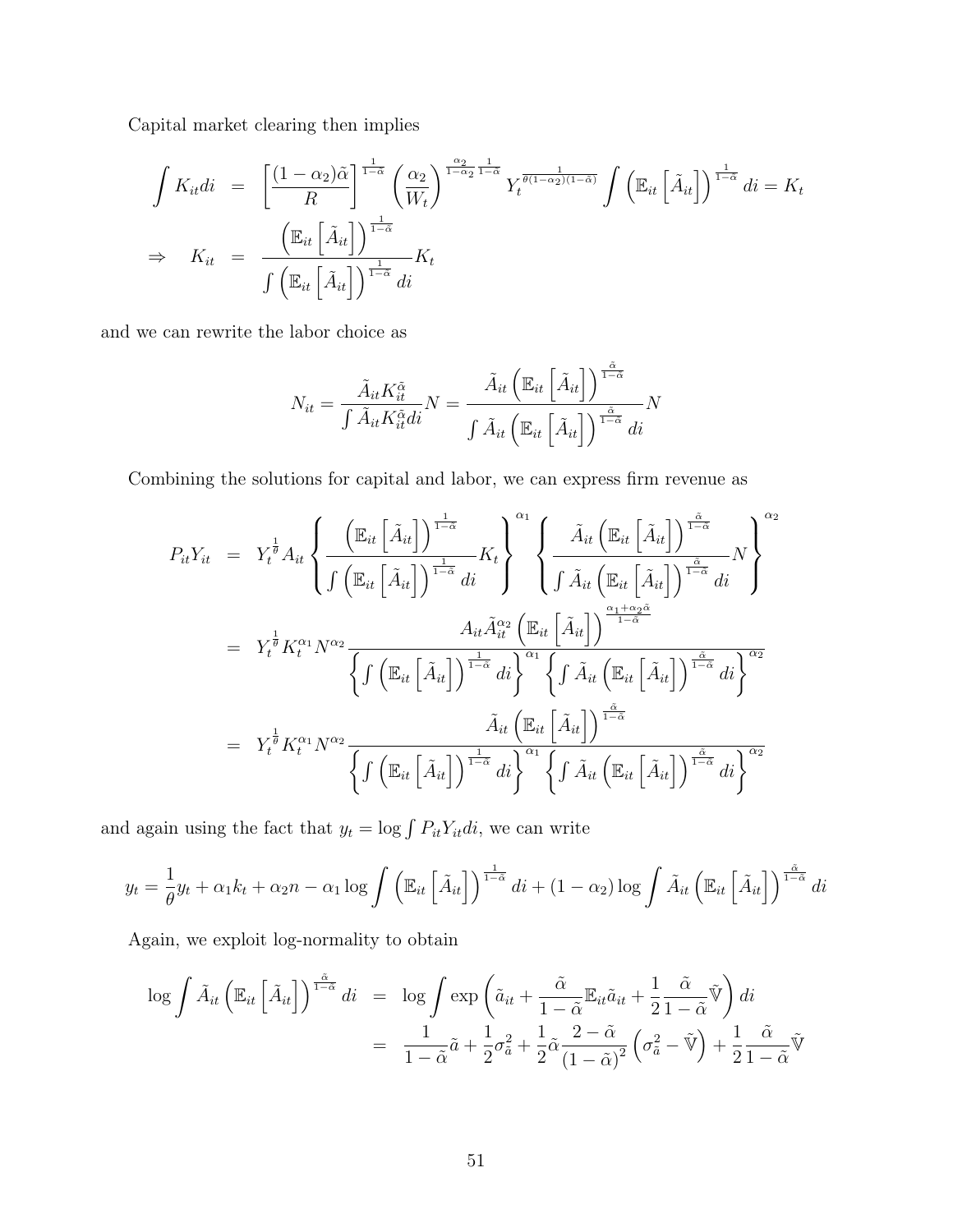Capital market clearing then implies

$$
\begin{aligned}
\int K_{it} di &= \left[\frac{(1-\alpha_2)\tilde{\alpha}}{R}\right]^{\frac{1}{1-\tilde{\alpha}}} \left(\frac{\alpha_2}{W_t}\right)^{\frac{\alpha_2}{1-\alpha_2}\frac{1}{1-\tilde{\alpha}}} Y_t^{\frac{1}{\theta(1-\alpha_2)(1-\tilde{\alpha})}} \int \left(\mathbb{E}_{it}\left[\tilde{A}_{it}\right]\right)^{\frac{1}{1-\tilde{\alpha}}} di = K_t \\
\Rightarrow \quad K_{it} &= \frac{\left(\mathbb{E}_{it}\left[\tilde{A}_{it}\right]\right)^{\frac{1}{1-\tilde{\alpha}}}}{\int \left(\mathbb{E}_{it}\left[\tilde{A}_{it}\right]\right)^{\frac{1}{1-\tilde{\alpha}}} di} K_t
\end{aligned}
$$

and we can rewrite the labor choice as

$$
N_{it} = \frac{\tilde{A}_{it} K_{it}^{\tilde{\alpha}}}{\int \tilde{A}_{it} K_{it}^{\tilde{\alpha}} di} N = \frac{\tilde{A}_{it}\left(\mathbb{E}_{it}\left[\tilde{A}_{it}\right]\right)^{\frac{\tilde{\alpha}}{1-\tilde{\alpha}}}}{\int \tilde{A}_{it}\left(\mathbb{E}_{it}\left[\tilde{A}_{it}\right]\right)^{\frac{\tilde{\alpha}}{1-\tilde{\alpha}}} di} N
$$

Combining the solutions for capital and labor, we can express firm revenue as

$$
\begin{aligned}
P_{it} Y_{it} &= Y_t^{\frac{1}{\theta}} A_{it} \left\{ \frac{\left(\mathbb{E}_{it}\left[\tilde{A}_{it}\right]\right)^{\frac{1}{1-\tilde{\alpha}}}}{\int \left(\mathbb{E}_{it}\left[\tilde{A}_{it}\right]\right)^{\frac{1}{1-\tilde{\alpha}}} di} K_t \right\}^{\alpha_1} \left\{ \frac{\tilde{A}_{it}\left(\mathbb{E}_{it}\left[\tilde{A}_{it}\right]\right)^{\frac{\tilde{\alpha}}{1-\tilde{\alpha}}}}{\int \tilde{A}_{it}\left(\mathbb{E}_{it}\left[\tilde{A}_{it}\right]\right)^{\frac{\tilde{\alpha}}{1-\tilde{\alpha}}} di} N \right\}^{\alpha_2} \\
&= Y_t^{\frac{1}{\theta}} K_t^{\alpha_1} N^{\alpha_2} \frac{A_{it} \tilde{A}_{it}^{\alpha_2} \left(\mathbb{E}_{it}\left[\tilde{A}_{it}\right]\right)^{\frac{\alpha_1 + \alpha_2 \tilde{\alpha}}{1-\tilde{\alpha}}}}{\left\{\int \left(\mathbb{E}_{it}\left[\tilde{A}_{it}\right]\right)^{\frac{1}{1-\tilde{\alpha}}} di\right\}^{\alpha_1} \left\{\int \tilde{A}_{it}\left(\mathbb{E}_{it}\left[\tilde{A}_{it}\right]\right)^{\frac{\tilde{\alpha}}{1-\tilde{\alpha}}} di\right\}^{\alpha_2}} \\
&= Y_t^{\frac{1}{\theta}} K_t^{\alpha_1} N^{\alpha_2} \frac{\tilde{A}_{it} \left(\mathbb{E}_{it}\left[\tilde{A}_{it}\right]\right)^{\frac{\tilde{\alpha}}{1-\tilde{\alpha}}}}{\left\{\int \left(\mathbb{E}_{it}\left[\tilde{A}_{it}\right]\right)^{\frac{1}{1-\tilde{\alpha}}} di\right\}^{\alpha_1} \left\{\int \tilde{A}_{it}\left(\mathbb{E}_{it}\left[\tilde{A}_{it}\right]\right)^{\frac{\tilde{\alpha}}{1-\tilde{\alpha}}} di\right\}^{\alpha_2}}
\end{aligned}
$$

and again using the fact that $y_t = \log \int P_{it} Y_{it} di$, we can write

$$
y_t = \frac{1}{\theta} y_t + \alpha_1 k_t + \alpha_2 n - \alpha_1 \log \int \left(\mathbb{E}_{it}\left[\tilde{A}_{it}\right]\right)^{\frac{1}{1-\tilde{\alpha}}} di + (1-\alpha_2) \log \int \tilde{A}_{it} \left(\mathbb{E}_{it}\left[\tilde{A}_{it}\right]\right)^{\frac{\tilde{\alpha}}{1-\tilde{\alpha}}} di
$$

Again, we exploit log-normality to obtain

$$
\begin{aligned}
\log \int \tilde{A}_{it} \left(\mathbb{E}_{it}\left[\tilde{A}_{it}\right]\right)^{\frac{\tilde{\alpha}}{1-\tilde{\alpha}}} di &= \log \int \exp\left(\tilde{a}_{it} + \frac{\tilde{\alpha}}{1-\tilde{\alpha}} \mathbb{E}_{it} \tilde{a}_{it} + \frac{1}{2}\frac{\tilde{\alpha}}{1-\tilde{\alpha}} \tilde{\mathbb{V}}\right) di \\
&= \frac{1}{1-\tilde{\alpha}} \tilde{a} + \frac{1}{2}\sigma_{\tilde{a}}^2 + \frac{1}{2}\tilde{\alpha}\frac{2-\tilde{\alpha}}{(1-\tilde{\alpha})^2}\left(\sigma_{\tilde{a}}^2 - \tilde{\mathbb{V}}\right) + \frac{1}{2}\frac{\tilde{\alpha}}{1-\tilde{\alpha}}\tilde{\mathbb{V}}
\end{aligned}
$$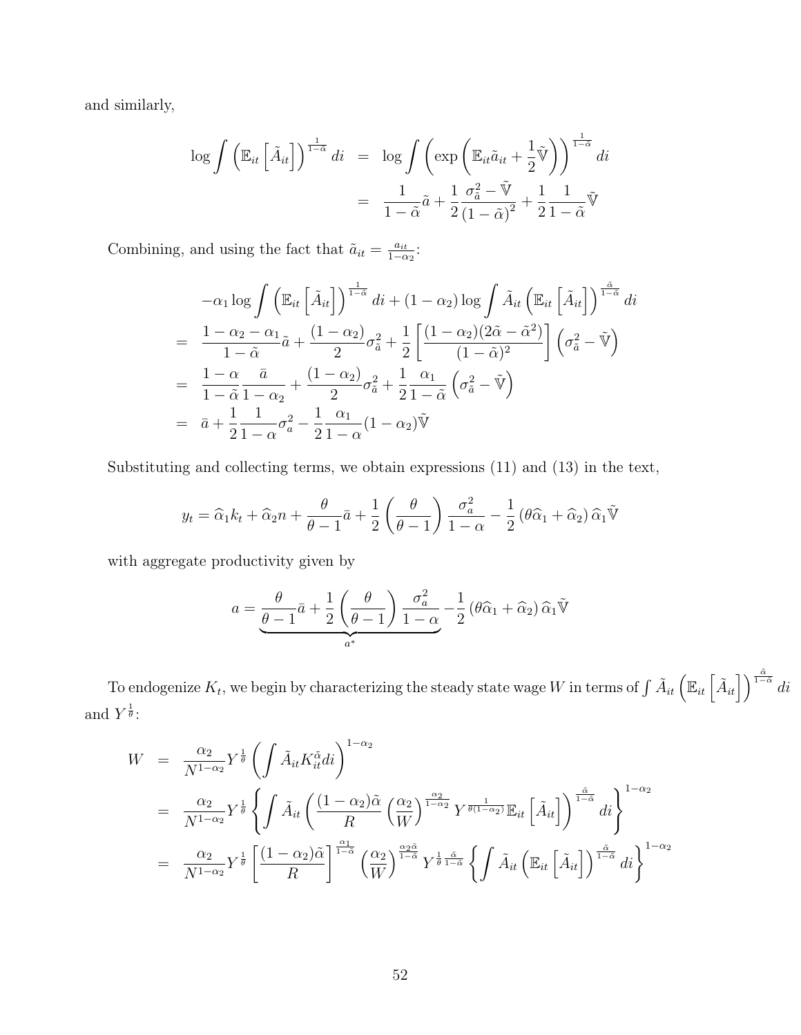and similarly,

$$\log \int \left(\mathbb{E}_{it}\left[\tilde{A}_{it}\right]\right)^{\frac{1}{1-\tilde{\alpha}}} di = \log \int \left(\exp\left(\mathbb{E}_{it}\tilde{a}_{it} + \frac{1}{2}\tilde{\mathbb{V}}\right)\right)^{\frac{1}{1-\tilde{\alpha}}} di$$

$$= \frac{1}{1-\tilde{\alpha}}\tilde{a} + \frac{1}{2}\frac{\sigma_{\tilde{a}}^2 - \tilde{\mathbb{V}}}{(1-\tilde{\alpha})^2} + \frac{1}{2}\frac{1}{1-\tilde{\alpha}}\tilde{\mathbb{V}}$$

Combining, and using the fact that $\tilde{a}_{it} = \frac{a_{it}}{1-\alpha_2}$:

$$-\alpha_1 \log \int \left(\mathbb{E}_{it}\left[\tilde{A}_{it}\right]\right)^{\frac{1}{1-\tilde{\alpha}}} di + (1-\alpha_2)\log \int \tilde{A}_{it}\left(\mathbb{E}_{it}\left[\tilde{A}_{it}\right]\right)^{\frac{\tilde{\alpha}}{1-\tilde{\alpha}}} di$$

$$= \frac{1-\alpha_2-\alpha_1}{1-\tilde{\alpha}}\tilde{a} + \frac{(1-\alpha_2)}{2}\sigma_{\tilde{a}}^2 + \frac{1}{2}\left[\frac{(1-\alpha_2)(2\tilde{\alpha}-\tilde{\alpha}^2)}{(1-\tilde{\alpha})^2}\right]\left(\sigma_{\tilde{a}}^2 - \tilde{\mathbb{V}}\right)$$

$$= \frac{1-\alpha}{1-\tilde{\alpha}}\frac{\bar{a}}{1-\alpha_2} + \frac{(1-\alpha_2)}{2}\sigma_{\tilde{a}}^2 + \frac{1}{2}\frac{\alpha_1}{1-\tilde{\alpha}}\left(\sigma_{\tilde{a}}^2 - \tilde{\mathbb{V}}\right)$$

$$= \bar{a} + \frac{1}{2}\frac{1}{1-\alpha}\sigma_a^2 - \frac{1}{2}\frac{\alpha_1}{1-\alpha}(1-\alpha_2)\tilde{\mathbb{V}}$$

Substituting and collecting terms, we obtain expressions (11) and (13) in the text,

$$y_t = \widehat{\alpha}_1 k_t + \widehat{\alpha}_2 n + \frac{\theta}{\theta-1}\bar{a} + \frac{1}{2}\left(\frac{\theta}{\theta-1}\right)\frac{\sigma_a^2}{1-\alpha} - \frac{1}{2}\left(\theta\widehat{\alpha}_1 + \widehat{\alpha}_2\right)\widehat{\alpha}_1\tilde{\mathbb{V}}$$

with aggregate productivity given by

$$a = \underbrace{\frac{\theta}{\theta-1}\bar{a} + \frac{1}{2}\left(\frac{\theta}{\theta-1}\right)\frac{\sigma_a^2}{1-\alpha}}_{a^*} - \frac{1}{2}\left(\theta\widehat{\alpha}_1 + \widehat{\alpha}_2\right)\widehat{\alpha}_1\tilde{\mathbb{V}}$$

To endogenize $K_t$, we begin by characterizing the steady state wage $W$ in terms of $\int \tilde{A}_{it}\left(\mathbb{E}_{it}\left[\tilde{A}_{it}\right]\right)^{\frac{\tilde{\alpha}}{1-\tilde{\alpha}}} di$ and $Y^{\frac{1}{\theta}}$:

$$W = \frac{\alpha_2}{N^{1-\alpha_2}}Y^{\frac{1}{\theta}}\left(\int \tilde{A}_{it}K_{it}^{\tilde{\alpha}}di\right)^{1-\alpha_2}$$

$$= \frac{\alpha_2}{N^{1-\alpha_2}}Y^{\frac{1}{\theta}}\left\{\int \tilde{A}_{it}\left(\frac{(1-\alpha_2)\tilde{\alpha}}{R}\left(\frac{\alpha_2}{W}\right)^{\frac{\alpha_2}{1-\alpha_2}}Y^{\frac{1}{\theta(1-\alpha_2)}}\mathbb{E}_{it}\left[\tilde{A}_{it}\right]\right)^{\frac{\tilde{\alpha}}{1-\tilde{\alpha}}} di\right\}^{1-\alpha_2}$$

$$= \frac{\alpha_2}{N^{1-\alpha_2}}Y^{\frac{1}{\theta}}\left[\frac{(1-\alpha_2)\tilde{\alpha}}{R}\right]^{\frac{\alpha_1}{1-\tilde{\alpha}}}\left(\frac{\alpha_2}{W}\right)^{\frac{\alpha_2\tilde{\alpha}}{1-\tilde{\alpha}}}Y^{\frac{1}{\theta}\frac{\tilde{\alpha}}{1-\tilde{\alpha}}}\left\{\int \tilde{A}_{it}\left(\mathbb{E}_{it}\left[\tilde{A}_{it}\right]\right)^{\frac{\tilde{\alpha}}{1-\tilde{\alpha}}} di\right\}^{1-\alpha_2}$$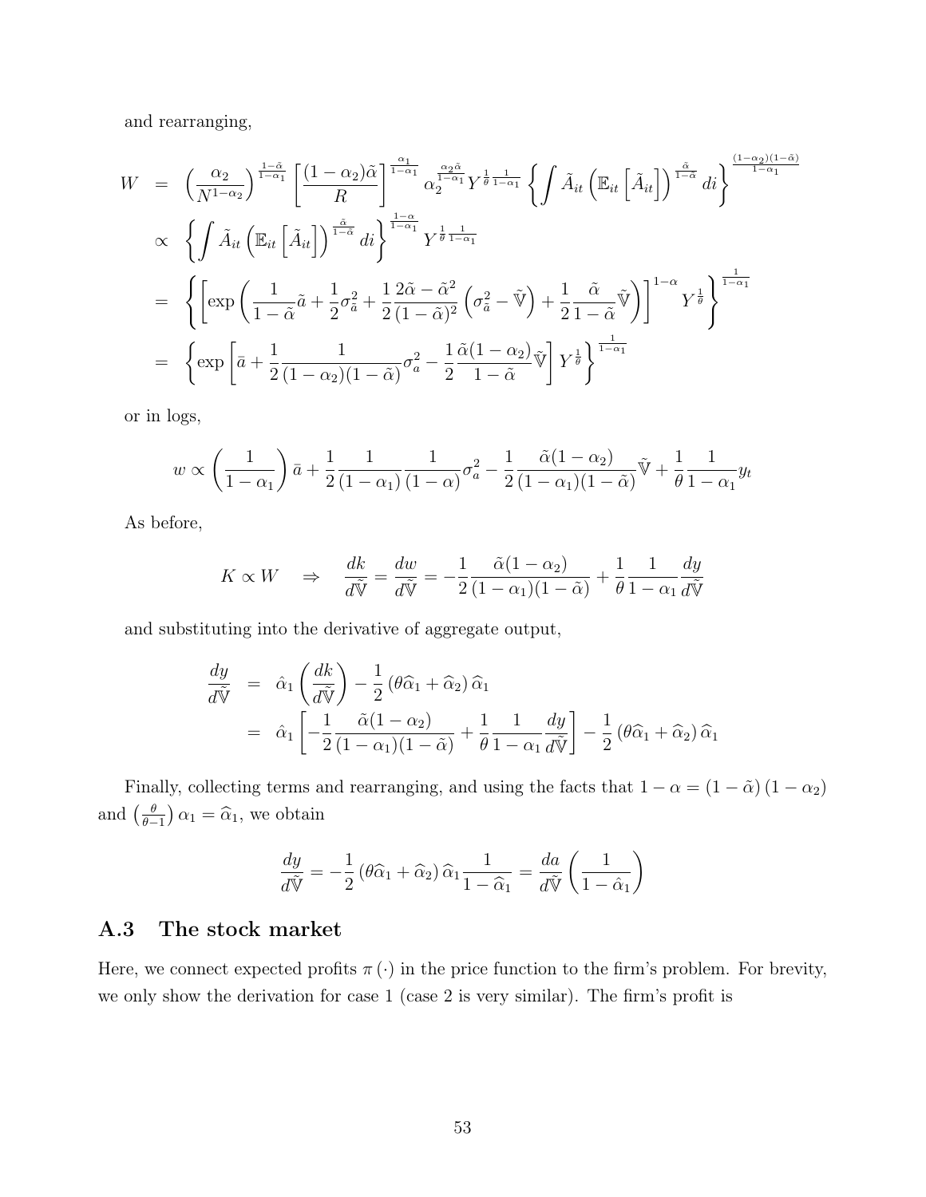and rearranging,

$$
\begin{aligned}
W &= \left(\frac{\alpha_2}{N^{1-\alpha_2}}\right)^{\frac{1-\tilde{\alpha}}{1-\alpha_1}} \left[\frac{(1-\alpha_2)\tilde{\alpha}}{R}\right]^{\frac{\alpha_1}{1-\alpha_1}} \alpha_2^{\frac{\alpha_2\tilde{\alpha}}{1-\alpha_1}} Y^{\frac{1}{\theta}\frac{1}{1-\alpha_1}} \left\{\int \tilde{A}_{it}\left(\mathbb{E}_{it}\left[\tilde{A}_{it}\right]\right)^{\frac{\tilde{\alpha}}{1-\tilde{\alpha}}} di\right\}^{\frac{(1-\alpha_2)(1-\tilde{\alpha})}{1-\alpha_1}} \\
&\propto \left\{\int \tilde{A}_{it}\left(\mathbb{E}_{it}\left[\tilde{A}_{it}\right]\right)^{\frac{\tilde{\alpha}}{1-\tilde{\alpha}}} di\right\}^{\frac{1-\alpha}{1-\alpha_1}} Y^{\frac{1}{\theta}\frac{1}{1-\alpha_1}} \\
&= \left\{\left[\exp\left(\frac{1}{1-\tilde{\alpha}}\tilde{a} + \frac{1}{2}\sigma_{\tilde{a}}^2 + \frac{1}{2}\frac{2\tilde{\alpha}-\tilde{\alpha}^2}{(1-\tilde{\alpha})^2}\left(\sigma_{\tilde{a}}^2 - \tilde{\mathbb{V}}\right) + \frac{1}{2}\frac{\tilde{\alpha}}{1-\tilde{\alpha}}\tilde{\mathbb{V}}\right)\right]^{1-\alpha} Y^{\frac{1}{\theta}}\right\}^{\frac{1}{1-\alpha_1}} \\
&= \left\{\exp\left[\bar{a} + \frac{1}{2}\frac{1}{(1-\alpha_2)(1-\tilde{\alpha})}\sigma_a^2 - \frac{1}{2}\frac{\tilde{\alpha}(1-\alpha_2)}{1-\tilde{\alpha}}\tilde{\mathbb{V}}\right] Y^{\frac{1}{\theta}}\right\}^{\frac{1}{1-\alpha_1}}
\end{aligned}
$$

or in logs,

$$
w \propto \left(\frac{1}{1-\alpha_1}\right)\bar{a} + \frac{1}{2}\frac{1}{(1-\alpha_1)}\frac{1}{(1-\alpha)}\sigma_a^2 - \frac{1}{2}\frac{\tilde{\alpha}(1-\alpha_2)}{(1-\alpha_1)(1-\tilde{\alpha})}\tilde{\mathbb{V}} + \frac{1}{\theta}\frac{1}{1-\alpha_1}y_t
$$

As before,

$$
K \propto W \quad \Rightarrow \quad \frac{dk}{d\tilde{\mathbb{V}}} = \frac{dw}{d\tilde{\mathbb{V}}} = -\frac{1}{2}\frac{\tilde{\alpha}(1-\alpha_2)}{(1-\alpha_1)(1-\tilde{\alpha})} + \frac{1}{\theta}\frac{1}{1-\alpha_1}\frac{dy}{d\tilde{\mathbb{V}}}
$$

and substituting into the derivative of aggregate output,

$$
\begin{aligned}
\frac{dy}{d\tilde{\mathbb{V}}} &= \hat{\alpha}_1\left(\frac{dk}{d\tilde{\mathbb{V}}}\right) - \frac{1}{2}\left(\theta\widehat{\alpha}_1 + \widehat{\alpha}_2\right)\widehat{\alpha}_1 \\
&= \hat{\alpha}_1\left[-\frac{1}{2}\frac{\tilde{\alpha}(1-\alpha_2)}{(1-\alpha_1)(1-\tilde{\alpha})} + \frac{1}{\theta}\frac{1}{1-\alpha_1}\frac{dy}{d\tilde{\mathbb{V}}}\right] - \frac{1}{2}\left(\theta\widehat{\alpha}_1 + \widehat{\alpha}_2\right)\widehat{\alpha}_1
\end{aligned}
$$

Finally, collecting terms and rearranging, and using the facts that $1-\alpha = (1-\tilde{\alpha})(1-\alpha_2)$ and $\left(\frac{\theta}{\theta-1}\right)\alpha_1 = \widehat{\alpha}_1$, we obtain

$$
\frac{dy}{d\tilde{\mathbb{V}}} = -\frac{1}{2}\left(\theta\widehat{\alpha}_1 + \widehat{\alpha}_2\right)\widehat{\alpha}_1\frac{1}{1-\widehat{\alpha}_1} = \frac{da}{d\tilde{\mathbb{V}}}\left(\frac{1}{1-\hat{\alpha}_1}\right)
$$

## A.3 The stock market

Here, we connect expected profits $\pi(\cdot)$ in the price function to the firm's problem. For brevity, we only show the derivation for case 1 (case 2 is very similar). The firm's profit is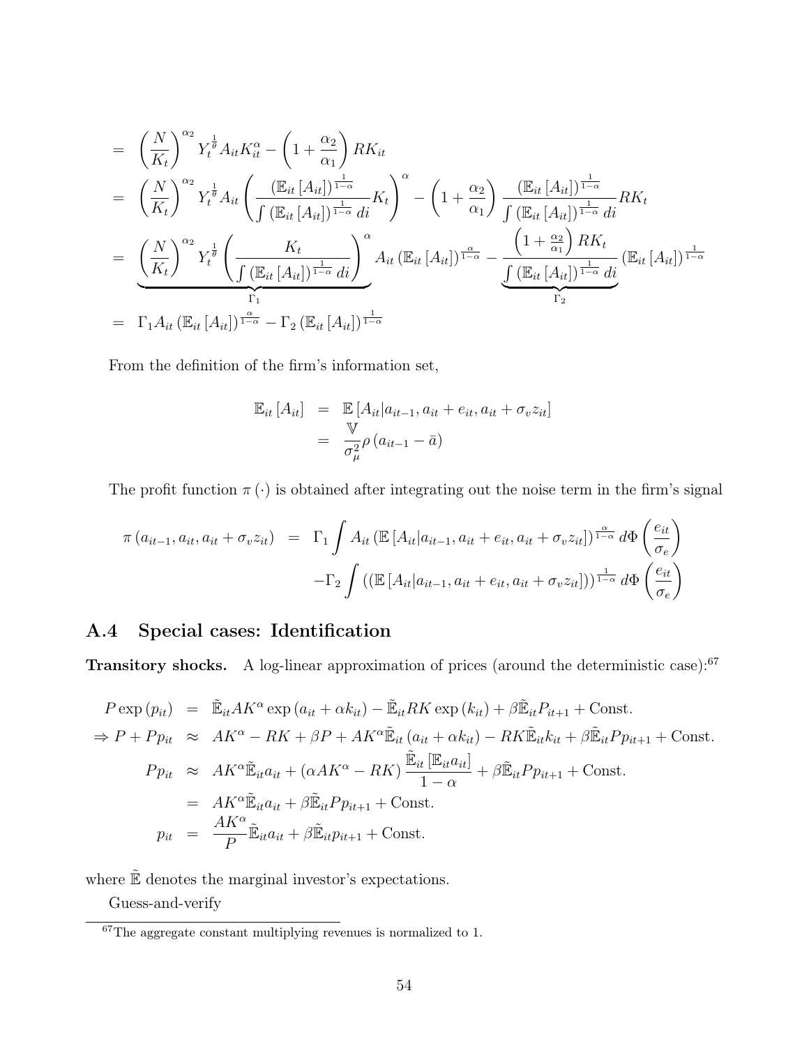$$
\begin{aligned}
&= \left(\frac{N}{K_t}\right)^{\alpha_2} Y_t^{\frac{1}{\theta}} A_{it} K_{it}^{\alpha} - \left(1 + \frac{\alpha_2}{\alpha_1}\right) R K_{it} \\
&= \left(\frac{N}{K_t}\right)^{\alpha_2} Y_t^{\frac{1}{\theta}} A_{it} \left(\frac{\left(\mathbb{E}_{it}\left[A_{it}\right]\right)^{\frac{1}{1-\alpha}}}{\int \left(\mathbb{E}_{it}\left[A_{it}\right]\right)^{\frac{1}{1-\alpha}} di} K_t\right)^{\alpha} - \left(1 + \frac{\alpha_2}{\alpha_1}\right) \frac{\left(\mathbb{E}_{it}\left[A_{it}\right]\right)^{\frac{1}{1-\alpha}}}{\int \left(\mathbb{E}_{it}\left[A_{it}\right]\right)^{\frac{1}{1-\alpha}} di} R K_t \\
&= \underbrace{\left(\frac{N}{K_t}\right)^{\alpha_2} Y_t^{\frac{1}{\theta}} \left(\frac{K_t}{\int \left(\mathbb{E}_{it}\left[A_{it}\right]\right)^{\frac{1}{1-\alpha}} di}\right)^{\alpha}}_{\Gamma_1} A_{it} \left(\mathbb{E}_{it}\left[A_{it}\right]\right)^{\frac{\alpha}{1-\alpha}} - \underbrace{\frac{\left(1 + \frac{\alpha_2}{\alpha_1}\right) R K_t}{\int \left(\mathbb{E}_{it}\left[A_{it}\right]\right)^{\frac{1}{1-\alpha}} di}}_{\Gamma_2} \left(\mathbb{E}_{it}\left[A_{it}\right]\right)^{\frac{1}{1-\alpha}} \\
&= \Gamma_1 A_{it} \left(\mathbb{E}_{it}\left[A_{it}\right]\right)^{\frac{\alpha}{1-\alpha}} - \Gamma_2 \left(\mathbb{E}_{it}\left[A_{it}\right]\right)^{\frac{1}{1-\alpha}}
\end{aligned}
$$

From the definition of the firm's information set,

$$
\begin{aligned}
\mathbb{E}_{it}\left[A_{it}\right] &= \mathbb{E}\left[A_{it} | a_{it-1}, a_{it} + e_{it}, a_{it} + \sigma_v z_{it}\right] \\
&= \frac{\mathbb{V}}{\sigma_{\mu}^2} \rho \left(a_{it-1} - \bar{a}\right)
\end{aligned}
$$

The profit function $\pi(\cdot)$ is obtained after integrating out the noise term in the firm's signal

$$
\begin{aligned}
\pi\left(a_{it-1}, a_{it}, a_{it} + \sigma_v z_{it}\right) &= \Gamma_1 \int A_{it} \left(\mathbb{E}\left[A_{it} | a_{it-1}, a_{it} + e_{it}, a_{it} + \sigma_v z_{it}\right]\right)^{\frac{\alpha}{1-\alpha}} d\Phi\left(\frac{e_{it}}{\sigma_e}\right) \\
&\quad - \Gamma_2 \int \left(\left(\mathbb{E}\left[A_{it} | a_{it-1}, a_{it} + e_{it}, a_{it} + \sigma_v z_{it}\right]\right)\right)^{\frac{1}{1-\alpha}} d\Phi\left(\frac{e_{it}}{\sigma_e}\right)
\end{aligned}
$$

## A.4 Special cases: Identification

**Transitory shocks.** A log-linear approximation of prices (around the deterministic case):[67]

$$
\begin{aligned}
P \exp\left(p_{it}\right) &= \tilde{\mathbb{E}}_{it} A K^{\alpha} \exp\left(a_{it} + \alpha k_{it}\right) - \tilde{\mathbb{E}}_{it} R K \exp\left(k_{it}\right) + \beta \tilde{\mathbb{E}}_{it} P_{it+1} + \text{Const.} \\
\Rightarrow P + P p_{it} &\approx A K^{\alpha} - R K + \beta P + A K^{\alpha} \tilde{\mathbb{E}}_{it}\left(a_{it} + \alpha k_{it}\right) - R K \tilde{\mathbb{E}}_{it} k_{it} + \beta \tilde{\mathbb{E}}_{it} P p_{it+1} + \text{Const.} \\
P p_{it} &\approx A K^{\alpha} \tilde{\mathbb{E}}_{it} a_{it} + \left(\alpha A K^{\alpha} - R K\right) \frac{\tilde{\mathbb{E}}_{it}\left[\mathbb{E}_{it} a_{it}\right]}{1-\alpha} + \beta \tilde{\mathbb{E}}_{it} P p_{it+1} + \text{Const.} \\
&= A K^{\alpha} \tilde{\mathbb{E}}_{it} a_{it} + \beta \tilde{\mathbb{E}}_{it} P p_{it+1} + \text{Const.} \\
p_{it} &= \frac{A K^{\alpha}}{P} \tilde{\mathbb{E}}_{it} a_{it} + \beta \tilde{\mathbb{E}}_{it} p_{it+1} + \text{Const.}
\end{aligned}
$$

where $\tilde{\mathbb{E}}$ denotes the marginal investor's expectations.

Guess-and-verify

[67] The aggregate constant multiplying revenues is normalized to 1.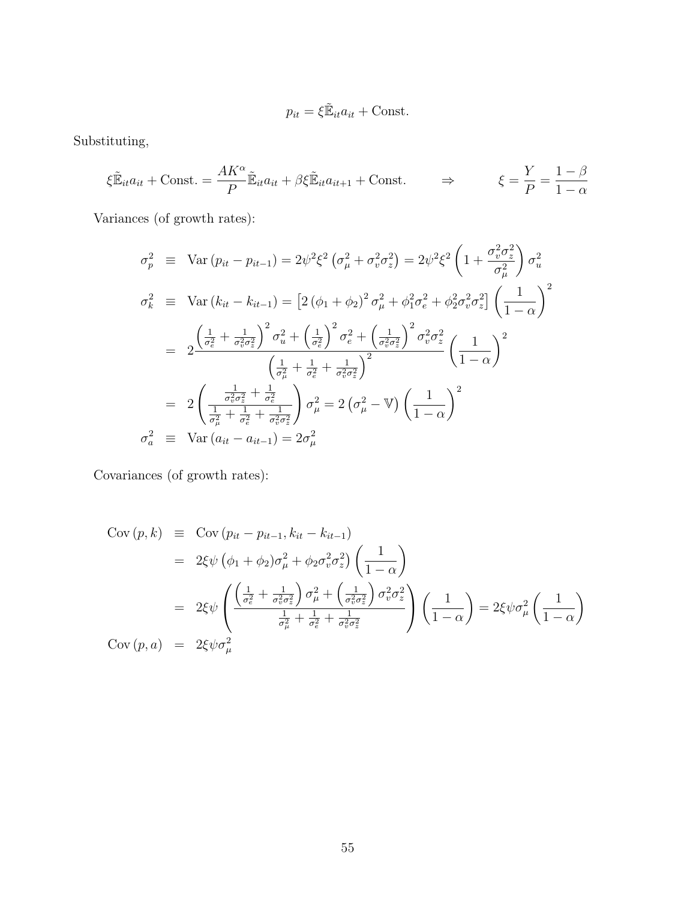$$p_{it} = \xi \tilde{\mathbb{E}}_{it} a_{it} + \text{Const.}$$

Substituting,

$$\xi \tilde{\mathbb{E}}_{it} a_{it} + \text{Const.} = \frac{AK^{\alpha}}{P} \tilde{\mathbb{E}}_{it} a_{it} + \beta \xi \tilde{\mathbb{E}}_{it} a_{it+1} + \text{Const.} \qquad \Rightarrow \qquad \xi = \frac{Y}{P} = \frac{1-\beta}{1-\alpha}$$

Variances (of growth rates):

$$\begin{aligned}
\sigma_p^2 &\equiv \text{Var}\left(p_{it} - p_{it-1}\right) = 2\psi^2 \xi^2 \left(\sigma_\mu^2 + \sigma_v^2 \sigma_z^2\right) = 2\psi^2 \xi^2 \left(1 + \frac{\sigma_v^2 \sigma_z^2}{\sigma_\mu^2}\right) \sigma_u^2 \\
\sigma_k^2 &\equiv \text{Var}\left(k_{it} - k_{it-1}\right) = \left[2\left(\phi_1 + \phi_2\right)^2 \sigma_\mu^2 + \phi_1^2 \sigma_e^2 + \phi_2^2 \sigma_v^2 \sigma_z^2\right] \left(\frac{1}{1-\alpha}\right)^2 \\
&= 2 \frac{\left(\frac{1}{\sigma_e^2} + \frac{1}{\sigma_v^2 \sigma_z^2}\right)^2 \sigma_u^2 + \left(\frac{1}{\sigma_e^2}\right)^2 \sigma_e^2 + \left(\frac{1}{\sigma_v^2 \sigma_z^2}\right)^2 \sigma_v^2 \sigma_z^2}{\left(\frac{1}{\sigma_\mu^2} + \frac{1}{\sigma_e^2} + \frac{1}{\sigma_v^2 \sigma_z^2}\right)^2} \left(\frac{1}{1-\alpha}\right)^2 \\
&= 2 \left(\frac{\frac{1}{\sigma_v^2 \sigma_z^2} + \frac{1}{\sigma_e^2}}{\frac{1}{\sigma_\mu^2} + \frac{1}{\sigma_e^2} + \frac{1}{\sigma_v^2 \sigma_z^2}}\right) \sigma_\mu^2 = 2\left(\sigma_\mu^2 - \mathbb{V}\right) \left(\frac{1}{1-\alpha}\right)^2 \\
\sigma_a^2 &\equiv \text{Var}\left(a_{it} - a_{it-1}\right) = 2\sigma_\mu^2
\end{aligned}$$

Covariances (of growth rates):

$$\begin{aligned}
\text{Cov}\left(p, k\right) &\equiv \text{Cov}\left(p_{it} - p_{it-1}, k_{it} - k_{it-1}\right) \\
&= 2\xi\psi \left(\phi_1 + \phi_2)\sigma_\mu^2 + \phi_2 \sigma_v^2 \sigma_z^2\right) \left(\frac{1}{1-\alpha}\right) \\
&= 2\xi\psi \left(\frac{\left(\frac{1}{\sigma_e^2} + \frac{1}{\sigma_v^2 \sigma_z^2}\right) \sigma_\mu^2 + \left(\frac{1}{\sigma_v^2 \sigma_z^2}\right) \sigma_v^2 \sigma_z^2}{\frac{1}{\sigma_\mu^2} + \frac{1}{\sigma_e^2} + \frac{1}{\sigma_v^2 \sigma_z^2}}\right) \left(\frac{1}{1-\alpha}\right) = 2\xi\psi\sigma_\mu^2 \left(\frac{1}{1-\alpha}\right) \\
\text{Cov}\left(p, a\right) &= 2\xi\psi\sigma_\mu^2
\end{aligned}$$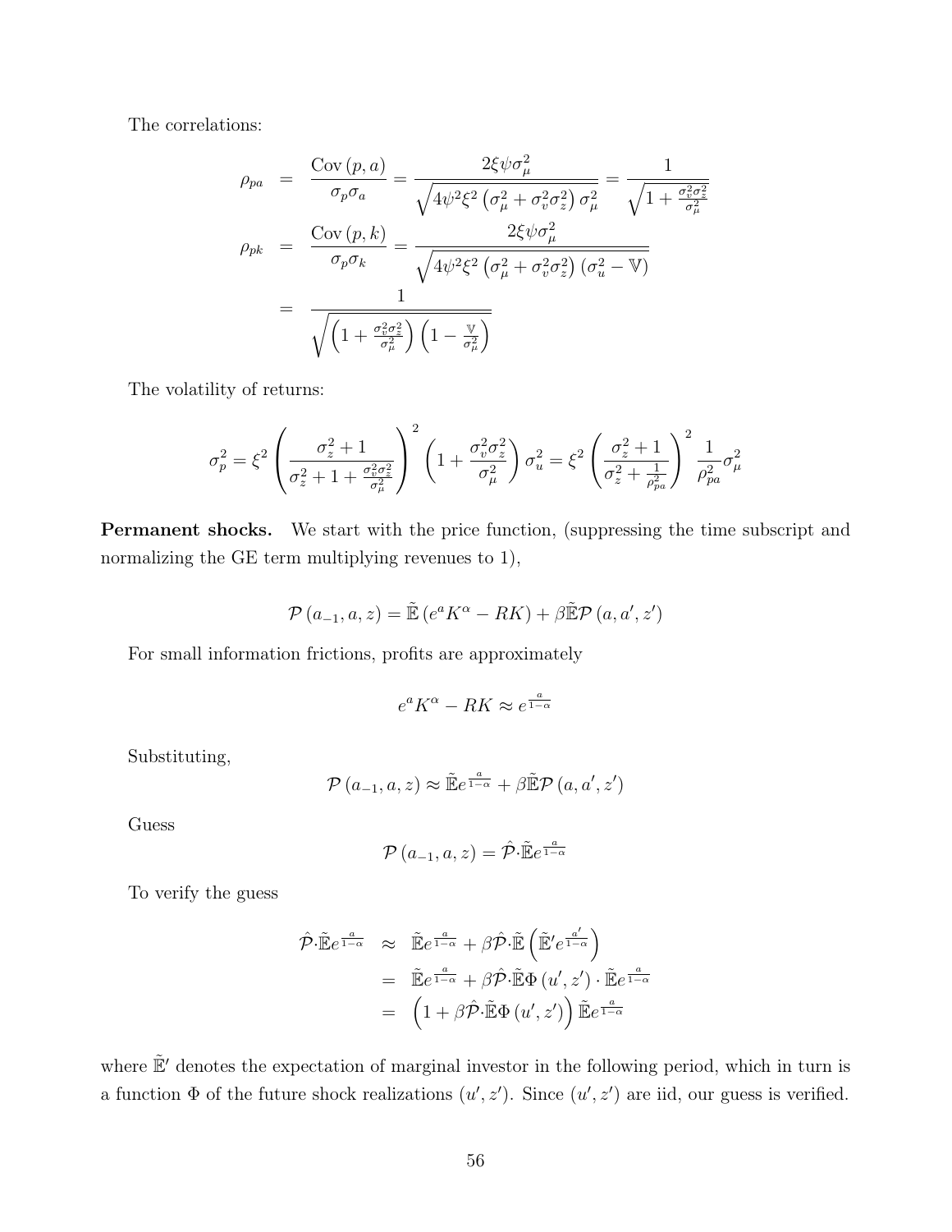The correlations:

$$
\begin{aligned}
\rho_{pa} &= \frac{\text{Cov}(p,a)}{\sigma_p \sigma_a} = \frac{2\xi\psi\sigma_\mu^2}{\sqrt{4\psi^2\xi^2\left(\sigma_\mu^2+\sigma_v^2\sigma_z^2\right)\sigma_\mu^2}} = \frac{1}{\sqrt{1+\frac{\sigma_v^2\sigma_z^2}{\sigma_\mu^2}}} \\
\rho_{pk} &= \frac{\text{Cov}(p,k)}{\sigma_p \sigma_k} = \frac{2\xi\psi\sigma_\mu^2}{\sqrt{4\psi^2\xi^2\left(\sigma_\mu^2+\sigma_v^2\sigma_z^2\right)\left(\sigma_u^2-\mathbb{V}\right)}} \\
&= \frac{1}{\sqrt{\left(1+\frac{\sigma_v^2\sigma_z^2}{\sigma_\mu^2}\right)\left(1-\frac{\mathbb{V}}{\sigma_\mu^2}\right)}}
\end{aligned}
$$

The volatility of returns:

$$
\sigma_p^2 = \xi^2\left(\frac{\sigma_z^2+1}{\sigma_z^2+1+\frac{\sigma_v^2\sigma_z^2}{\sigma_\mu^2}}\right)^2\left(1+\frac{\sigma_v^2\sigma_z^2}{\sigma_\mu^2}\right)\sigma_u^2 = \xi^2\left(\frac{\sigma_z^2+1}{\sigma_z^2+\frac{1}{\rho_{pa}^2}}\right)^2\frac{1}{\rho_{pa}^2}\sigma_\mu^2
$$

**Permanent shocks.** We start with the price function, (suppressing the time subscript and normalizing the GE term multiplying revenues to 1),

$$
\mathcal{P}\left(a_{-1},a,z\right) = \tilde{\mathbb{E}}\left(e^a K^\alpha - RK\right) + \beta\tilde{\mathbb{E}}\mathcal{P}\left(a,a',z'\right)
$$

For small information frictions, profits are approximately

$$
e^a K^\alpha - RK \approx e^{\frac{a}{1-\alpha}}
$$

Substituting,

$$
\mathcal{P}\left(a_{-1},a,z\right) \approx \tilde{\mathbb{E}}e^{\frac{a}{1-\alpha}} + \beta\tilde{\mathbb{E}}\mathcal{P}\left(a,a',z'\right)
$$

Guess

$$
\mathcal{P}\left(a_{-1},a,z\right) = \hat{\mathcal{P}}\cdot\tilde{\mathbb{E}}e^{\frac{a}{1-\alpha}}
$$

To verify the guess

$$
\begin{aligned}
\hat{\mathcal{P}}\cdot\tilde{\mathbb{E}}e^{\frac{a}{1-\alpha}} &\approx \tilde{\mathbb{E}}e^{\frac{a}{1-\alpha}} + \beta\hat{\mathcal{P}}\cdot\tilde{\mathbb{E}}\left(\tilde{\mathbb{E}}'e^{\frac{a'}{1-\alpha}}\right) \\
&= \tilde{\mathbb{E}}e^{\frac{a}{1-\alpha}} + \beta\hat{\mathcal{P}}\cdot\tilde{\mathbb{E}}\Phi\left(u',z'\right)\cdot\tilde{\mathbb{E}}e^{\frac{a}{1-\alpha}} \\
&= \left(1+\beta\hat{\mathcal{P}}\cdot\tilde{\mathbb{E}}\Phi\left(u',z'\right)\right)\tilde{\mathbb{E}}e^{\frac{a}{1-\alpha}}
\end{aligned}
$$

where $\tilde{\mathbb{E}}'$ denotes the expectation of marginal investor in the following period, which in turn is a function $\Phi$ of the future shock realizations $(u',z')$. Since $(u',z')$ are iid, our guess is verified.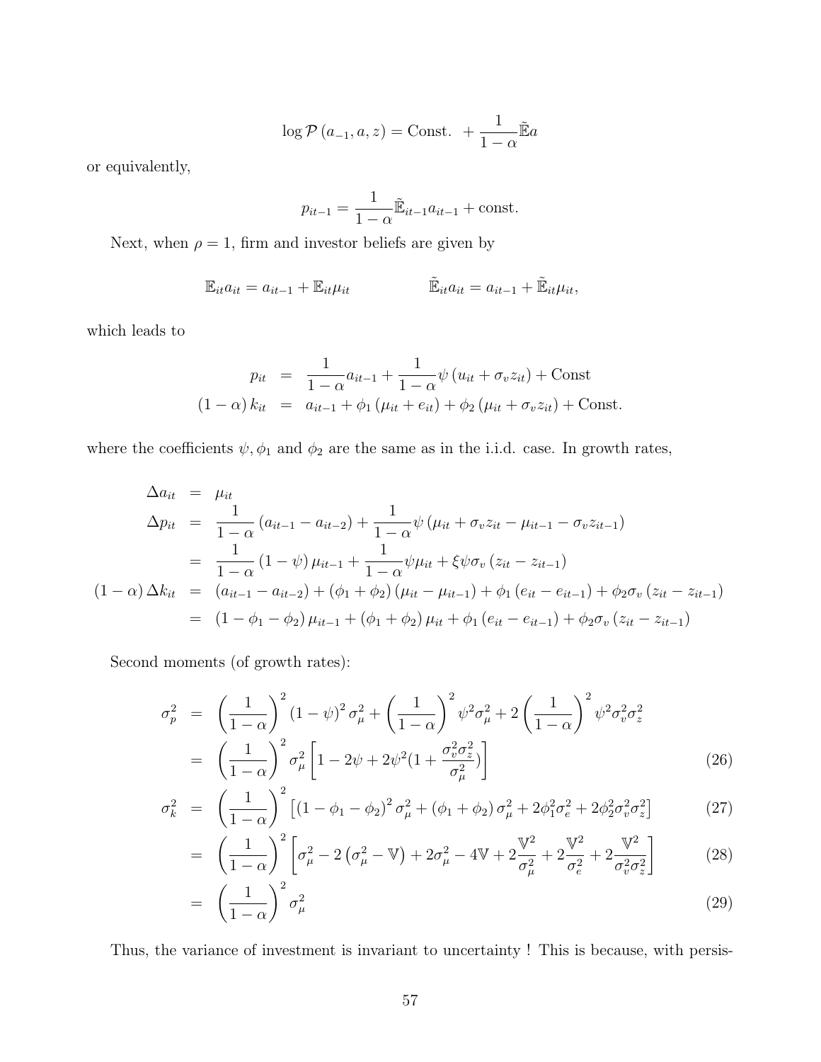$$\log \mathcal{P}\left(a_{-1}, a, z\right) = \text{Const. } + \frac{1}{1-\alpha} \tilde{\mathbb{E}} a$$

or equivalently,

$$p_{it-1} = \frac{1}{1-\alpha} \tilde{\mathbb{E}}_{it-1} a_{it-1} + \text{const.}$$

Next, when $\rho = 1$, firm and investor beliefs are given by

$$\mathbb{E}_{it} a_{it} = a_{it-1} + \mathbb{E}_{it} \mu_{it} \qquad \tilde{\mathbb{E}}_{it} a_{it} = a_{it-1} + \tilde{\mathbb{E}}_{it} \mu_{it},$$

which leads to

$$\begin{aligned}
p_{it} &= \frac{1}{1-\alpha} a_{it-1} + \frac{1}{1-\alpha} \psi \left(u_{it} + \sigma_v z_{it}\right) + \text{Const} \\
(1-\alpha) k_{it} &= a_{it-1} + \phi_1 \left(\mu_{it} + e_{it}\right) + \phi_2 \left(\mu_{it} + \sigma_v z_{it}\right) + \text{Const.}
\end{aligned}$$

where the coefficients $\psi, \phi_1$ and $\phi_2$ are the same as in the i.i.d. case. In growth rates,

$$\begin{aligned}
\Delta a_{it} &= \mu_{it} \\
\Delta p_{it} &= \frac{1}{1-\alpha} \left(a_{it-1} - a_{it-2}\right) + \frac{1}{1-\alpha} \psi \left(\mu_{it} + \sigma_v z_{it} - \mu_{it-1} - \sigma_v z_{it-1}\right) \\
&= \frac{1}{1-\alpha} \left(1-\psi\right) \mu_{it-1} + \frac{1}{1-\alpha} \psi \mu_{it} + \xi \psi \sigma_v \left(z_{it} - z_{it-1}\right) \\
(1-\alpha) \Delta k_{it} &= \left(a_{it-1} - a_{it-2}\right) + \left(\phi_1 + \phi_2\right)\left(\mu_{it} - \mu_{it-1}\right) + \phi_1 \left(e_{it} - e_{it-1}\right) + \phi_2 \sigma_v \left(z_{it} - z_{it-1}\right) \\
&= \left(1 - \phi_1 - \phi_2\right) \mu_{it-1} + \left(\phi_1 + \phi_2\right) \mu_{it} + \phi_1 \left(e_{it} - e_{it-1}\right) + \phi_2 \sigma_v \left(z_{it} - z_{it-1}\right)
\end{aligned}$$

Second moments (of growth rates):

$$\begin{aligned}
\sigma_p^2 &= \left(\frac{1}{1-\alpha}\right)^2 \left(1-\psi\right)^2 \sigma_\mu^2 + \left(\frac{1}{1-\alpha}\right)^2 \psi^2 \sigma_\mu^2 + 2\left(\frac{1}{1-\alpha}\right)^2 \psi^2 \sigma_v^2 \sigma_z^2 \\
&= \left(\frac{1}{1-\alpha}\right)^2 \sigma_\mu^2 \left[1 - 2\psi + 2\psi^2 \left(1 + \frac{\sigma_v^2 \sigma_z^2}{\sigma_\mu^2}\right)\right] && (26) \\
\sigma_k^2 &= \left(\frac{1}{1-\alpha}\right)^2 \left[\left(1 - \phi_1 - \phi_2\right)^2 \sigma_\mu^2 + \left(\phi_1 + \phi_2\right) \sigma_\mu^2 + 2\phi_1^2 \sigma_e^2 + 2\phi_2^2 \sigma_v^2 \sigma_z^2\right] && (27) \\
&= \left(\frac{1}{1-\alpha}\right)^2 \left[\sigma_\mu^2 - 2\left(\sigma_\mu^2 - \mathbb{V}\right) + 2\sigma_\mu^2 - 4\mathbb{V} + 2\frac{\mathbb{V}^2}{\sigma_\mu^2} + 2\frac{\mathbb{V}^2}{\sigma_e^2} + 2\frac{\mathbb{V}^2}{\sigma_v^2 \sigma_z^2}\right] && (28) \\
&= \left(\frac{1}{1-\alpha}\right)^2 \sigma_\mu^2 && (29)
\end{aligned}$$

Thus, the variance of investment is invariant to uncertainty ! This is because, with persis-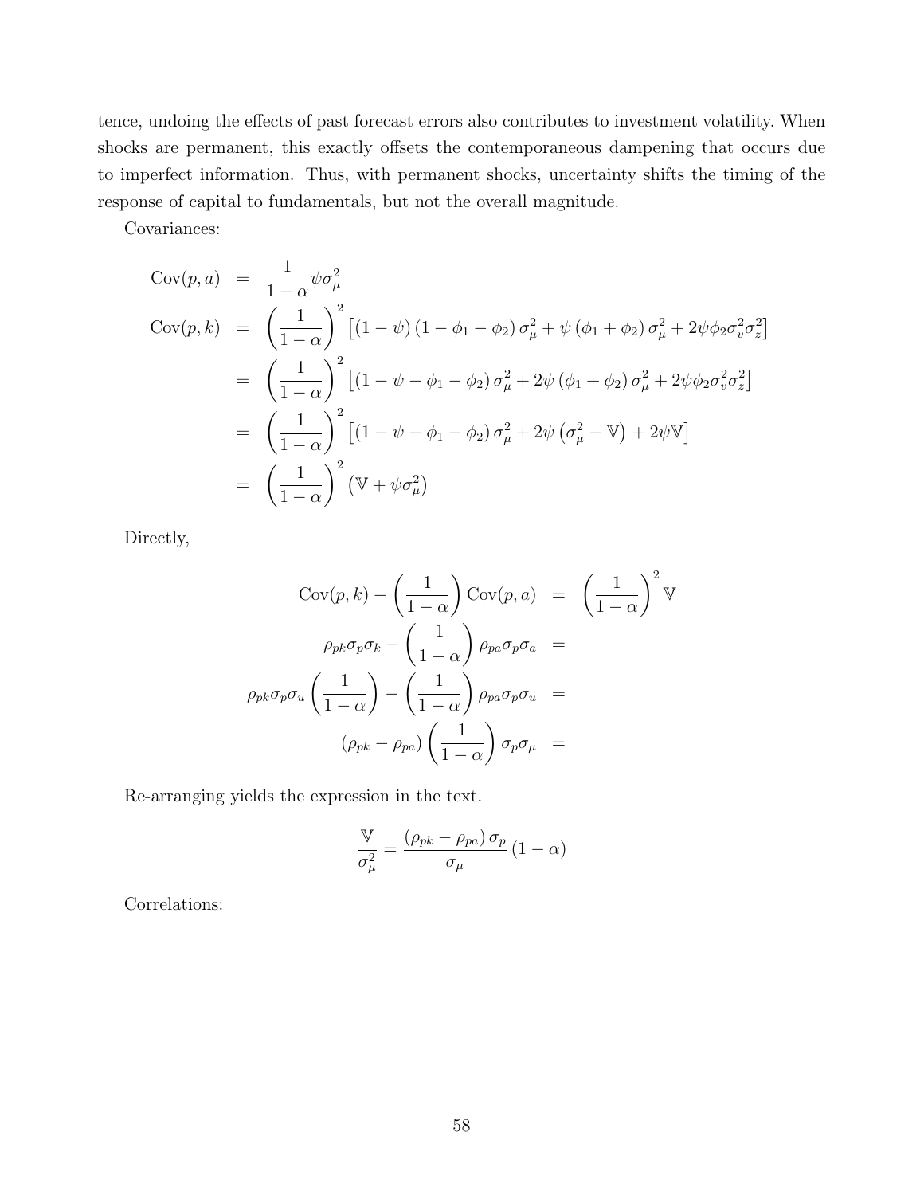tence, undoing the effects of past forecast errors also contributes to investment volatility. When shocks are permanent, this exactly offsets the contemporaneous dampening that occurs due to imperfect information. Thus, with permanent shocks, uncertainty shifts the timing of the response of capital to fundamentals, but not the overall magnitude.

Covariances:

$$
\begin{aligned}
\text{Cov}(p, a) &= \frac{1}{1-\alpha}\psi\sigma_\mu^2 \\
\text{Cov}(p, k) &= \left(\frac{1}{1-\alpha}\right)^2 \left[(1-\psi)(1-\phi_1-\phi_2)\sigma_\mu^2 + \psi(\phi_1+\phi_2)\sigma_\mu^2 + 2\psi\phi_2\sigma_v^2\sigma_z^2\right] \\
&= \left(\frac{1}{1-\alpha}\right)^2 \left[(1-\psi-\phi_1-\phi_2)\sigma_\mu^2 + 2\psi(\phi_1+\phi_2)\sigma_\mu^2 + 2\psi\phi_2\sigma_v^2\sigma_z^2\right] \\
&= \left(\frac{1}{1-\alpha}\right)^2 \left[(1-\psi-\phi_1-\phi_2)\sigma_\mu^2 + 2\psi\left(\sigma_\mu^2 - \mathbb{V}\right) + 2\psi\mathbb{V}\right] \\
&= \left(\frac{1}{1-\alpha}\right)^2 \left(\mathbb{V} + \psi\sigma_\mu^2\right)
\end{aligned}
$$

Directly,

$$
\begin{aligned}
\text{Cov}(p, k) - \left(\frac{1}{1-\alpha}\right)\text{Cov}(p, a) &= \left(\frac{1}{1-\alpha}\right)^2 \mathbb{V} \\
\rho_{pk}\sigma_p\sigma_k - \left(\frac{1}{1-\alpha}\right)\rho_{pa}\sigma_p\sigma_a &= \\
\rho_{pk}\sigma_p\sigma_u\left(\frac{1}{1-\alpha}\right) - \left(\frac{1}{1-\alpha}\right)\rho_{pa}\sigma_p\sigma_u &= \\
(\rho_{pk}-\rho_{pa})\left(\frac{1}{1-\alpha}\right)\sigma_p\sigma_\mu &=
\end{aligned}
$$

Re-arranging yields the expression in the text.

$$
\frac{\mathbb{V}}{\sigma_\mu^2} = \frac{(\rho_{pk}-\rho_{pa})\,\sigma_p}{\sigma_\mu}(1-\alpha)
$$

Correlations: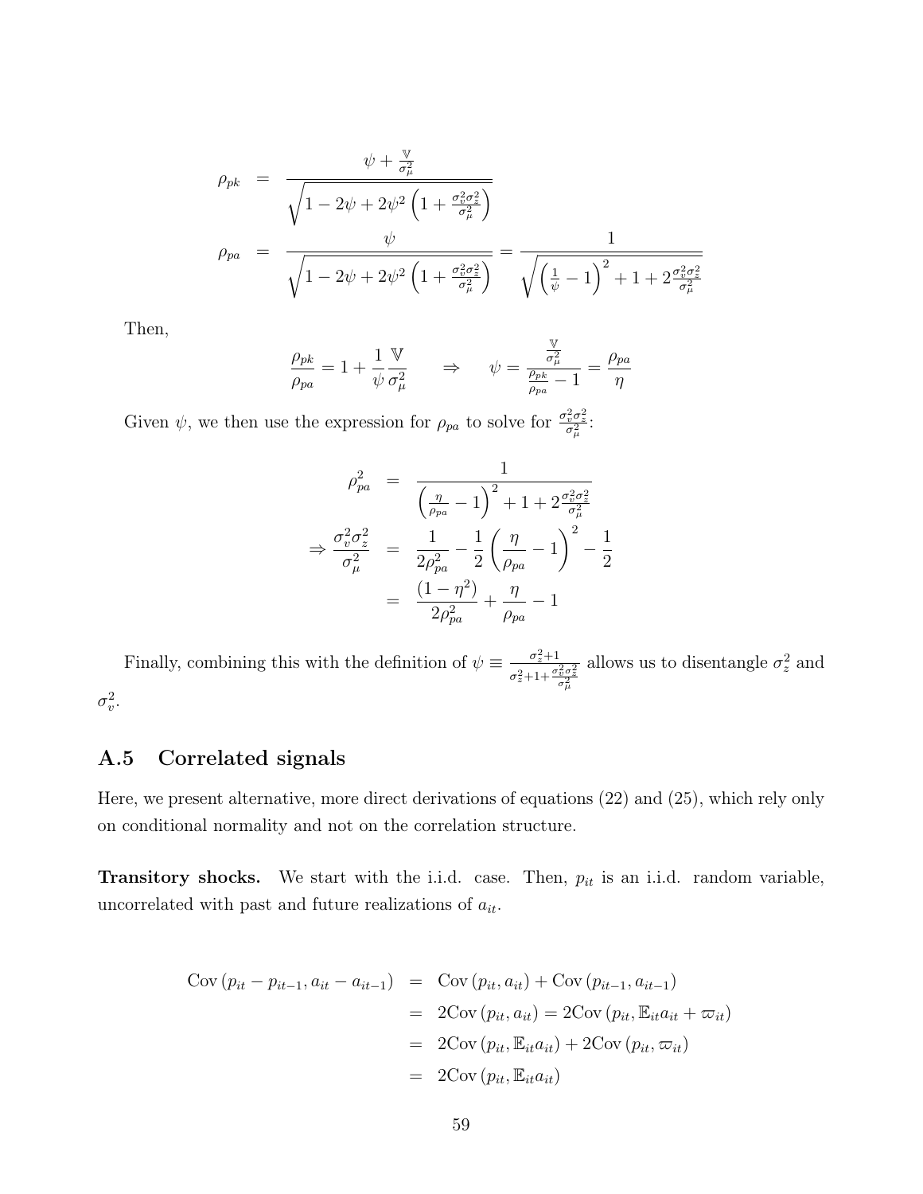$$
\begin{aligned}
\rho_{pk} &= \frac{\psi + \frac{\mathbb{V}}{\sigma_\mu^2}}{\sqrt{1 - 2\psi + 2\psi^2 \left(1 + \frac{\sigma_v^2 \sigma_z^2}{\sigma_\mu^2}\right)}} \\
\rho_{pa} &= \frac{\psi}{\sqrt{1 - 2\psi + 2\psi^2 \left(1 + \frac{\sigma_v^2 \sigma_z^2}{\sigma_\mu^2}\right)}} = \frac{1}{\sqrt{\left(\frac{1}{\psi} - 1\right)^2 + 1 + 2\frac{\sigma_v^2 \sigma_z^2}{\sigma_\mu^2}}}
\end{aligned}
$$

Then,

$$
\frac{\rho_{pk}}{\rho_{pa}} = 1 + \frac{1}{\psi}\frac{\mathbb{V}}{\sigma_\mu^2} \qquad \Rightarrow \qquad \psi = \frac{\frac{\mathbb{V}}{\sigma_\mu^2}}{\frac{\rho_{pk}}{\rho_{pa}} - 1} = \frac{\rho_{pa}}{\eta}
$$

Given $\psi$, we then use the expression for $\rho_{pa}$ to solve for $\frac{\sigma_v^2 \sigma_z^2}{\sigma_\mu^2}$:

$$
\begin{aligned}
\rho_{pa}^2 &= \frac{1}{\left(\frac{\eta}{\rho_{pa}} - 1\right)^2 + 1 + 2\frac{\sigma_v^2 \sigma_z^2}{\sigma_\mu^2}} \\
\Rightarrow \frac{\sigma_v^2 \sigma_z^2}{\sigma_\mu^2} &= \frac{1}{2\rho_{pa}^2} - \frac{1}{2}\left(\frac{\eta}{\rho_{pa}} - 1\right)^2 - \frac{1}{2} \\
&= \frac{(1 - \eta^2)}{2\rho_{pa}^2} + \frac{\eta}{\rho_{pa}} - 1
\end{aligned}
$$

Finally, combining this with the definition of $\psi \equiv \frac{\sigma_z^2 + 1}{\sigma_z^2 + 1 + \frac{\sigma_v^2 \sigma_z^2}{\sigma_\mu^2}}$ allows us to disentangle $\sigma_z^2$ and $\sigma_v^2$.

## A.5 Correlated signals

Here, we present alternative, more direct derivations of equations (22) and (25), which rely only on conditional normality and not on the correlation structure.

**Transitory shocks.** We start with the i.i.d. case. Then, $p_{it}$ is an i.i.d. random variable, uncorrelated with past and future realizations of $a_{it}$.

$$
\begin{aligned}
\text{Cov}\left(p_{it} - p_{it-1}, a_{it} - a_{it-1}\right) &= \text{Cov}\left(p_{it}, a_{it}\right) + \text{Cov}\left(p_{it-1}, a_{it-1}\right) \\
&= 2\text{Cov}\left(p_{it}, a_{it}\right) = 2\text{Cov}\left(p_{it}, \mathbb{E}_{it} a_{it} + \varpi_{it}\right) \\
&= 2\text{Cov}\left(p_{it}, \mathbb{E}_{it} a_{it}\right) + 2\text{Cov}\left(p_{it}, \varpi_{it}\right) \\
&= 2\text{Cov}\left(p_{it}, \mathbb{E}_{it} a_{it}\right)
\end{aligned}
$$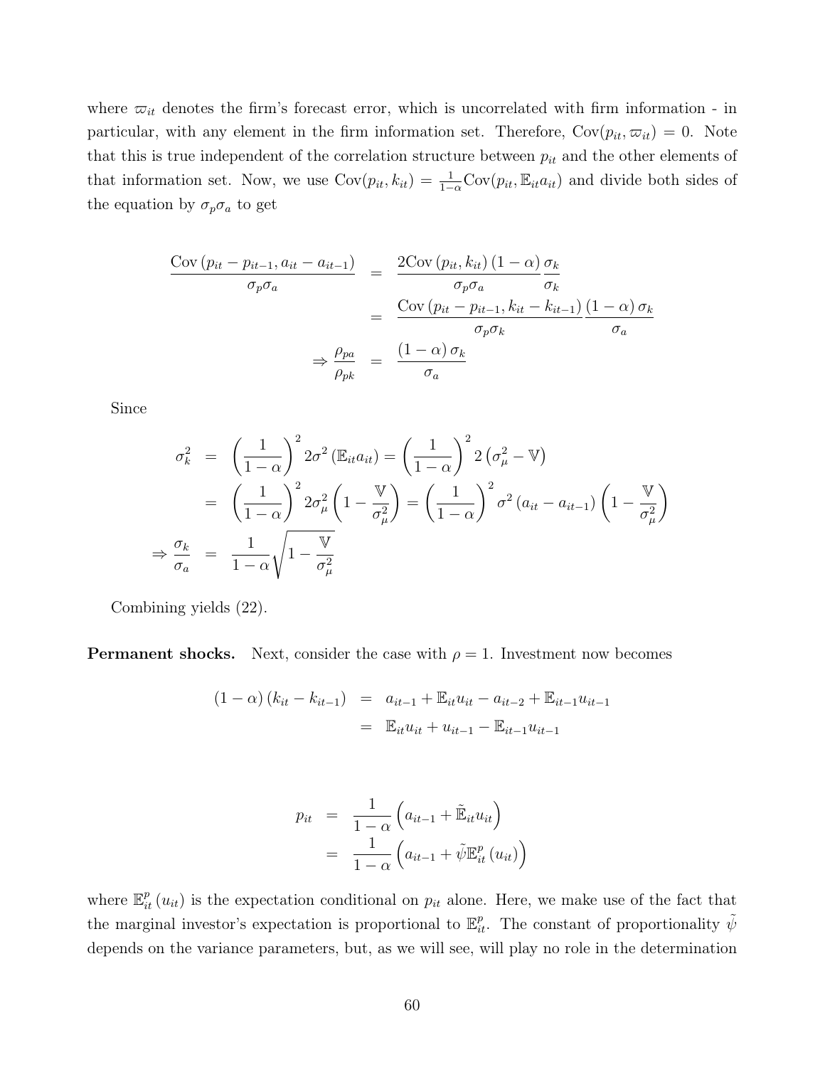where $\varpi_{it}$ denotes the firm's forecast error, which is uncorrelated with firm information - in particular, with any element in the firm information set. Therefore, $\text{Cov}(p_{it}, \varpi_{it}) = 0$. Note that this is true independent of the correlation structure between $p_{it}$ and the other elements of that information set. Now, we use $\text{Cov}(p_{it}, k_{it}) = \frac{1}{1-\alpha}\text{Cov}(p_{it}, \mathbb{E}_{it}a_{it})$ and divide both sides of the equation by $\sigma_p \sigma_a$ to get

$$
\begin{aligned}
\frac{\text{Cov}\left(p_{it}-p_{it-1}, a_{it}-a_{it-1}\right)}{\sigma_p \sigma_a} &= \frac{2\text{Cov}\left(p_{it}, k_{it}\right)(1-\alpha)}{\sigma_p \sigma_a}\frac{\sigma_k}{\sigma_k} \\
&= \frac{\text{Cov}\left(p_{it}-p_{it-1}, k_{it}-k_{it-1}\right)}{\sigma_p \sigma_k}\frac{(1-\alpha)\,\sigma_k}{\sigma_a} \\
\Rightarrow \frac{\rho_{pa}}{\rho_{pk}} &= \frac{(1-\alpha)\,\sigma_k}{\sigma_a}
\end{aligned}
$$

Since

$$
\begin{aligned}
\sigma_k^2 &= \left(\frac{1}{1-\alpha}\right)^2 2\sigma^2\left(\mathbb{E}_{it}a_{it}\right) = \left(\frac{1}{1-\alpha}\right)^2 2\left(\sigma_\mu^2 - \mathbb{V}\right) \\
&= \left(\frac{1}{1-\alpha}\right)^2 2\sigma_\mu^2\left(1-\frac{\mathbb{V}}{\sigma_\mu^2}\right) = \left(\frac{1}{1-\alpha}\right)^2 \sigma^2\left(a_{it}-a_{it-1}\right)\left(1-\frac{\mathbb{V}}{\sigma_\mu^2}\right) \\
\Rightarrow \frac{\sigma_k}{\sigma_a} &= \frac{1}{1-\alpha}\sqrt{1-\frac{\mathbb{V}}{\sigma_\mu^2}}
\end{aligned}
$$

Combining yields (22).

**Permanent shocks.** Next, consider the case with $\rho = 1$. Investment now becomes

$$
\begin{aligned}
(1-\alpha)\left(k_{it}-k_{it-1}\right) &= a_{it-1} + \mathbb{E}_{it}u_{it} - a_{it-2} + \mathbb{E}_{it-1}u_{it-1} \\
&= \mathbb{E}_{it}u_{it} + u_{it-1} - \mathbb{E}_{it-1}u_{it-1}
\end{aligned}
$$

$$
\begin{aligned}
p_{it} &= \frac{1}{1-\alpha}\left(a_{it-1} + \tilde{\mathbb{E}}_{it}u_{it}\right) \\
&= \frac{1}{1-\alpha}\left(a_{it-1} + \tilde{\psi}\mathbb{E}_{it}^{p}\left(u_{it}\right)\right)
\end{aligned}
$$

where $\mathbb{E}_{it}^{p}\left(u_{it}\right)$ is the expectation conditional on $p_{it}$ alone. Here, we make use of the fact that the marginal investor's expectation is proportional to $\mathbb{E}_{it}^{p}$. The constant of proportionality $\tilde{\psi}$ depends on the variance parameters, but, as we will see, will play no role in the determination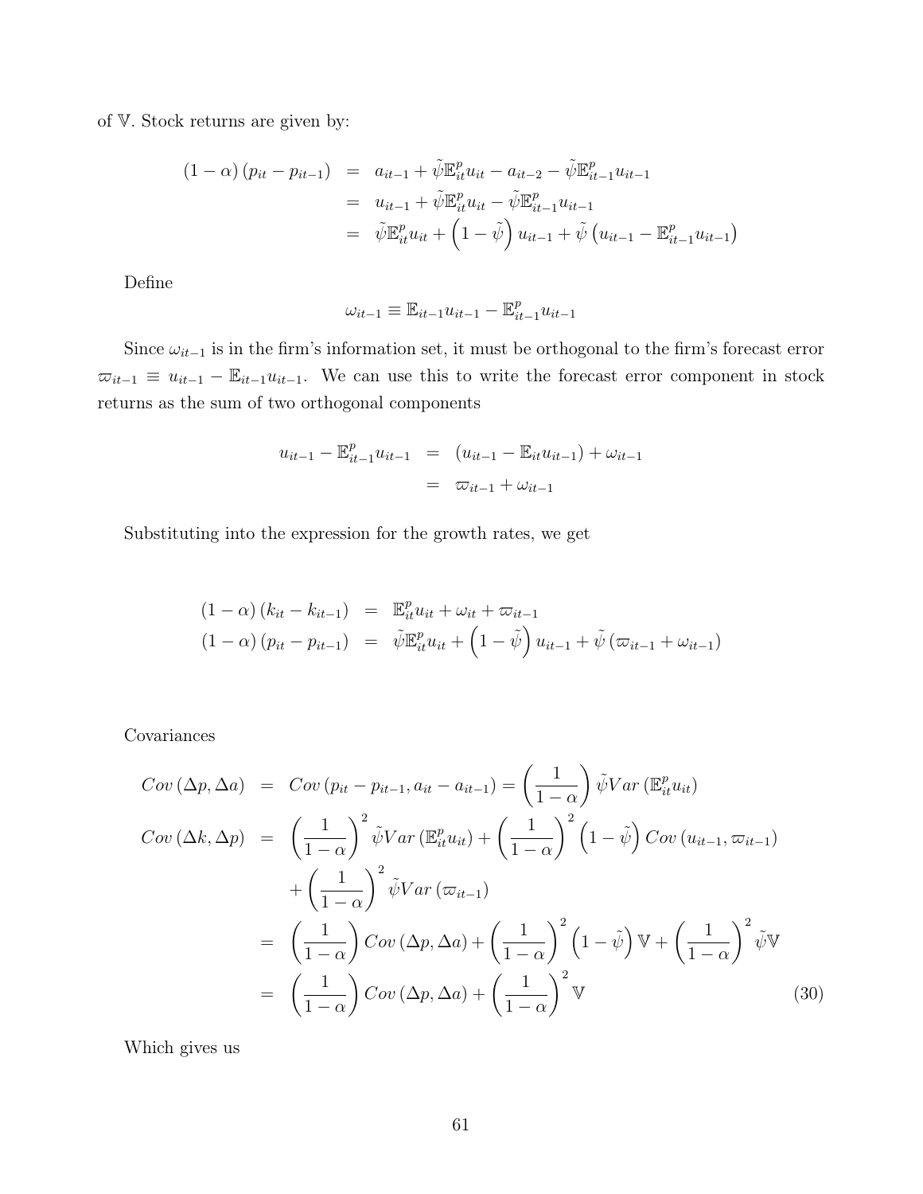of $\mathbb{V}$. Stock returns are given by:

$$
\begin{aligned}
(1-\alpha)(p_{it}-p_{it-1}) &= a_{it-1}+\tilde{\psi}\mathbb{E}^p_{it}u_{it}-a_{it-2}-\tilde{\psi}\mathbb{E}^p_{it-1}u_{it-1} \\
&= u_{it-1}+\tilde{\psi}\mathbb{E}^p_{it}u_{it}-\tilde{\psi}\mathbb{E}^p_{it-1}u_{it-1} \\
&= \tilde{\psi}\mathbb{E}^p_{it}u_{it}+\left(1-\tilde{\psi}\right)u_{it-1}+\tilde{\psi}\left(u_{it-1}-\mathbb{E}^p_{it-1}u_{it-1}\right)
\end{aligned}
$$

Define

$$
\omega_{it-1} \equiv \mathbb{E}_{it-1}u_{it-1}-\mathbb{E}^p_{it-1}u_{it-1}
$$

Since $\omega_{it-1}$ is in the firm's information set, it must be orthogonal to the firm's forecast error $\varpi_{it-1} \equiv u_{it-1}-\mathbb{E}_{it-1}u_{it-1}$. We can use this to write the forecast error component in stock returns as the sum of two orthogonal components

$$
\begin{aligned}
u_{it-1}-\mathbb{E}^p_{it-1}u_{it-1} &= (u_{it-1}-\mathbb{E}_{it}u_{it-1})+\omega_{it-1} \\
&= \varpi_{it-1}+\omega_{it-1}
\end{aligned}
$$

Substituting into the expression for the growth rates, we get

$$
\begin{aligned}
(1-\alpha)(k_{it}-k_{it-1}) &= \mathbb{E}^p_{it}u_{it}+\omega_{it}+\varpi_{it-1} \\
(1-\alpha)(p_{it}-p_{it-1}) &= \tilde{\psi}\mathbb{E}^p_{it}u_{it}+\left(1-\tilde{\psi}\right)u_{it-1}+\tilde{\psi}\left(\varpi_{it-1}+\omega_{it-1}\right)
\end{aligned}
$$

Covariances

$$
\begin{aligned}
Cov(\Delta p,\Delta a) &= Cov(p_{it}-p_{it-1},a_{it}-a_{it-1}) = \left(\frac{1}{1-\alpha}\right)\tilde{\psi}Var\left(\mathbb{E}^p_{it}u_{it}\right) \\
Cov(\Delta k,\Delta p) &= \left(\frac{1}{1-\alpha}\right)^2\tilde{\psi}Var\left(\mathbb{E}^p_{it}u_{it}\right)+\left(\frac{1}{1-\alpha}\right)^2\left(1-\tilde{\psi}\right)Cov\left(u_{it-1},\varpi_{it-1}\right) \\
&\quad +\left(\frac{1}{1-\alpha}\right)^2\tilde{\psi}Var\left(\varpi_{it-1}\right) \\
&= \left(\frac{1}{1-\alpha}\right)Cov(\Delta p,\Delta a)+\left(\frac{1}{1-\alpha}\right)^2\left(1-\tilde{\psi}\right)\mathbb{V}+\left(\frac{1}{1-\alpha}\right)^2\tilde{\psi}\mathbb{V} \\
&= \left(\frac{1}{1-\alpha}\right)Cov(\Delta p,\Delta a)+\left(\frac{1}{1-\alpha}\right)^2\mathbb{V} \qquad (30)
\end{aligned}
$$

Which gives us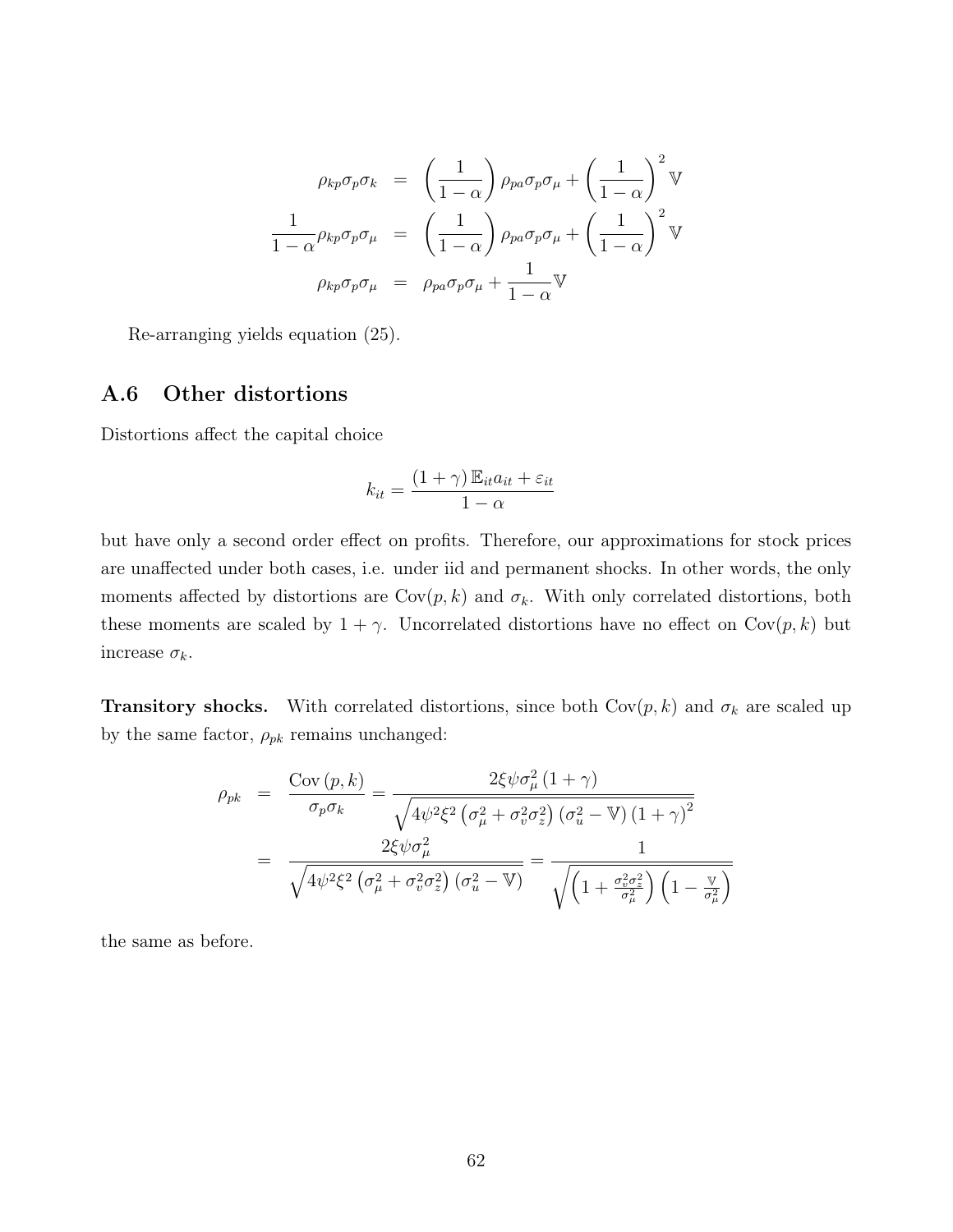$$
\begin{aligned}
\rho_{kp}\sigma_p\sigma_k &= \left(\frac{1}{1-\alpha}\right)\rho_{pa}\sigma_p\sigma_\mu + \left(\frac{1}{1-\alpha}\right)^2 \mathbb{V} \\
\frac{1}{1-\alpha}\rho_{kp}\sigma_p\sigma_\mu &= \left(\frac{1}{1-\alpha}\right)\rho_{pa}\sigma_p\sigma_\mu + \left(\frac{1}{1-\alpha}\right)^2 \mathbb{V} \\
\rho_{kp}\sigma_p\sigma_\mu &= \rho_{pa}\sigma_p\sigma_\mu + \frac{1}{1-\alpha}\mathbb{V}
\end{aligned}
$$

Re-arranging yields equation (25).

## A.6 Other distortions

Distortions affect the capital choice

$$
k_{it} = \frac{(1+\gamma)\,\mathbb{E}_{it}a_{it} + \varepsilon_{it}}{1-\alpha}
$$

but have only a second order effect on profits. Therefore, our approximations for stock prices are unaffected under both cases, i.e. under iid and permanent shocks. In other words, the only moments affected by distortions are $\mathrm{Cov}(p,k)$ and $\sigma_k$. With only correlated distortions, both these moments are scaled by $1+\gamma$. Uncorrelated distortions have no effect on $\mathrm{Cov}(p,k)$ but increase $\sigma_k$.

**Transitory shocks.** With correlated distortions, since both $\mathrm{Cov}(p,k)$ and $\sigma_k$ are scaled up by the same factor, $\rho_{pk}$ remains unchanged:

$$
\begin{aligned}
\rho_{pk} &= \frac{\mathrm{Cov}\,(p,k)}{\sigma_p\sigma_k} = \frac{2\xi\psi\sigma_\mu^2\,(1+\gamma)}{\sqrt{4\psi^2\xi^2\left(\sigma_\mu^2+\sigma_v^2\sigma_z^2\right)\left(\sigma_u^2-\mathbb{V}\right)(1+\gamma)^2}} \\
&= \frac{2\xi\psi\sigma_\mu^2}{\sqrt{4\psi^2\xi^2\left(\sigma_\mu^2+\sigma_v^2\sigma_z^2\right)\left(\sigma_u^2-\mathbb{V}\right)}} = \frac{1}{\sqrt{\left(1+\frac{\sigma_v^2\sigma_z^2}{\sigma_\mu^2}\right)\left(1-\frac{\mathbb{V}}{\sigma_\mu^2}\right)}}
\end{aligned}
$$

the same as before.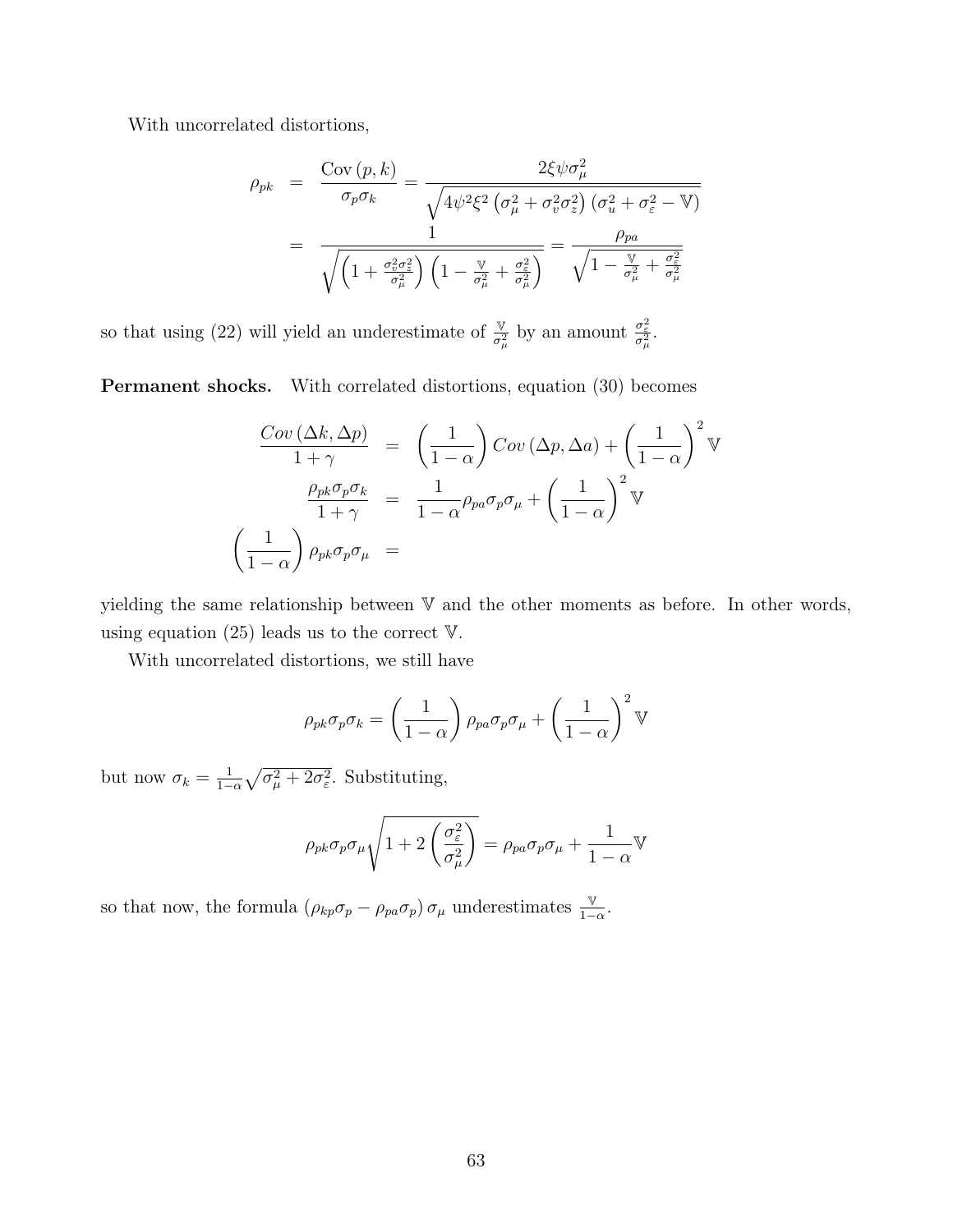With uncorrelated distortions,

$$
\begin{aligned}
\rho_{pk} &= \frac{\text{Cov}\left(p,k\right)}{\sigma_p \sigma_k} = \frac{2\xi\psi\sigma_\mu^2}{\sqrt{4\psi^2\xi^2\left(\sigma_\mu^2+\sigma_v^2\sigma_z^2\right)\left(\sigma_u^2+\sigma_\varepsilon^2-\mathbb{V}\right)}} \\
&= \frac{1}{\sqrt{\left(1+\frac{\sigma_v^2\sigma_z^2}{\sigma_\mu^2}\right)\left(1-\frac{\mathbb{V}}{\sigma_\mu^2}+\frac{\sigma_\varepsilon^2}{\sigma_\mu^2}\right)}} = \frac{\rho_{pa}}{\sqrt{1-\frac{\mathbb{V}}{\sigma_\mu^2}+\frac{\sigma_\varepsilon^2}{\sigma_\mu^2}}}
\end{aligned}
$$

so that using (22) will yield an underestimate of $\frac{\mathbb{V}}{\sigma_\mu^2}$ by an amount $\frac{\sigma_\varepsilon^2}{\sigma_\mu^2}$.

**Permanent shocks.** With correlated distortions, equation (30) becomes

$$
\begin{aligned}
\frac{Cov\left(\Delta k,\Delta p\right)}{1+\gamma} &= \left(\frac{1}{1-\alpha}\right)Cov\left(\Delta p,\Delta a\right)+\left(\frac{1}{1-\alpha}\right)^2\mathbb{V} \\
\frac{\rho_{pk}\sigma_p\sigma_k}{1+\gamma} &= \frac{1}{1-\alpha}\rho_{pa}\sigma_p\sigma_\mu+\left(\frac{1}{1-\alpha}\right)^2\mathbb{V} \\
\left(\frac{1}{1-\alpha}\right)\rho_{pk}\sigma_p\sigma_\mu &=
\end{aligned}
$$

yielding the same relationship between $\mathbb{V}$ and the other moments as before. In other words, using equation (25) leads us to the correct $\mathbb{V}$.

With uncorrelated distortions, we still have

$$
\rho_{pk}\sigma_p\sigma_k = \left(\frac{1}{1-\alpha}\right)\rho_{pa}\sigma_p\sigma_\mu+\left(\frac{1}{1-\alpha}\right)^2\mathbb{V}
$$

but now $\sigma_k = \frac{1}{1-\alpha}\sqrt{\sigma_\mu^2+2\sigma_\varepsilon^2}$. Substituting,

$$
\rho_{pk}\sigma_p\sigma_\mu\sqrt{1+2\left(\frac{\sigma_\varepsilon^2}{\sigma_\mu^2}\right)} = \rho_{pa}\sigma_p\sigma_\mu+\frac{1}{1-\alpha}\mathbb{V}
$$

so that now, the formula $\left(\rho_{kp}\sigma_p-\rho_{pa}\sigma_p\right)\sigma_\mu$ underestimates $\frac{\mathbb{V}}{1-\alpha}$.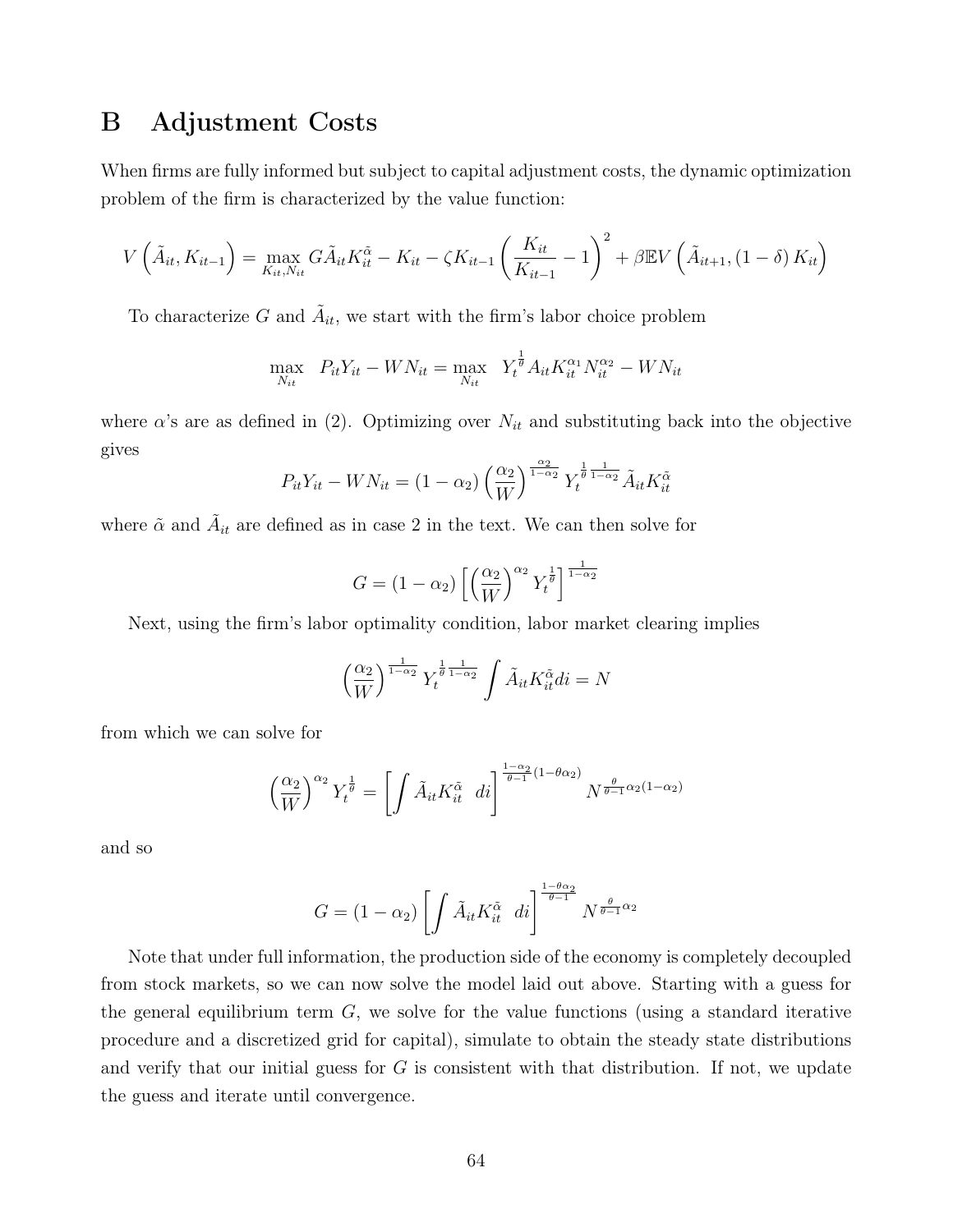# B Adjustment Costs

When firms are fully informed but subject to capital adjustment costs, the dynamic optimization problem of the firm is characterized by the value function:

$$V\left(\tilde{A}_{it}, K_{it-1}\right) = \max_{K_{it}, N_{it}} G\tilde{A}_{it}K_{it}^{\tilde{\alpha}} - K_{it} - \zeta K_{it-1}\left(\frac{K_{it}}{K_{it-1}} - 1\right)^2 + \beta\mathbb{E}V\left(\tilde{A}_{it+1}, (1-\delta)K_{it}\right)$$

To characterize $G$ and $\tilde{A}_{it}$, we start with the firm's labor choice problem

$$\max_{N_{it}} \quad P_{it}Y_{it} - WN_{it} = \max_{N_{it}} \quad Y_t^{\frac{1}{\theta}} A_{it} K_{it}^{\alpha_1} N_{it}^{\alpha_2} - WN_{it}$$

where $\alpha$'s are as defined in (2). Optimizing over $N_{it}$ and substituting back into the objective gives

$$P_{it}Y_{it} - WN_{it} = (1-\alpha_2)\left(\frac{\alpha_2}{W}\right)^{\frac{\alpha_2}{1-\alpha_2}} Y_t^{\frac{1}{\theta}\frac{1}{1-\alpha_2}} \tilde{A}_{it}K_{it}^{\tilde{\alpha}}$$

where $\tilde{\alpha}$ and $\tilde{A}_{it}$ are defined as in case 2 in the text. We can then solve for

$$G = (1-\alpha_2)\left[\left(\frac{\alpha_2}{W}\right)^{\alpha_2} Y_t^{\frac{1}{\theta}}\right]^{\frac{1}{1-\alpha_2}}$$

Next, using the firm's labor optimality condition, labor market clearing implies

$$\left(\frac{\alpha_2}{W}\right)^{\frac{1}{1-\alpha_2}} Y_t^{\frac{1}{\theta}\frac{1}{1-\alpha_2}} \int \tilde{A}_{it}K_{it}^{\tilde{\alpha}} di = N$$

from which we can solve for

$$\left(\frac{\alpha_2}{W}\right)^{\alpha_2} Y_t^{\frac{1}{\theta}} = \left[\int \tilde{A}_{it}K_{it}^{\tilde{\alpha}} \, di\right]^{\frac{1-\alpha_2}{\theta-1}(1-\theta\alpha_2)} N^{\frac{\theta}{\theta-1}\alpha_2(1-\alpha_2)}$$

and so

$$G = (1-\alpha_2)\left[\int \tilde{A}_{it}K_{it}^{\tilde{\alpha}} \, di\right]^{\frac{1-\theta\alpha_2}{\theta-1}} N^{\frac{\theta}{\theta-1}\alpha_2}$$

Note that under full information, the production side of the economy is completely decoupled from stock markets, so we can now solve the model laid out above. Starting with a guess for the general equilibrium term $G$, we solve for the value functions (using a standard iterative procedure and a discretized grid for capital), simulate to obtain the steady state distributions and verify that our initial guess for $G$ is consistent with that distribution. If not, we update the guess and iterate until convergence.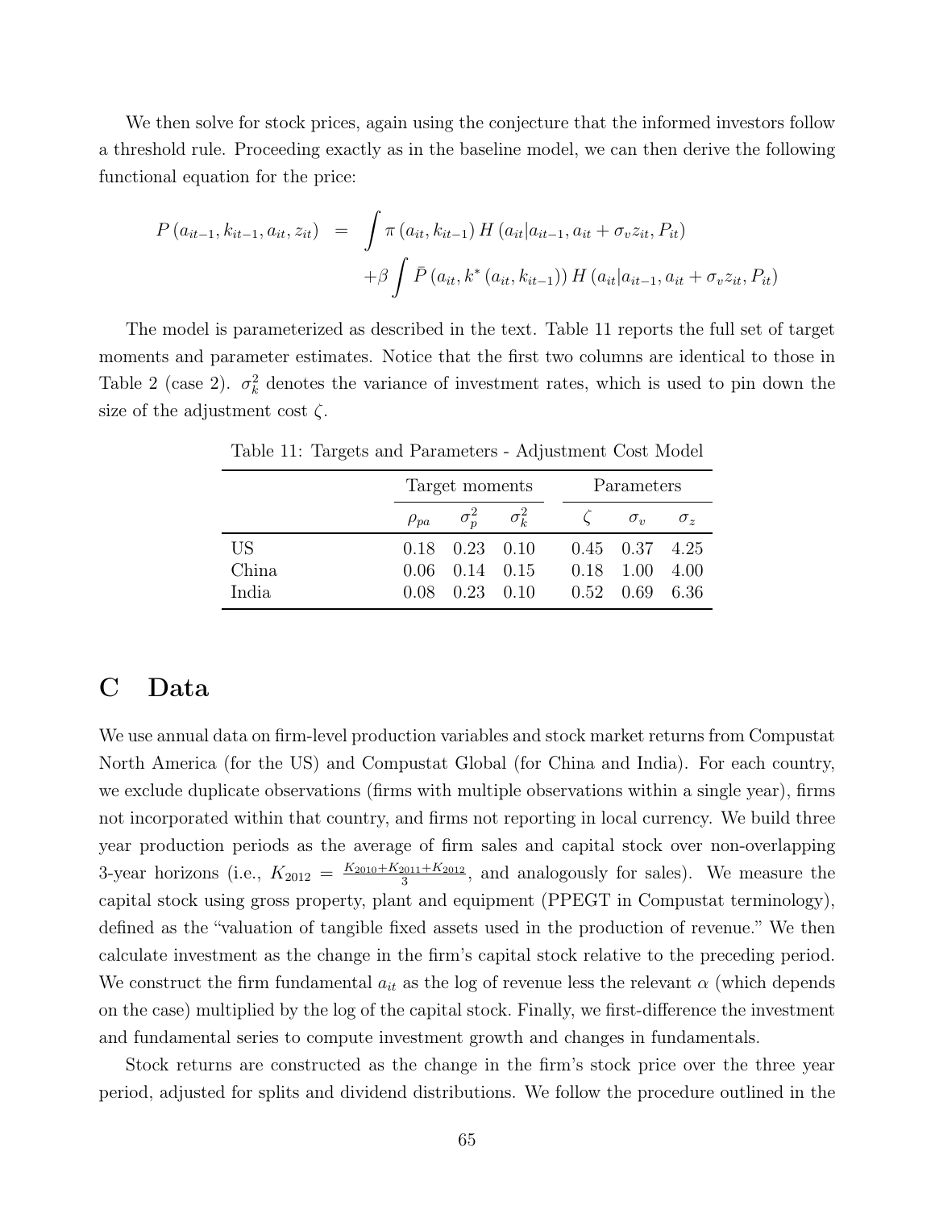We then solve for stock prices, again using the conjecture that the informed investors follow a threshold rule. Proceeding exactly as in the baseline model, we can then derive the following functional equation for the price:

$$
\begin{aligned}
P\left(a_{it-1}, k_{it-1}, a_{it}, z_{it}\right) &= \int \pi\left(a_{it}, k_{it-1}\right) H\left(a_{it} | a_{it-1}, a_{it} + \sigma_v z_{it}, P_{it}\right) \\
&\quad + \beta \int \bar{P}\left(a_{it}, k^*\left(a_{it}, k_{it-1}\right)\right) H\left(a_{it} | a_{it-1}, a_{it} + \sigma_v z_{it}, P_{it}\right)
\end{aligned}
$$

The model is parameterized as described in the text. Table 11 reports the full set of target moments and parameter estimates. Notice that the first two columns are identical to those in Table 2 (case 2). $\sigma_k^2$ denotes the variance of investment rates, which is used to pin down the size of the adjustment cost $\zeta$.

Table 11: Targets and Parameters - Adjustment Cost Model

| | Target moments | | | Parameters | | |
|---|---|---|---|---|---|---|
| | $\rho_{pa}$ | $\sigma_p^2$ | $\sigma_k^2$ | $\zeta$ | $\sigma_v$ | $\sigma_z$ |
| US | 0.18 | 0.23 | 0.10 | 0.45 | 0.37 | 4.25 |
| China | 0.06 | 0.14 | 0.15 | 0.18 | 1.00 | 4.00 |
| India | 0.08 | 0.23 | 0.10 | 0.52 | 0.69 | 6.36 |

# C Data

We use annual data on firm-level production variables and stock market returns from Compustat North America (for the US) and Compustat Global (for China and India). For each country, we exclude duplicate observations (firms with multiple observations within a single year), firms not incorporated within that country, and firms not reporting in local currency. We build three year production periods as the average of firm sales and capital stock over non-overlapping 3-year horizons (i.e., $K_{2012} = \frac{K_{2010}+K_{2011}+K_{2012}}{3}$, and analogously for sales). We measure the capital stock using gross property, plant and equipment (PPEGT in Compustat terminology), defined as the "valuation of tangible fixed assets used in the production of revenue." We then calculate investment as the change in the firm's capital stock relative to the preceding period. We construct the firm fundamental $a_{it}$ as the log of revenue less the relevant $\alpha$ (which depends on the case) multiplied by the log of the capital stock. Finally, we first-difference the investment and fundamental series to compute investment growth and changes in fundamentals.

Stock returns are constructed as the change in the firm's stock price over the three year period, adjusted for splits and dividend distributions. We follow the procedure outlined in the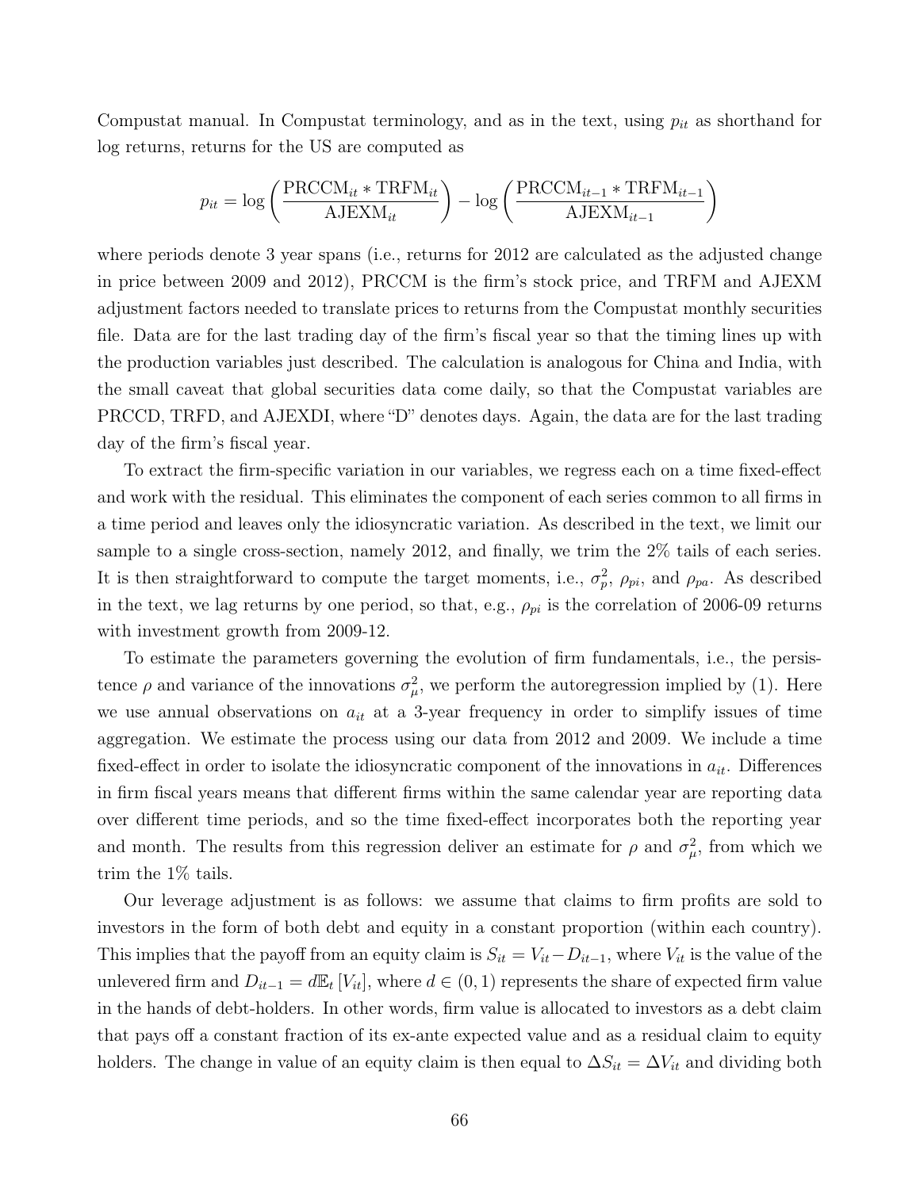Compustat manual. In Compustat terminology, and as in the text, using $p_{it}$ as shorthand for log returns, returns for the US are computed as

$$p_{it} = \log\left(\frac{\text{PRCCM}_{it} * \text{TRFM}_{it}}{\text{AJEXM}_{it}}\right) - \log\left(\frac{\text{PRCCM}_{it-1} * \text{TRFM}_{it-1}}{\text{AJEXM}_{it-1}}\right)$$

where periods denote 3 year spans (i.e., returns for 2012 are calculated as the adjusted change in price between 2009 and 2012), PRCCM is the firm's stock price, and TRFM and AJEXM adjustment factors needed to translate prices to returns from the Compustat monthly securities file. Data are for the last trading day of the firm's fiscal year so that the timing lines up with the production variables just described. The calculation is analogous for China and India, with the small caveat that global securities data come daily, so that the Compustat variables are PRCCD, TRFD, and AJEXDI, where "D" denotes days. Again, the data are for the last trading day of the firm's fiscal year.

To extract the firm-specific variation in our variables, we regress each on a time fixed-effect and work with the residual. This eliminates the component of each series common to all firms in a time period and leaves only the idiosyncratic variation. As described in the text, we limit our sample to a single cross-section, namely 2012, and finally, we trim the 2% tails of each series. It is then straightforward to compute the target moments, i.e., $\sigma_p^2$, $\rho_{pi}$, and $\rho_{pa}$. As described in the text, we lag returns by one period, so that, e.g., $\rho_{pi}$ is the correlation of 2006-09 returns with investment growth from 2009-12.

To estimate the parameters governing the evolution of firm fundamentals, i.e., the persistence $\rho$ and variance of the innovations $\sigma_\mu^2$, we perform the autoregression implied by (1). Here we use annual observations on $a_{it}$ at a 3-year frequency in order to simplify issues of time aggregation. We estimate the process using our data from 2012 and 2009. We include a time fixed-effect in order to isolate the idiosyncratic component of the innovations in $a_{it}$. Differences in firm fiscal years means that different firms within the same calendar year are reporting data over different time periods, and so the time fixed-effect incorporates both the reporting year and month. The results from this regression deliver an estimate for $\rho$ and $\sigma_\mu^2$, from which we trim the 1% tails.

Our leverage adjustment is as follows: we assume that claims to firm profits are sold to investors in the form of both debt and equity in a constant proportion (within each country). This implies that the payoff from an equity claim is $S_{it} = V_{it} - D_{it-1}$, where $V_{it}$ is the value of the unlevered firm and $D_{it-1} = d\mathbb{E}_t\left[V_{it}\right]$, where $d \in (0, 1)$ represents the share of expected firm value in the hands of debt-holders. In other words, firm value is allocated to investors as a debt claim that pays off a constant fraction of its ex-ante expected value and as a residual claim to equity holders. The change in value of an equity claim is then equal to $\Delta S_{it} = \Delta V_{it}$ and dividing both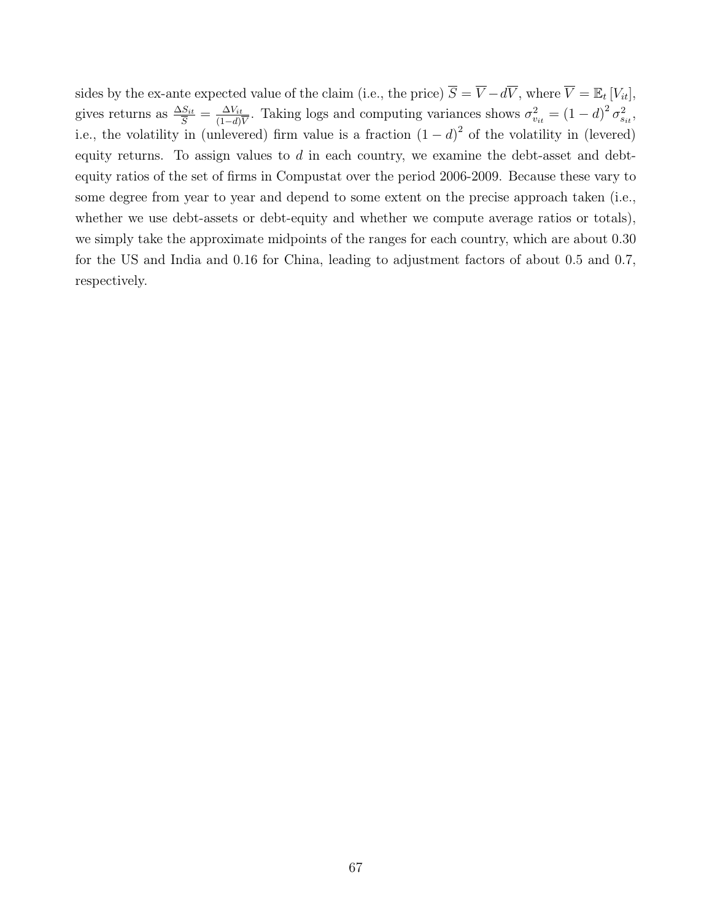sides by the ex-ante expected value of the claim (i.e., the price) $\overline{S} = \overline{V} - d\overline{V}$, where $\overline{V} = \mathbb{E}_t[V_{it}]$, gives returns as $\frac{\Delta S_{it}}{\overline{S}} = \frac{\Delta V_{it}}{(1-d)\overline{V}}$. Taking logs and computing variances shows $\sigma^2_{v_{it}} = (1-d)^2 \sigma^2_{s_{it}}$, i.e., the volatility in (unlevered) firm value is a fraction $(1-d)^2$ of the volatility in (levered) equity returns. To assign values to $d$ in each country, we examine the debt-asset and debt-equity ratios of the set of firms in Compustat over the period 2006-2009. Because these vary to some degree from year to year and depend to some extent on the precise approach taken (i.e., whether we use debt-assets or debt-equity and whether we compute average ratios or totals), we simply take the approximate midpoints of the ranges for each country, which are about 0.30 for the US and India and 0.16 for China, leading to adjustment factors of about 0.5 and 0.7, respectively.